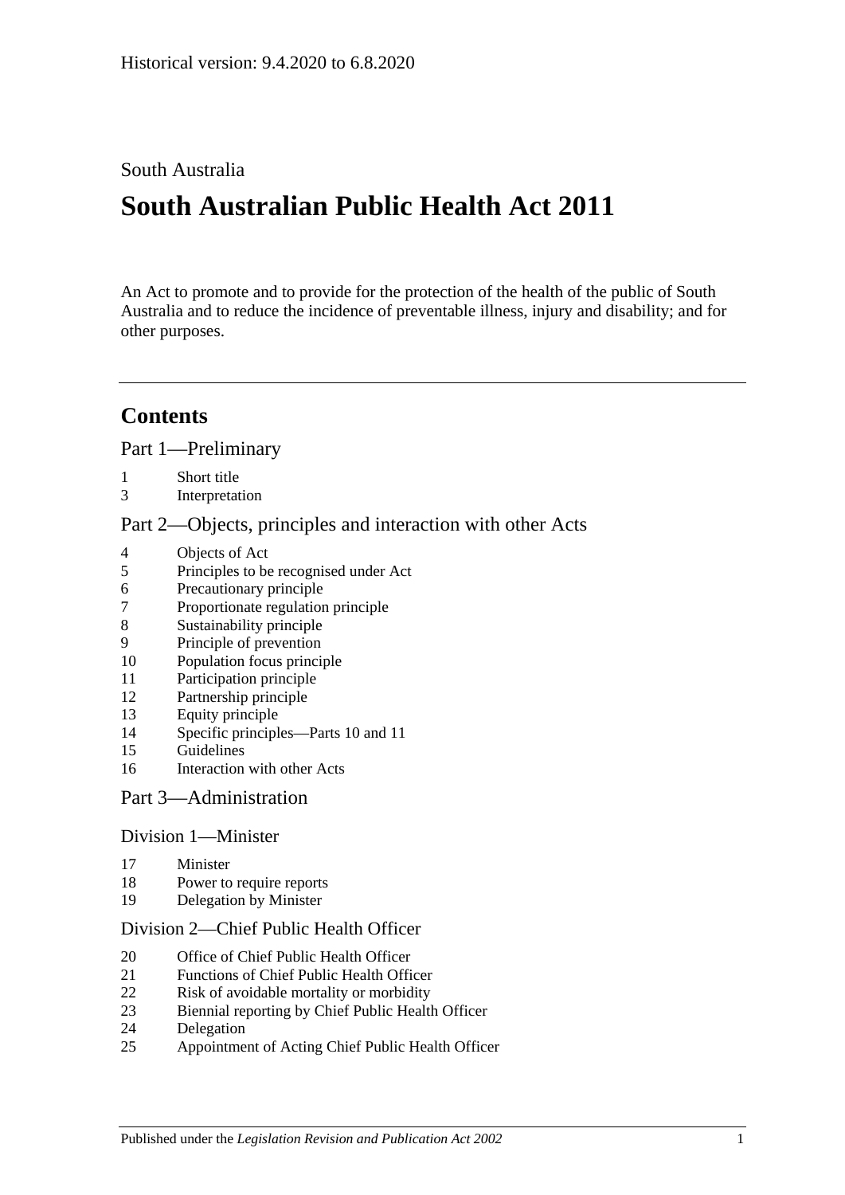Historical version: 9.4.2020 to 6.8.2020

South Australia

# South Australian Public Health Act 2011

An Act to promote and to provide for the protection of the health of the public of South Australia and to reduce the incidence of preventable illness, injury and disability; and for other purposes.

## Contents

### Part 1—Preliminary

1 Short title
3 Interpretation

### Part 2—Objects, principles and interaction with other Acts

4 Objects of Act
5 Principles to be recognised under Act
6 Precautionary principle
7 Proportionate regulation principle
8 Sustainability principle
9 Principle of prevention
10 Population focus principle
11 Participation principle
12 Partnership principle
13 Equity principle
14 Specific principles—Parts 10 and 11
15 Guidelines
16 Interaction with other Acts

### Part 3—Administration

#### Division 1—Minister

17 Minister
18 Power to require reports
19 Delegation by Minister

#### Division 2—Chief Public Health Officer

20 Office of Chief Public Health Officer
21 Functions of Chief Public Health Officer
22 Risk of avoidable mortality or morbidity
23 Biennial reporting by Chief Public Health Officer
24 Delegation
25 Appointment of Acting Chief Public Health Officer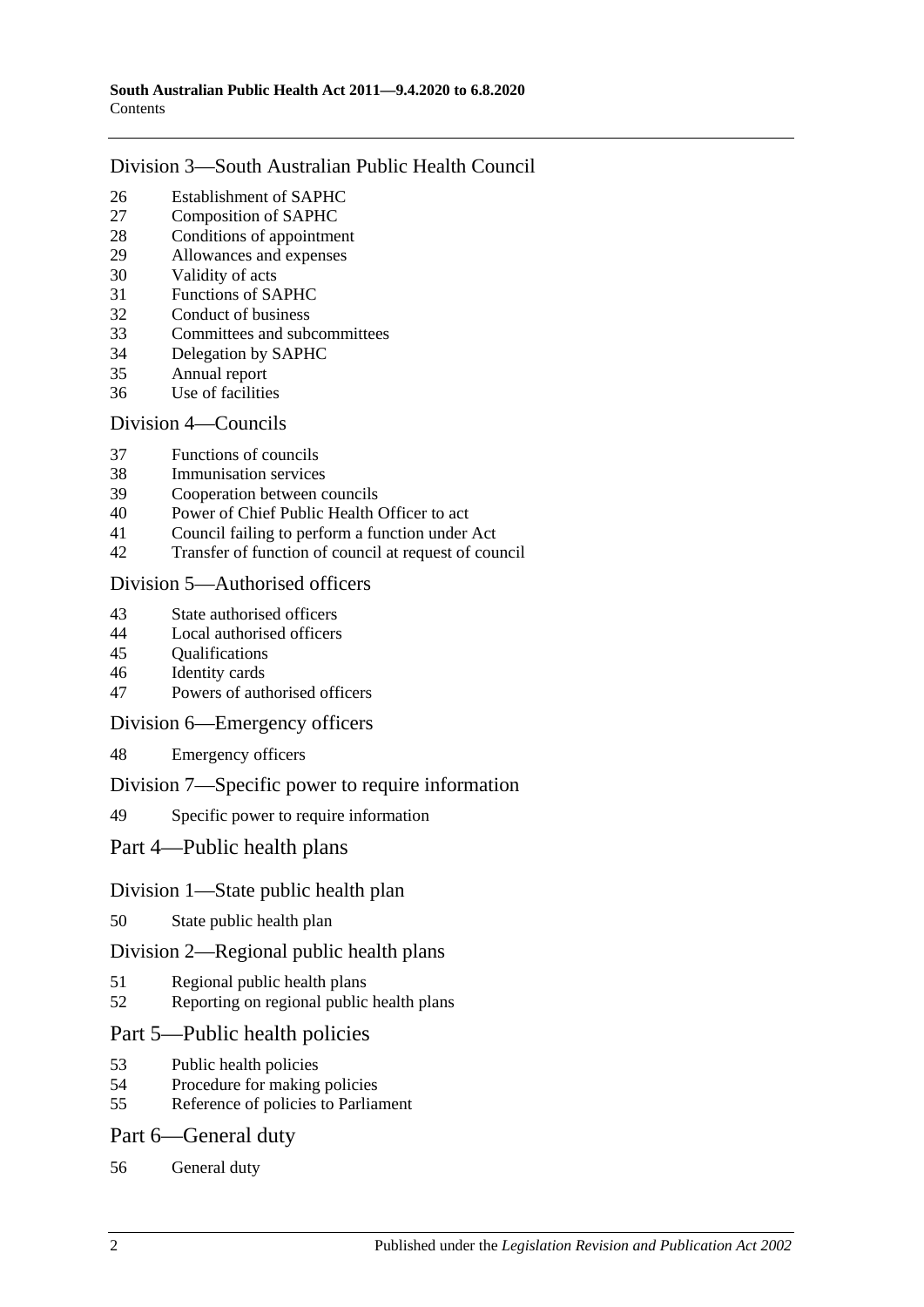## Division 3—South Australian Public Health Council

26 Establishment of SAPHC
27 Composition of SAPHC
28 Conditions of appointment
29 Allowances and expenses
30 Validity of acts
31 Functions of SAPHC
32 Conduct of business
33 Committees and subcommittees
34 Delegation by SAPHC
35 Annual report
36 Use of facilities

## Division 4—Councils

37 Functions of councils
38 Immunisation services
39 Cooperation between councils
40 Power of Chief Public Health Officer to act
41 Council failing to perform a function under Act
42 Transfer of function of council at request of council

## Division 5—Authorised officers

43 State authorised officers
44 Local authorised officers
45 Qualifications
46 Identity cards
47 Powers of authorised officers

## Division 6—Emergency officers

48 Emergency officers

## Division 7—Specific power to require information

49 Specific power to require information

# Part 4—Public health plans

## Division 1—State public health plan

50 State public health plan

## Division 2—Regional public health plans

51 Regional public health plans
52 Reporting on regional public health plans

# Part 5—Public health policies

53 Public health policies
54 Procedure for making policies
55 Reference of policies to Parliament

# Part 6—General duty

56 General duty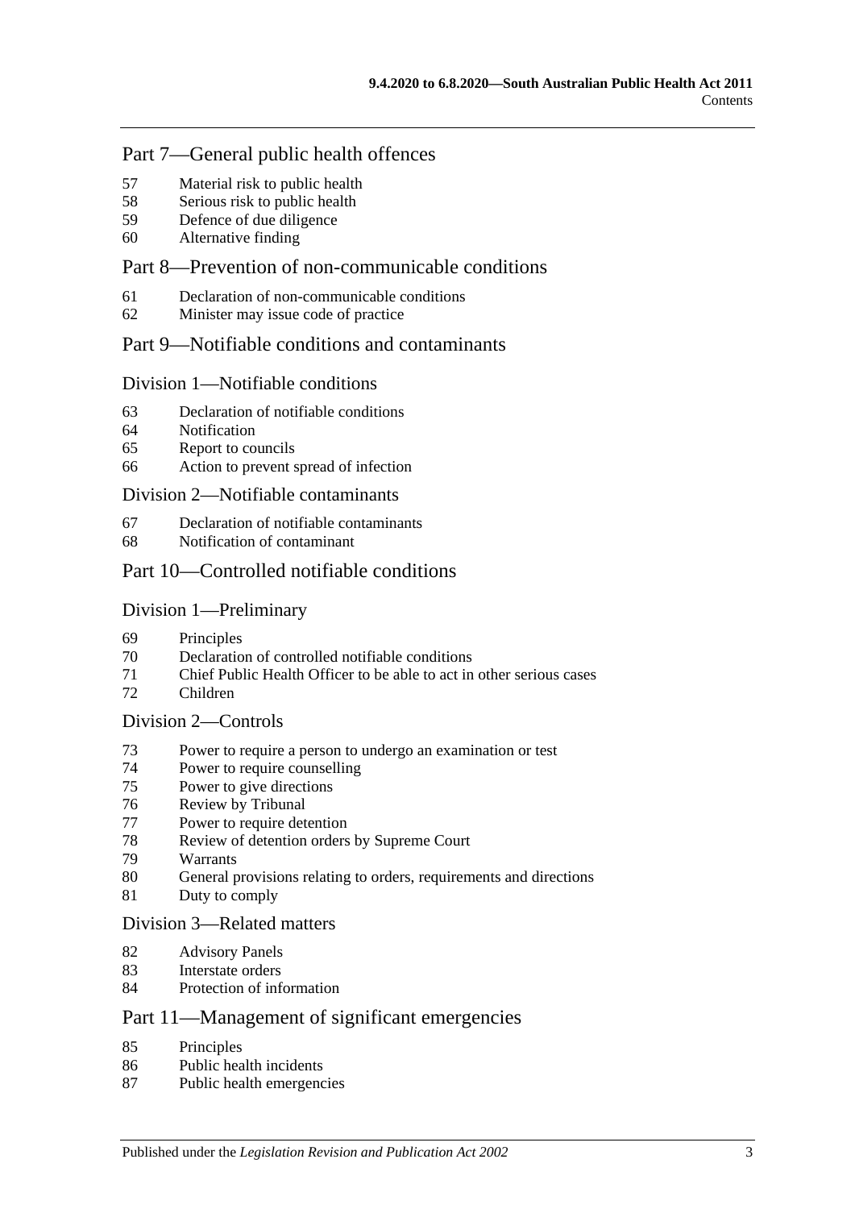## Part 7—General public health offences

57 Material risk to public health
58 Serious risk to public health
59 Defence of due diligence
60 Alternative finding

## Part 8—Prevention of non-communicable conditions

61 Declaration of non-communicable conditions
62 Minister may issue code of practice

## Part 9—Notifiable conditions and contaminants

### Division 1—Notifiable conditions

63 Declaration of notifiable conditions
64 Notification
65 Report to councils
66 Action to prevent spread of infection

### Division 2—Notifiable contaminants

67 Declaration of notifiable contaminants
68 Notification of contaminant

## Part 10—Controlled notifiable conditions

### Division 1—Preliminary

69 Principles
70 Declaration of controlled notifiable conditions
71 Chief Public Health Officer to be able to act in other serious cases
72 Children

### Division 2—Controls

73 Power to require a person to undergo an examination or test
74 Power to require counselling
75 Power to give directions
76 Review by Tribunal
77 Power to require detention
78 Review of detention orders by Supreme Court
79 Warrants
80 General provisions relating to orders, requirements and directions
81 Duty to comply

### Division 3—Related matters

82 Advisory Panels
83 Interstate orders
84 Protection of information

## Part 11—Management of significant emergencies

85 Principles
86 Public health incidents
87 Public health emergencies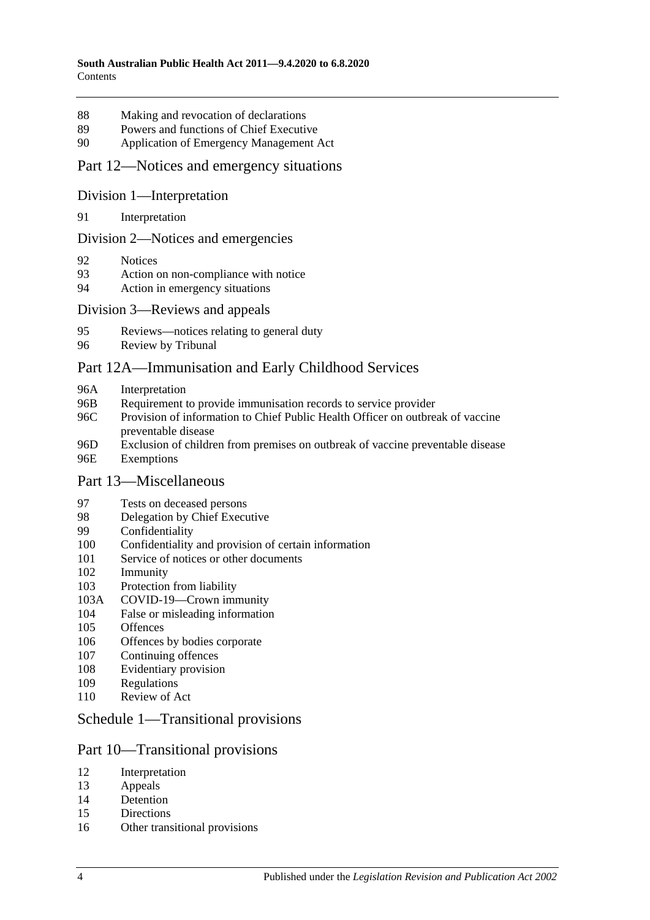88 Making and revocation of declarations
89 Powers and functions of Chief Executive
90 Application of Emergency Management Act

## Part 12—Notices and emergency situations

### Division 1—Interpretation

91 Interpretation

### Division 2—Notices and emergencies

92 Notices
93 Action on non-compliance with notice
94 Action in emergency situations

### Division 3—Reviews and appeals

95 Reviews—notices relating to general duty
96 Review by Tribunal

## Part 12A—Immunisation and Early Childhood Services

96A Interpretation
96B Requirement to provide immunisation records to service provider
96C Provision of information to Chief Public Health Officer on outbreak of vaccine preventable disease
96D Exclusion of children from premises on outbreak of vaccine preventable disease
96E Exemptions

## Part 13—Miscellaneous

97 Tests on deceased persons
98 Delegation by Chief Executive
99 Confidentiality
100 Confidentiality and provision of certain information
101 Service of notices or other documents
102 Immunity
103 Protection from liability
103A COVID-19—Crown immunity
104 False or misleading information
105 Offences
106 Offences by bodies corporate
107 Continuing offences
108 Evidentiary provision
109 Regulations
110 Review of Act

## Schedule 1—Transitional provisions

## Part 10—Transitional provisions

12 Interpretation
13 Appeals
14 Detention
15 Directions
16 Other transitional provisions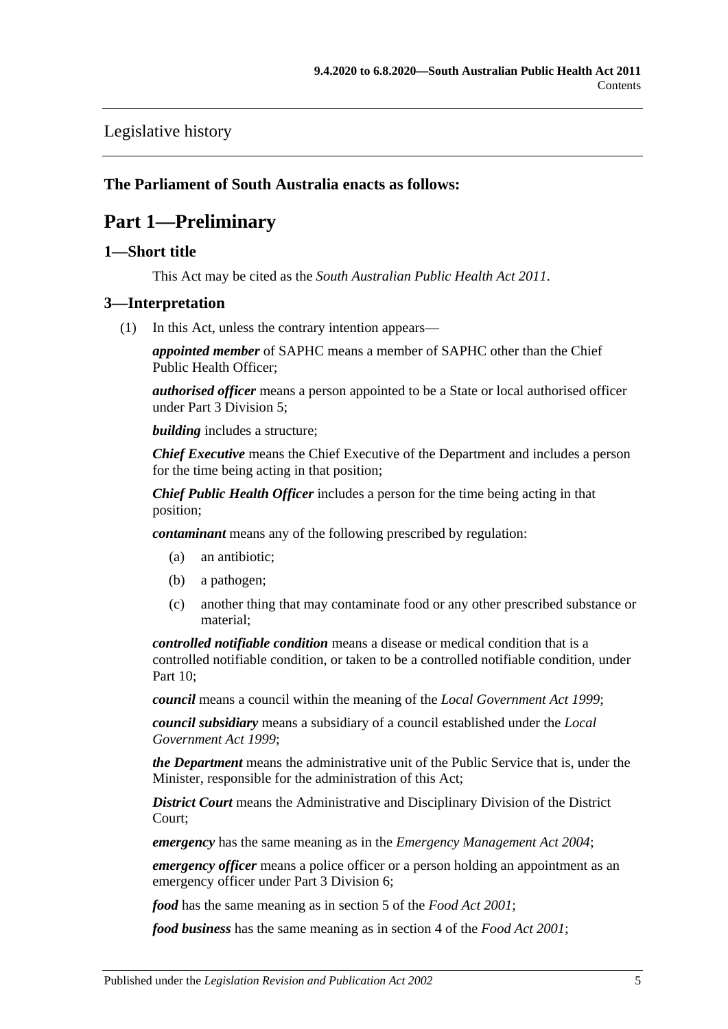Legislative history

**The Parliament of South Australia enacts as follows:**

# Part 1—Preliminary

## 1—Short title

This Act may be cited as the *South Australian Public Health Act 2011*.

## 3—Interpretation

(1) In this Act, unless the contrary intention appears—

***appointed member*** of SAPHC means a member of SAPHC other than the Chief Public Health Officer;

***authorised officer*** means a person appointed to be a State or local authorised officer under Part 3 Division 5;

***building*** includes a structure;

***Chief Executive*** means the Chief Executive of the Department and includes a person for the time being acting in that position;

***Chief Public Health Officer*** includes a person for the time being acting in that position;

***contaminant*** means any of the following prescribed by regulation:

(a) an antibiotic;

(b) a pathogen;

(c) another thing that may contaminate food or any other prescribed substance or material;

***controlled notifiable condition*** means a disease or medical condition that is a controlled notifiable condition, or taken to be a controlled notifiable condition, under Part 10;

***council*** means a council within the meaning of the *Local Government Act 1999*;

***council subsidiary*** means a subsidiary of a council established under the *Local Government Act 1999*;

***the Department*** means the administrative unit of the Public Service that is, under the Minister, responsible for the administration of this Act;

***District Court*** means the Administrative and Disciplinary Division of the District Court;

***emergency*** has the same meaning as in the *Emergency Management Act 2004*;

***emergency officer*** means a police officer or a person holding an appointment as an emergency officer under Part 3 Division 6;

***food*** has the same meaning as in section 5 of the *Food Act 2001*;

***food business*** has the same meaning as in section 4 of the *Food Act 2001*;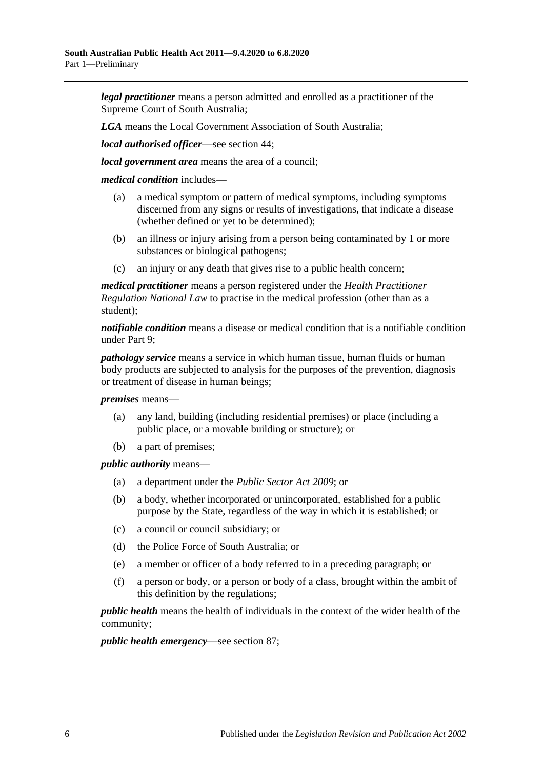***legal practitioner*** means a person admitted and enrolled as a practitioner of the Supreme Court of South Australia;

***LGA*** means the Local Government Association of South Australia;

***local authorised officer***—see section 44;

***local government area*** means the area of a council;

***medical condition*** includes—

- (a) a medical symptom or pattern of medical symptoms, including symptoms discerned from any signs or results of investigations, that indicate a disease (whether defined or yet to be determined);
- (b) an illness or injury arising from a person being contaminated by 1 or more substances or biological pathogens;
- (c) an injury or any death that gives rise to a public health concern;

***medical practitioner*** means a person registered under the *Health Practitioner Regulation National Law* to practise in the medical profession (other than as a student);

***notifiable condition*** means a disease or medical condition that is a notifiable condition under Part 9;

***pathology service*** means a service in which human tissue, human fluids or human body products are subjected to analysis for the purposes of the prevention, diagnosis or treatment of disease in human beings;

***premises*** means—

- (a) any land, building (including residential premises) or place (including a public place, or a movable building or structure); or
- (b) a part of premises;

***public authority*** means—

- (a) a department under the *Public Sector Act 2009*; or
- (b) a body, whether incorporated or unincorporated, established for a public purpose by the State, regardless of the way in which it is established; or
- (c) a council or council subsidiary; or
- (d) the Police Force of South Australia; or
- (e) a member or officer of a body referred to in a preceding paragraph; or
- (f) a person or body, or a person or body of a class, brought within the ambit of this definition by the regulations;

***public health*** means the health of individuals in the context of the wider health of the community;

***public health emergency***—see section 87;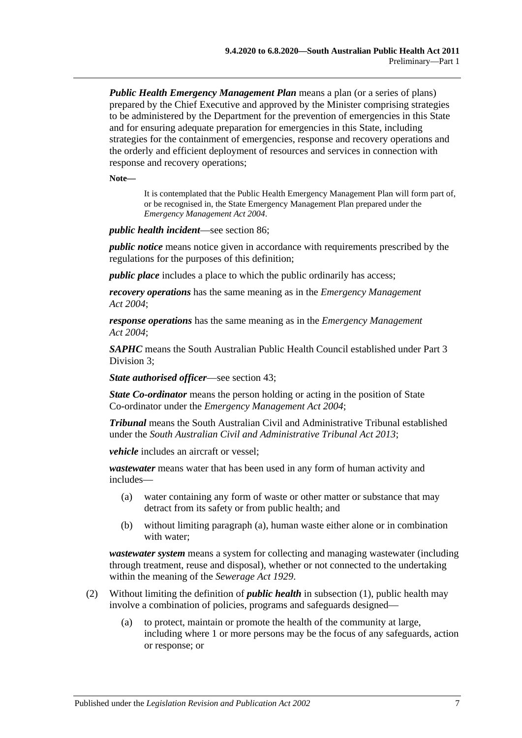***Public Health Emergency Management Plan*** means a plan (or a series of plans) prepared by the Chief Executive and approved by the Minister comprising strategies to be administered by the Department for the prevention of emergencies in this State and for ensuring adequate preparation for emergencies in this State, including strategies for the containment of emergencies, response and recovery operations and the orderly and efficient deployment of resources and services in connection with response and recovery operations;

**Note—**

> It is contemplated that the Public Health Emergency Management Plan will form part of, or be recognised in, the State Emergency Management Plan prepared under the *Emergency Management Act 2004*.

***public health incident***—see section 86;

***public notice*** means notice given in accordance with requirements prescribed by the regulations for the purposes of this definition;

***public place*** includes a place to which the public ordinarily has access;

***recovery operations*** has the same meaning as in the *Emergency Management Act 2004*;

***response operations*** has the same meaning as in the *Emergency Management Act 2004*;

***SAPHC*** means the South Australian Public Health Council established under Part 3 Division 3;

***State authorised officer***—see section 43;

***State Co-ordinator*** means the person holding or acting in the position of State Co-ordinator under the *Emergency Management Act 2004*;

***Tribunal*** means the South Australian Civil and Administrative Tribunal established under the *South Australian Civil and Administrative Tribunal Act 2013*;

***vehicle*** includes an aircraft or vessel;

***wastewater*** means water that has been used in any form of human activity and includes—

(a) water containing any form of waste or other matter or substance that may detract from its safety or from public health; and

(b) without limiting paragraph (a), human waste either alone or in combination with water;

***wastewater system*** means a system for collecting and managing wastewater (including through treatment, reuse and disposal), whether or not connected to the undertaking within the meaning of the *Sewerage Act 1929*.

(2) Without limiting the definition of ***public health*** in subsection (1), public health may involve a combination of policies, programs and safeguards designed—

(a) to protect, maintain or promote the health of the community at large, including where 1 or more persons may be the focus of any safeguards, action or response; or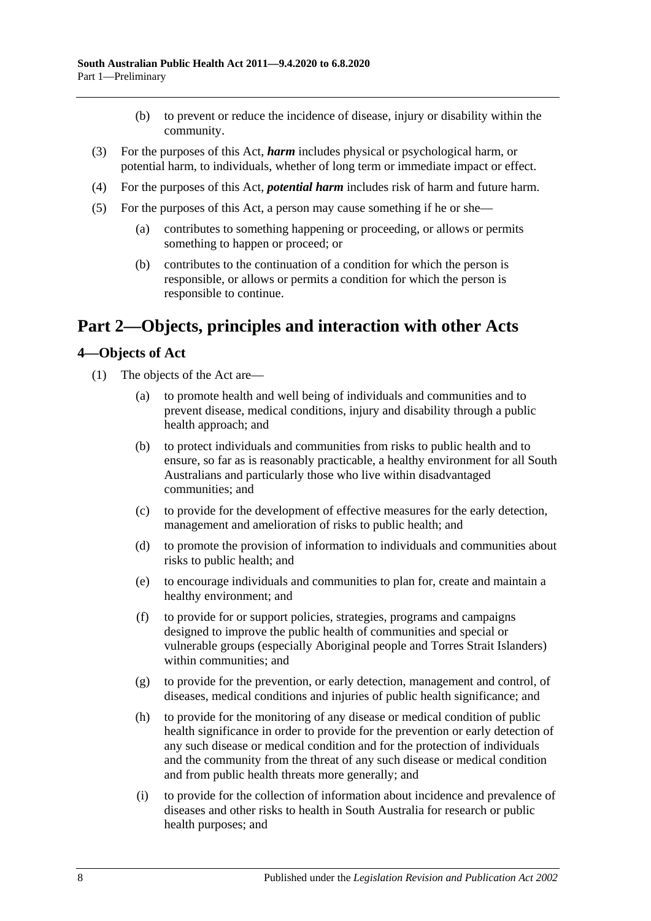(b) to prevent or reduce the incidence of disease, injury or disability within the community.

(3) For the purposes of this Act, ***harm*** includes physical or psychological harm, or potential harm, to individuals, whether of long term or immediate impact or effect.

(4) For the purposes of this Act, ***potential harm*** includes risk of harm and future harm.

(5) For the purposes of this Act, a person may cause something if he or she—

(a) contributes to something happening or proceeding, or allows or permits something to happen or proceed; or

(b) contributes to the continuation of a condition for which the person is responsible, or allows or permits a condition for which the person is responsible to continue.

# Part 2—Objects, principles and interaction with other Acts

## 4—Objects of Act

(1) The objects of the Act are—

(a) to promote health and well being of individuals and communities and to prevent disease, medical conditions, injury and disability through a public health approach; and

(b) to protect individuals and communities from risks to public health and to ensure, so far as is reasonably practicable, a healthy environment for all South Australians and particularly those who live within disadvantaged communities; and

(c) to provide for the development of effective measures for the early detection, management and amelioration of risks to public health; and

(d) to promote the provision of information to individuals and communities about risks to public health; and

(e) to encourage individuals and communities to plan for, create and maintain a healthy environment; and

(f) to provide for or support policies, strategies, programs and campaigns designed to improve the public health of communities and special or vulnerable groups (especially Aboriginal people and Torres Strait Islanders) within communities; and

(g) to provide for the prevention, or early detection, management and control, of diseases, medical conditions and injuries of public health significance; and

(h) to provide for the monitoring of any disease or medical condition of public health significance in order to provide for the prevention or early detection of any such disease or medical condition and for the protection of individuals and the community from the threat of any such disease or medical condition and from public health threats more generally; and

(i) to provide for the collection of information about incidence and prevalence of diseases and other risks to health in South Australia for research or public health purposes; and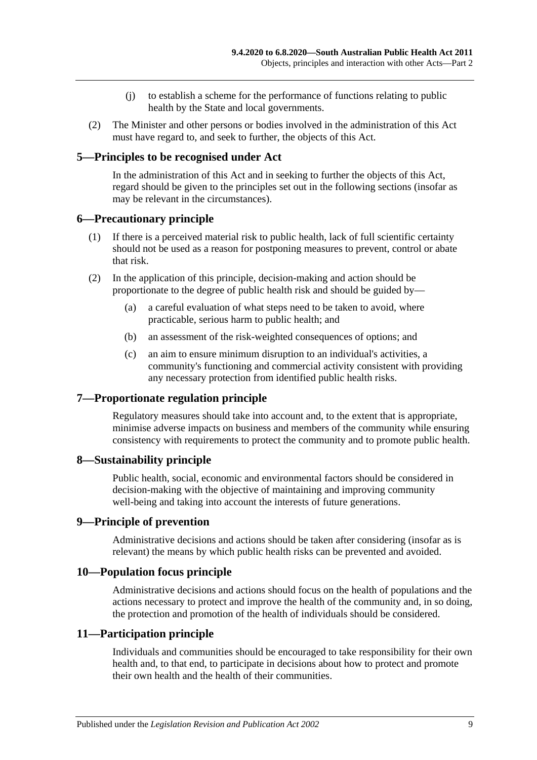(j) to establish a scheme for the performance of functions relating to public health by the State and local governments.

(2) The Minister and other persons or bodies involved in the administration of this Act must have regard to, and seek to further, the objects of this Act.

## 5—Principles to be recognised under Act

In the administration of this Act and in seeking to further the objects of this Act, regard should be given to the principles set out in the following sections (insofar as may be relevant in the circumstances).

## 6—Precautionary principle

(1) If there is a perceived material risk to public health, lack of full scientific certainty should not be used as a reason for postponing measures to prevent, control or abate that risk.

(2) In the application of this principle, decision-making and action should be proportionate to the degree of public health risk and should be guided by—

(a) a careful evaluation of what steps need to be taken to avoid, where practicable, serious harm to public health; and

(b) an assessment of the risk-weighted consequences of options; and

(c) an aim to ensure minimum disruption to an individual's activities, a community's functioning and commercial activity consistent with providing any necessary protection from identified public health risks.

## 7—Proportionate regulation principle

Regulatory measures should take into account and, to the extent that is appropriate, minimise adverse impacts on business and members of the community while ensuring consistency with requirements to protect the community and to promote public health.

## 8—Sustainability principle

Public health, social, economic and environmental factors should be considered in decision-making with the objective of maintaining and improving community well-being and taking into account the interests of future generations.

## 9—Principle of prevention

Administrative decisions and actions should be taken after considering (insofar as is relevant) the means by which public health risks can be prevented and avoided.

## 10—Population focus principle

Administrative decisions and actions should focus on the health of populations and the actions necessary to protect and improve the health of the community and, in so doing, the protection and promotion of the health of individuals should be considered.

## 11—Participation principle

Individuals and communities should be encouraged to take responsibility for their own health and, to that end, to participate in decisions about how to protect and promote their own health and the health of their communities.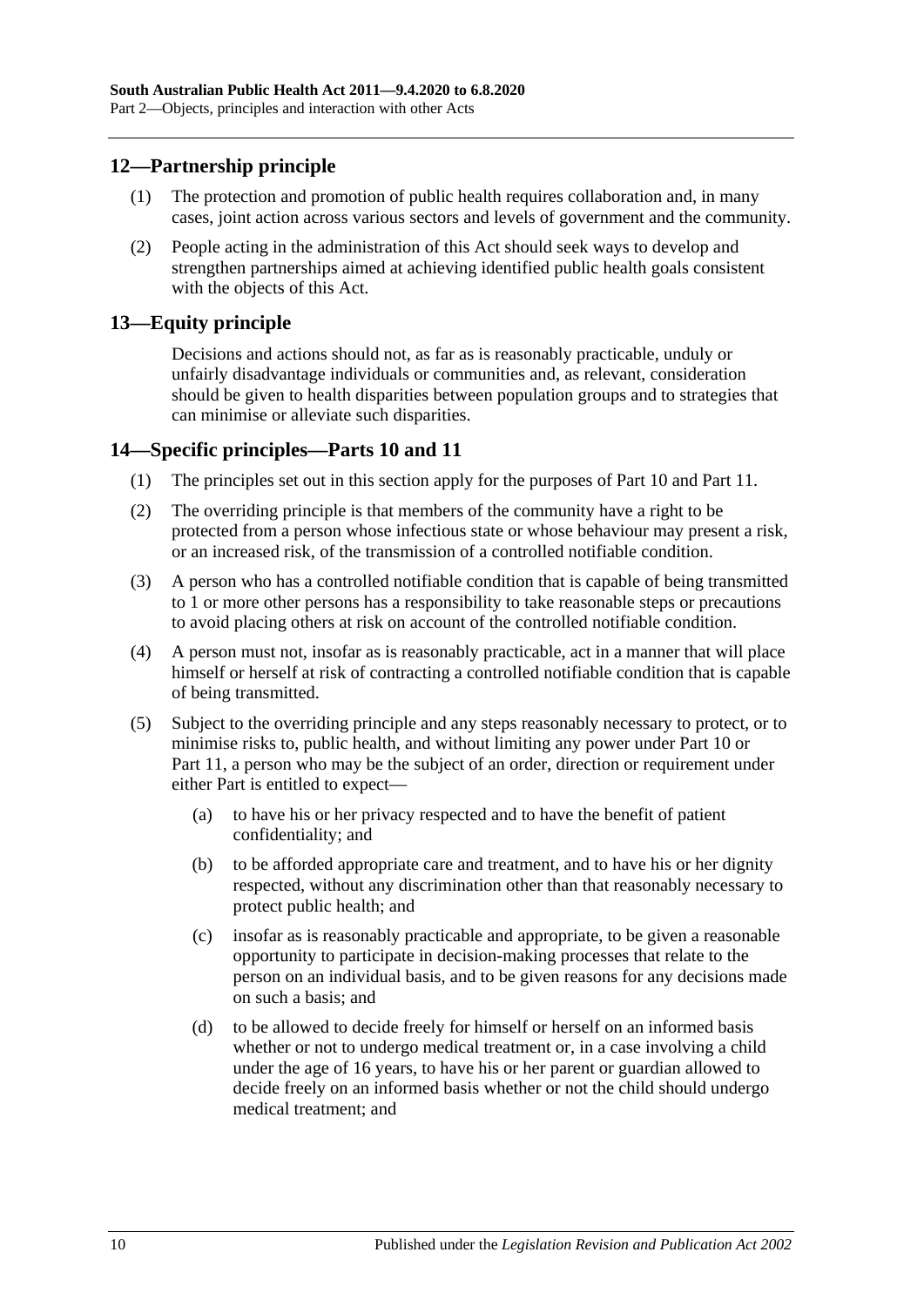## 12—Partnership principle

(1) The protection and promotion of public health requires collaboration and, in many cases, joint action across various sectors and levels of government and the community.

(2) People acting in the administration of this Act should seek ways to develop and strengthen partnerships aimed at achieving identified public health goals consistent with the objects of this Act.

## 13—Equity principle

Decisions and actions should not, as far as is reasonably practicable, unduly or unfairly disadvantage individuals or communities and, as relevant, consideration should be given to health disparities between population groups and to strategies that can minimise or alleviate such disparities.

## 14—Specific principles—Parts 10 and 11

(1) The principles set out in this section apply for the purposes of Part 10 and Part 11.

(2) The overriding principle is that members of the community have a right to be protected from a person whose infectious state or whose behaviour may present a risk, or an increased risk, of the transmission of a controlled notifiable condition.

(3) A person who has a controlled notifiable condition that is capable of being transmitted to 1 or more other persons has a responsibility to take reasonable steps or precautions to avoid placing others at risk on account of the controlled notifiable condition.

(4) A person must not, insofar as is reasonably practicable, act in a manner that will place himself or herself at risk of contracting a controlled notifiable condition that is capable of being transmitted.

(5) Subject to the overriding principle and any steps reasonably necessary to protect, or to minimise risks to, public health, and without limiting any power under Part 10 or Part 11, a person who may be the subject of an order, direction or requirement under either Part is entitled to expect—

(a) to have his or her privacy respected and to have the benefit of patient confidentiality; and

(b) to be afforded appropriate care and treatment, and to have his or her dignity respected, without any discrimination other than that reasonably necessary to protect public health; and

(c) insofar as is reasonably practicable and appropriate, to be given a reasonable opportunity to participate in decision-making processes that relate to the person on an individual basis, and to be given reasons for any decisions made on such a basis; and

(d) to be allowed to decide freely for himself or herself on an informed basis whether or not to undergo medical treatment or, in a case involving a child under the age of 16 years, to have his or her parent or guardian allowed to decide freely on an informed basis whether or not the child should undergo medical treatment; and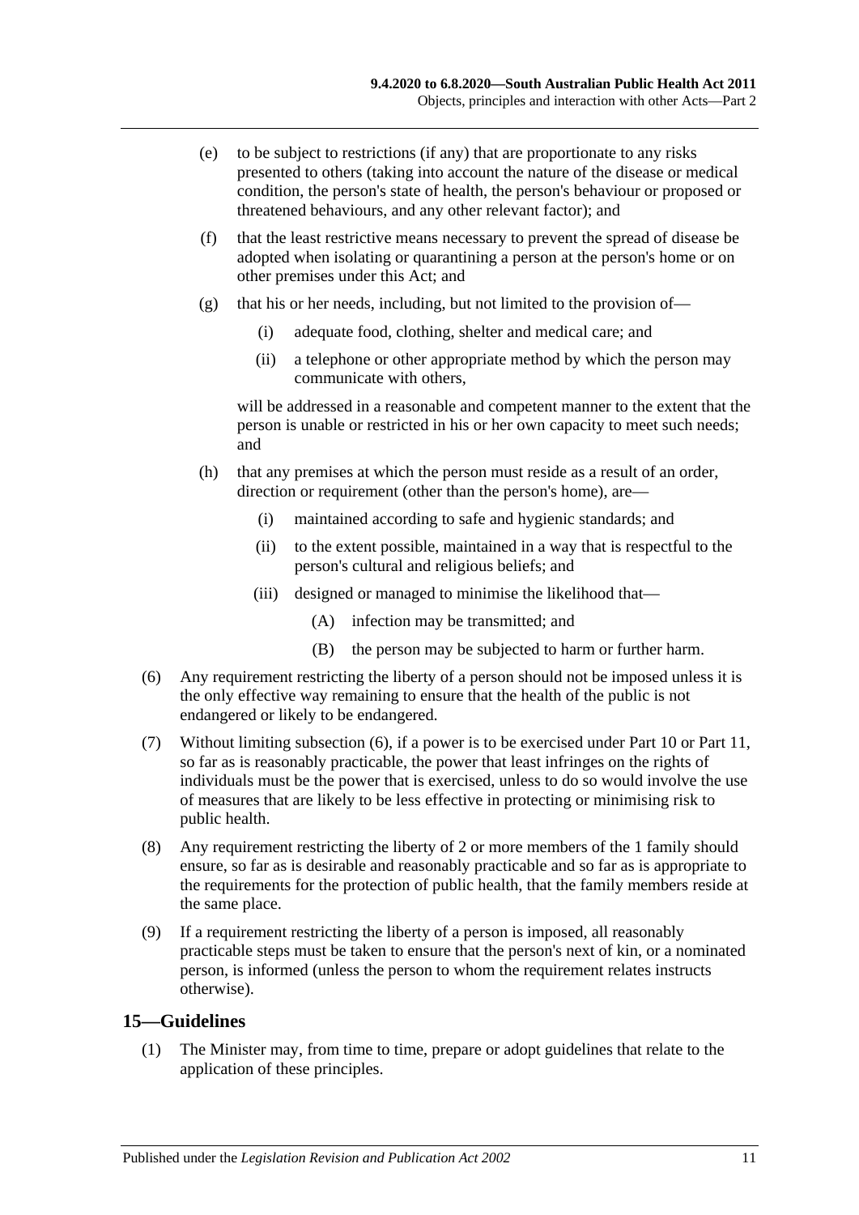(e) to be subject to restrictions (if any) that are proportionate to any risks presented to others (taking into account the nature of the disease or medical condition, the person's state of health, the person's behaviour or proposed or threatened behaviours, and any other relevant factor); and

(f) that the least restrictive means necessary to prevent the spread of disease be adopted when isolating or quarantining a person at the person's home or on other premises under this Act; and

(g) that his or her needs, including, but not limited to the provision of—

(i) adequate food, clothing, shelter and medical care; and

(ii) a telephone or other appropriate method by which the person may communicate with others,

will be addressed in a reasonable and competent manner to the extent that the person is unable or restricted in his or her own capacity to meet such needs; and

(h) that any premises at which the person must reside as a result of an order, direction or requirement (other than the person's home), are—

(i) maintained according to safe and hygienic standards; and

(ii) to the extent possible, maintained in a way that is respectful to the person's cultural and religious beliefs; and

(iii) designed or managed to minimise the likelihood that—

(A) infection may be transmitted; and

(B) the person may be subjected to harm or further harm.

(6) Any requirement restricting the liberty of a person should not be imposed unless it is the only effective way remaining to ensure that the health of the public is not endangered or likely to be endangered.

(7) Without limiting subsection (6), if a power is to be exercised under Part 10 or Part 11, so far as is reasonably practicable, the power that least infringes on the rights of individuals must be the power that is exercised, unless to do so would involve the use of measures that are likely to be less effective in protecting or minimising risk to public health.

(8) Any requirement restricting the liberty of 2 or more members of the 1 family should ensure, so far as is desirable and reasonably practicable and so far as is appropriate to the requirements for the protection of public health, that the family members reside at the same place.

(9) If a requirement restricting the liberty of a person is imposed, all reasonably practicable steps must be taken to ensure that the person's next of kin, or a nominated person, is informed (unless the person to whom the requirement relates instructs otherwise).

## 15—Guidelines

(1) The Minister may, from time to time, prepare or adopt guidelines that relate to the application of these principles.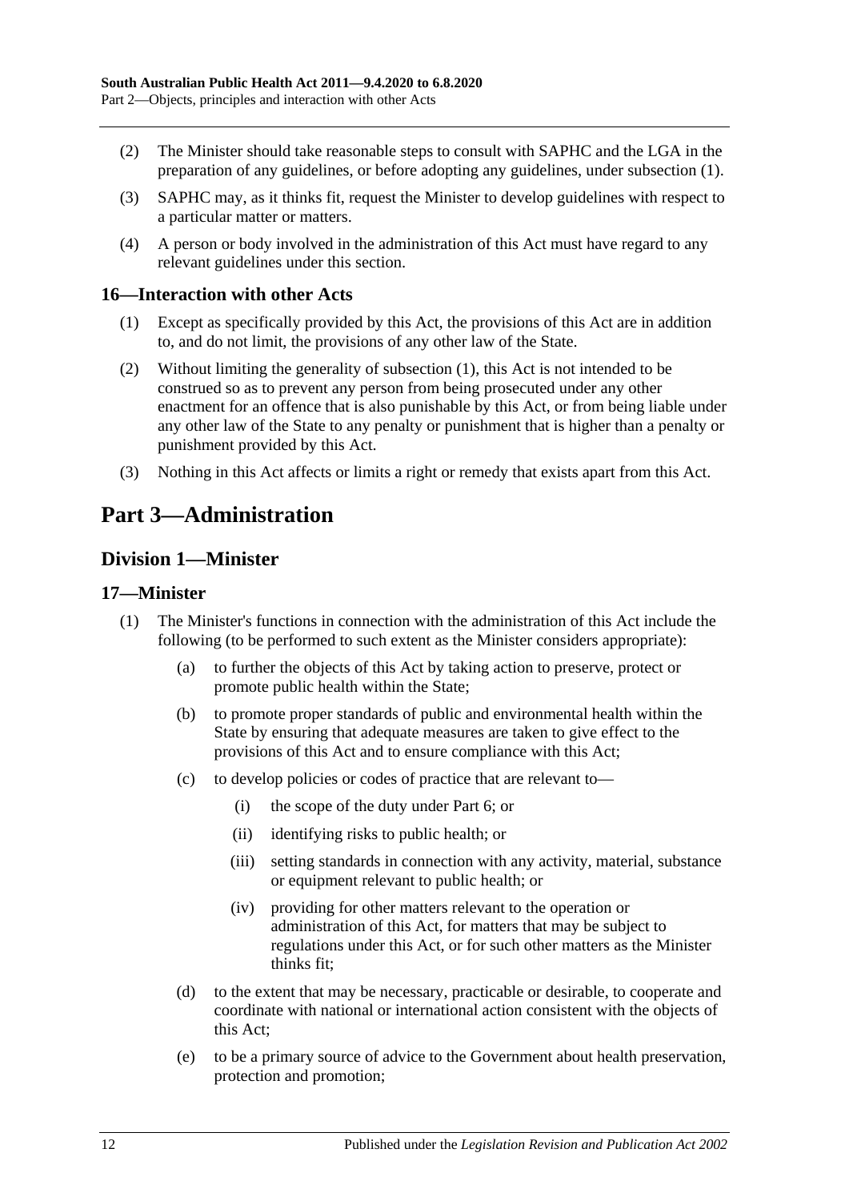(2) The Minister should take reasonable steps to consult with SAPHC and the LGA in the preparation of any guidelines, or before adopting any guidelines, under subsection (1).

(3) SAPHC may, as it thinks fit, request the Minister to develop guidelines with respect to a particular matter or matters.

(4) A person or body involved in the administration of this Act must have regard to any relevant guidelines under this section.

### 16—Interaction with other Acts

(1) Except as specifically provided by this Act, the provisions of this Act are in addition to, and do not limit, the provisions of any other law of the State.

(2) Without limiting the generality of subsection (1), this Act is not intended to be construed so as to prevent any person from being prosecuted under any other enactment for an offence that is also punishable by this Act, or from being liable under any other law of the State to any penalty or punishment that is higher than a penalty or punishment provided by this Act.

(3) Nothing in this Act affects or limits a right or remedy that exists apart from this Act.

# Part 3—Administration

## Division 1—Minister

### 17—Minister

(1) The Minister's functions in connection with the administration of this Act include the following (to be performed to such extent as the Minister considers appropriate):

- (a) to further the objects of this Act by taking action to preserve, protect or promote public health within the State;
- (b) to promote proper standards of public and environmental health within the State by ensuring that adequate measures are taken to give effect to the provisions of this Act and to ensure compliance with this Act;
- (c) to develop policies or codes of practice that are relevant to—
  - (i) the scope of the duty under Part 6; or
  - (ii) identifying risks to public health; or
  - (iii) setting standards in connection with any activity, material, substance or equipment relevant to public health; or
  - (iv) providing for other matters relevant to the operation or administration of this Act, for matters that may be subject to regulations under this Act, or for such other matters as the Minister thinks fit;
- (d) to the extent that may be necessary, practicable or desirable, to cooperate and coordinate with national or international action consistent with the objects of this Act;
- (e) to be a primary source of advice to the Government about health preservation, protection and promotion;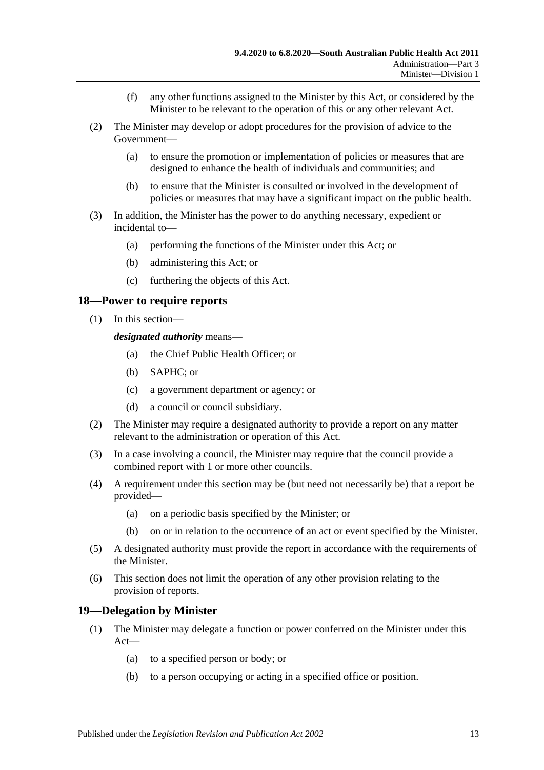(f) any other functions assigned to the Minister by this Act, or considered by the Minister to be relevant to the operation of this or any other relevant Act.

(2) The Minister may develop or adopt procedures for the provision of advice to the Government—

(a) to ensure the promotion or implementation of policies or measures that are designed to enhance the health of individuals and communities; and

(b) to ensure that the Minister is consulted or involved in the development of policies or measures that may have a significant impact on the public health.

(3) In addition, the Minister has the power to do anything necessary, expedient or incidental to—

(a) performing the functions of the Minister under this Act; or

(b) administering this Act; or

(c) furthering the objects of this Act.

## 18—Power to require reports

(1) In this section—

***designated authority*** means—

(a) the Chief Public Health Officer; or

(b) SAPHC; or

(c) a government department or agency; or

(d) a council or council subsidiary.

(2) The Minister may require a designated authority to provide a report on any matter relevant to the administration or operation of this Act.

(3) In a case involving a council, the Minister may require that the council provide a combined report with 1 or more other councils.

(4) A requirement under this section may be (but need not necessarily be) that a report be provided—

(a) on a periodic basis specified by the Minister; or

(b) on or in relation to the occurrence of an act or event specified by the Minister.

(5) A designated authority must provide the report in accordance with the requirements of the Minister.

(6) This section does not limit the operation of any other provision relating to the provision of reports.

## 19—Delegation by Minister

(1) The Minister may delegate a function or power conferred on the Minister under this Act—

(a) to a specified person or body; or

(b) to a person occupying or acting in a specified office or position.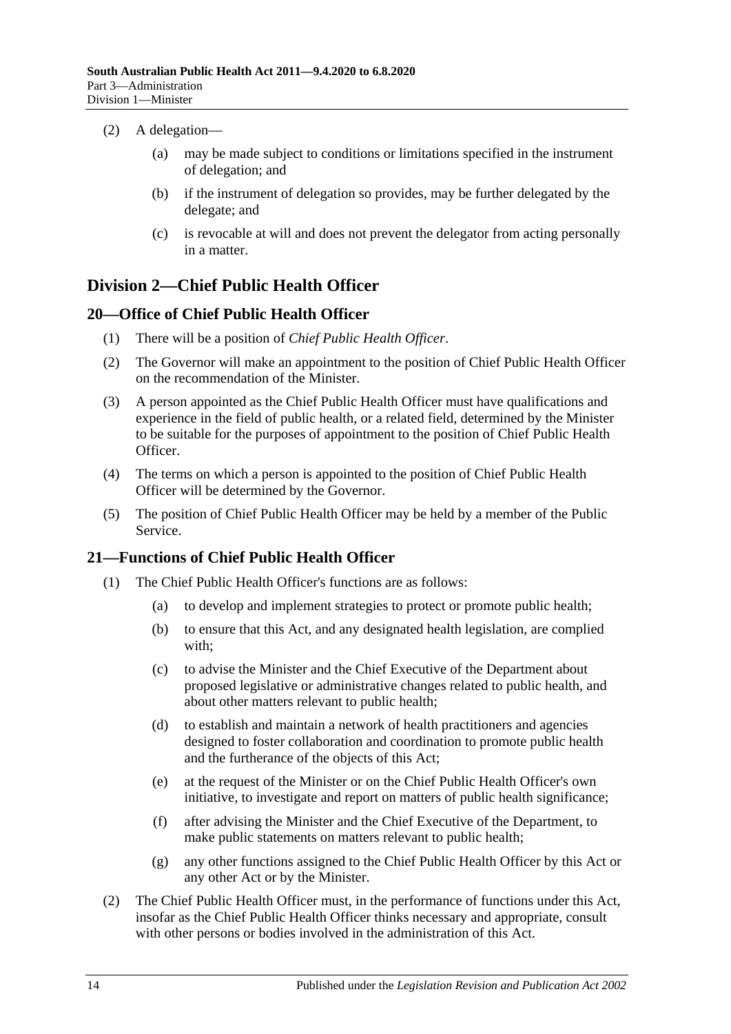(2) A delegation—

(a) may be made subject to conditions or limitations specified in the instrument of delegation; and

(b) if the instrument of delegation so provides, may be further delegated by the delegate; and

(c) is revocable at will and does not prevent the delegator from acting personally in a matter.

## Division 2—Chief Public Health Officer

### 20—Office of Chief Public Health Officer

(1) There will be a position of *Chief Public Health Officer*.

(2) The Governor will make an appointment to the position of Chief Public Health Officer on the recommendation of the Minister.

(3) A person appointed as the Chief Public Health Officer must have qualifications and experience in the field of public health, or a related field, determined by the Minister to be suitable for the purposes of appointment to the position of Chief Public Health Officer.

(4) The terms on which a person is appointed to the position of Chief Public Health Officer will be determined by the Governor.

(5) The position of Chief Public Health Officer may be held by a member of the Public Service.

### 21—Functions of Chief Public Health Officer

(1) The Chief Public Health Officer's functions are as follows:

(a) to develop and implement strategies to protect or promote public health;

(b) to ensure that this Act, and any designated health legislation, are complied with;

(c) to advise the Minister and the Chief Executive of the Department about proposed legislative or administrative changes related to public health, and about other matters relevant to public health;

(d) to establish and maintain a network of health practitioners and agencies designed to foster collaboration and coordination to promote public health and the furtherance of the objects of this Act;

(e) at the request of the Minister or on the Chief Public Health Officer's own initiative, to investigate and report on matters of public health significance;

(f) after advising the Minister and the Chief Executive of the Department, to make public statements on matters relevant to public health;

(g) any other functions assigned to the Chief Public Health Officer by this Act or any other Act or by the Minister.

(2) The Chief Public Health Officer must, in the performance of functions under this Act, insofar as the Chief Public Health Officer thinks necessary and appropriate, consult with other persons or bodies involved in the administration of this Act.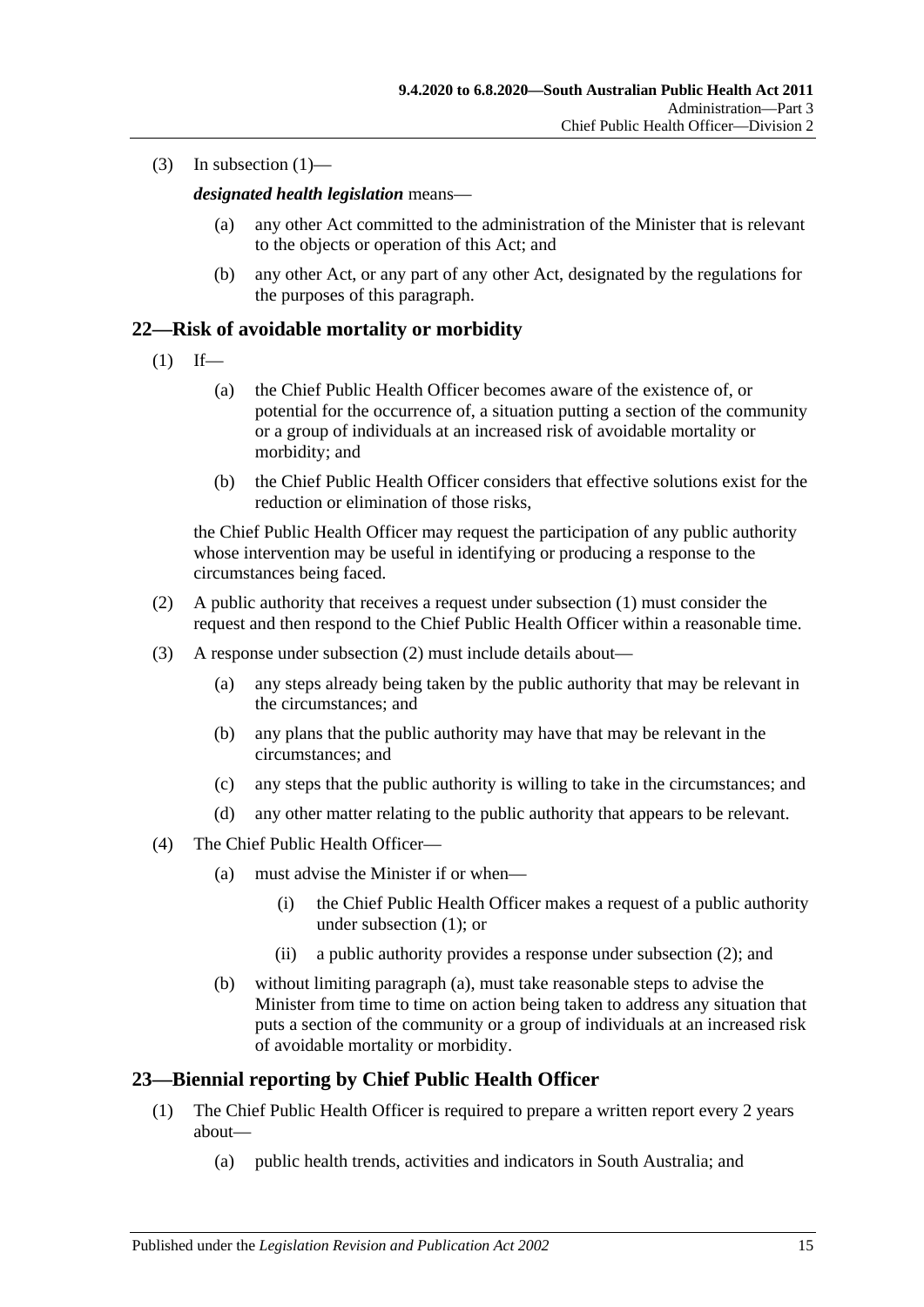(3) In subsection (1)—

***designated health legislation*** means—

(a) any other Act committed to the administration of the Minister that is relevant to the objects or operation of this Act; and

(b) any other Act, or any part of any other Act, designated by the regulations for the purposes of this paragraph.

## 22—Risk of avoidable mortality or morbidity

(1) If—

(a) the Chief Public Health Officer becomes aware of the existence of, or potential for the occurrence of, a situation putting a section of the community or a group of individuals at an increased risk of avoidable mortality or morbidity; and

(b) the Chief Public Health Officer considers that effective solutions exist for the reduction or elimination of those risks,

the Chief Public Health Officer may request the participation of any public authority whose intervention may be useful in identifying or producing a response to the circumstances being faced.

(2) A public authority that receives a request under subsection (1) must consider the request and then respond to the Chief Public Health Officer within a reasonable time.

(3) A response under subsection (2) must include details about—

(a) any steps already being taken by the public authority that may be relevant in the circumstances; and

(b) any plans that the public authority may have that may be relevant in the circumstances; and

(c) any steps that the public authority is willing to take in the circumstances; and

(d) any other matter relating to the public authority that appears to be relevant.

(4) The Chief Public Health Officer—

(a) must advise the Minister if or when—

(i) the Chief Public Health Officer makes a request of a public authority under subsection (1); or

(ii) a public authority provides a response under subsection (2); and

(b) without limiting paragraph (a), must take reasonable steps to advise the Minister from time to time on action being taken to address any situation that puts a section of the community or a group of individuals at an increased risk of avoidable mortality or morbidity.

## 23—Biennial reporting by Chief Public Health Officer

(1) The Chief Public Health Officer is required to prepare a written report every 2 years about—

(a) public health trends, activities and indicators in South Australia; and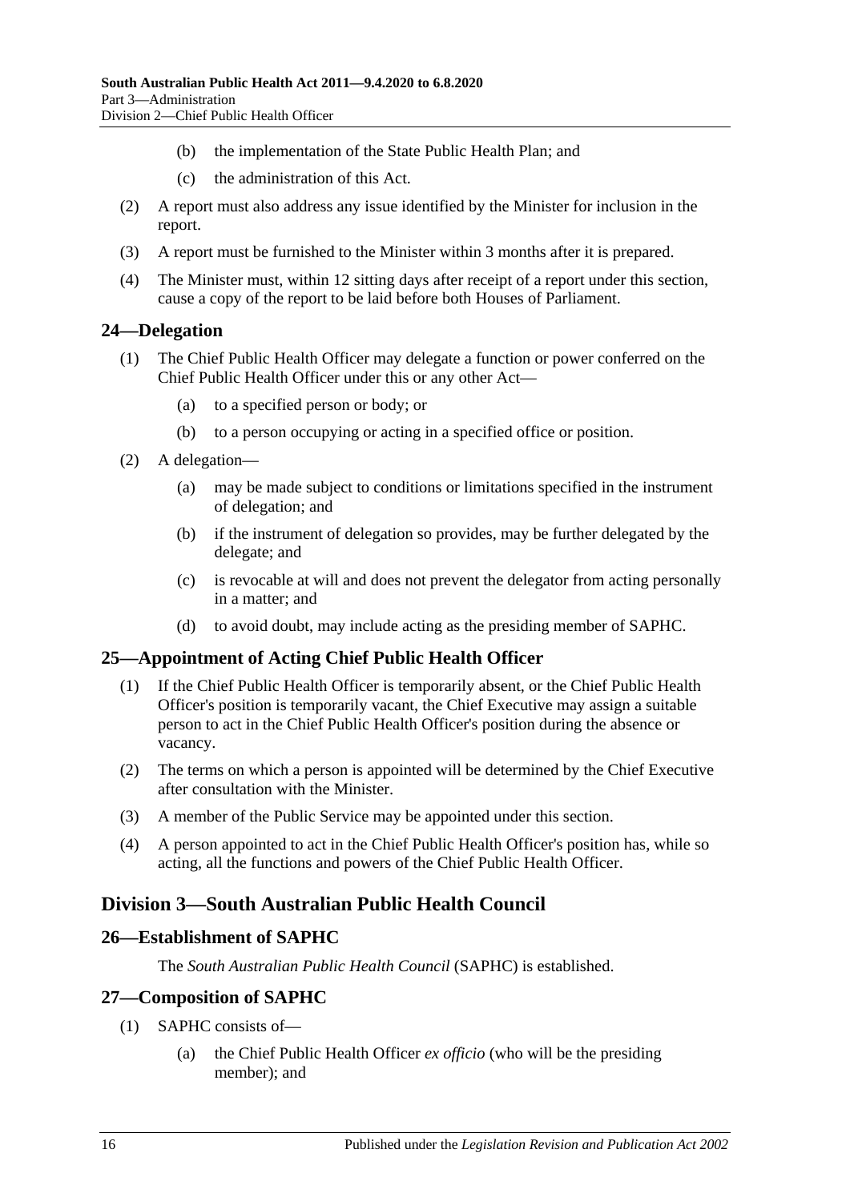(b) the implementation of the State Public Health Plan; and

(c) the administration of this Act.

(2) A report must also address any issue identified by the Minister for inclusion in the report.

(3) A report must be furnished to the Minister within 3 months after it is prepared.

(4) The Minister must, within 12 sitting days after receipt of a report under this section, cause a copy of the report to be laid before both Houses of Parliament.

## 24—Delegation

(1) The Chief Public Health Officer may delegate a function or power conferred on the Chief Public Health Officer under this or any other Act—

(a) to a specified person or body; or

(b) to a person occupying or acting in a specified office or position.

(2) A delegation—

(a) may be made subject to conditions or limitations specified in the instrument of delegation; and

(b) if the instrument of delegation so provides, may be further delegated by the delegate; and

(c) is revocable at will and does not prevent the delegator from acting personally in a matter; and

(d) to avoid doubt, may include acting as the presiding member of SAPHC.

## 25—Appointment of Acting Chief Public Health Officer

(1) If the Chief Public Health Officer is temporarily absent, or the Chief Public Health Officer's position is temporarily vacant, the Chief Executive may assign a suitable person to act in the Chief Public Health Officer's position during the absence or vacancy.

(2) The terms on which a person is appointed will be determined by the Chief Executive after consultation with the Minister.

(3) A member of the Public Service may be appointed under this section.

(4) A person appointed to act in the Chief Public Health Officer's position has, while so acting, all the functions and powers of the Chief Public Health Officer.

# Division 3—South Australian Public Health Council

## 26—Establishment of SAPHC

The *South Australian Public Health Council* (SAPHC) is established.

## 27—Composition of SAPHC

(1) SAPHC consists of—

(a) the Chief Public Health Officer *ex officio* (who will be the presiding member); and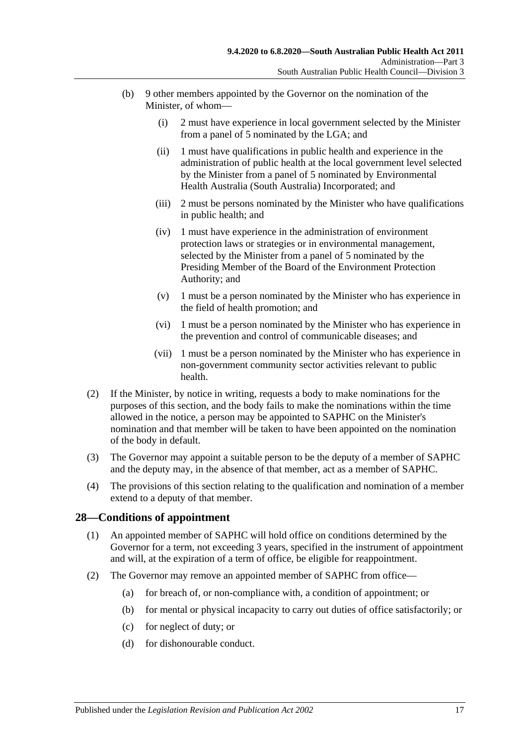(b) 9 other members appointed by the Governor on the nomination of the Minister, of whom—

(i) 2 must have experience in local government selected by the Minister from a panel of 5 nominated by the LGA; and

(ii) 1 must have qualifications in public health and experience in the administration of public health at the local government level selected by the Minister from a panel of 5 nominated by Environmental Health Australia (South Australia) Incorporated; and

(iii) 2 must be persons nominated by the Minister who have qualifications in public health; and

(iv) 1 must have experience in the administration of environment protection laws or strategies or in environmental management, selected by the Minister from a panel of 5 nominated by the Presiding Member of the Board of the Environment Protection Authority; and

(v) 1 must be a person nominated by the Minister who has experience in the field of health promotion; and

(vi) 1 must be a person nominated by the Minister who has experience in the prevention and control of communicable diseases; and

(vii) 1 must be a person nominated by the Minister who has experience in non-government community sector activities relevant to public health.

(2) If the Minister, by notice in writing, requests a body to make nominations for the purposes of this section, and the body fails to make the nominations within the time allowed in the notice, a person may be appointed to SAPHC on the Minister's nomination and that member will be taken to have been appointed on the nomination of the body in default.

(3) The Governor may appoint a suitable person to be the deputy of a member of SAPHC and the deputy may, in the absence of that member, act as a member of SAPHC.

(4) The provisions of this section relating to the qualification and nomination of a member extend to a deputy of that member.

## 28—Conditions of appointment

(1) An appointed member of SAPHC will hold office on conditions determined by the Governor for a term, not exceeding 3 years, specified in the instrument of appointment and will, at the expiration of a term of office, be eligible for reappointment.

(2) The Governor may remove an appointed member of SAPHC from office—

(a) for breach of, or non-compliance with, a condition of appointment; or

(b) for mental or physical incapacity to carry out duties of office satisfactorily; or

(c) for neglect of duty; or

(d) for dishonourable conduct.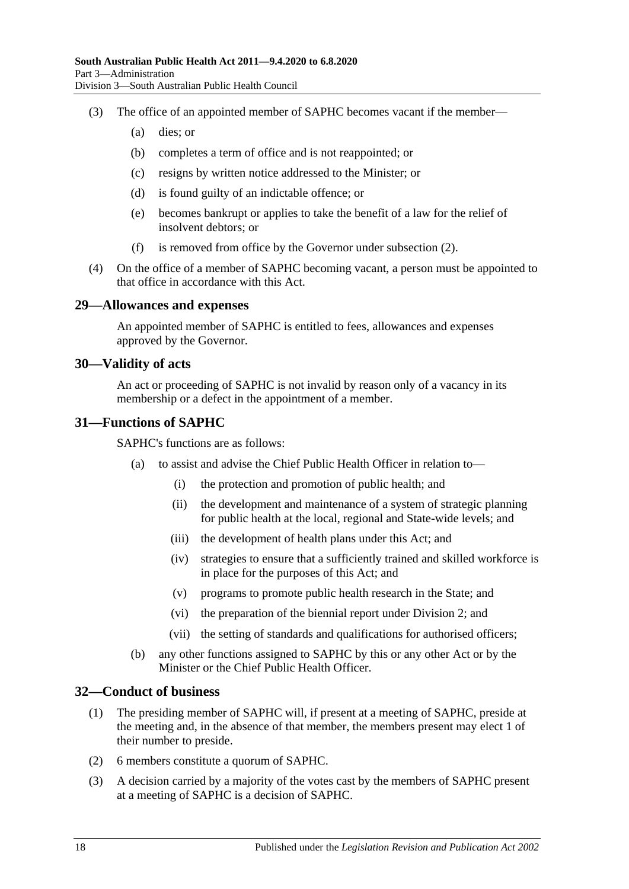(3) The office of an appointed member of SAPHC becomes vacant if the member—

(a) dies; or

(b) completes a term of office and is not reappointed; or

(c) resigns by written notice addressed to the Minister; or

(d) is found guilty of an indictable offence; or

(e) becomes bankrupt or applies to take the benefit of a law for the relief of insolvent debtors; or

(f) is removed from office by the Governor under subsection (2).

(4) On the office of a member of SAPHC becoming vacant, a person must be appointed to that office in accordance with this Act.

## 29—Allowances and expenses

An appointed member of SAPHC is entitled to fees, allowances and expenses approved by the Governor.

## 30—Validity of acts

An act or proceeding of SAPHC is not invalid by reason only of a vacancy in its membership or a defect in the appointment of a member.

## 31—Functions of SAPHC

SAPHC's functions are as follows:

(a) to assist and advise the Chief Public Health Officer in relation to—

(i) the protection and promotion of public health; and

(ii) the development and maintenance of a system of strategic planning for public health at the local, regional and State-wide levels; and

(iii) the development of health plans under this Act; and

(iv) strategies to ensure that a sufficiently trained and skilled workforce is in place for the purposes of this Act; and

(v) programs to promote public health research in the State; and

(vi) the preparation of the biennial report under Division 2; and

(vii) the setting of standards and qualifications for authorised officers;

(b) any other functions assigned to SAPHC by this or any other Act or by the Minister or the Chief Public Health Officer.

## 32—Conduct of business

(1) The presiding member of SAPHC will, if present at a meeting of SAPHC, preside at the meeting and, in the absence of that member, the members present may elect 1 of their number to preside.

(2) 6 members constitute a quorum of SAPHC.

(3) A decision carried by a majority of the votes cast by the members of SAPHC present at a meeting of SAPHC is a decision of SAPHC.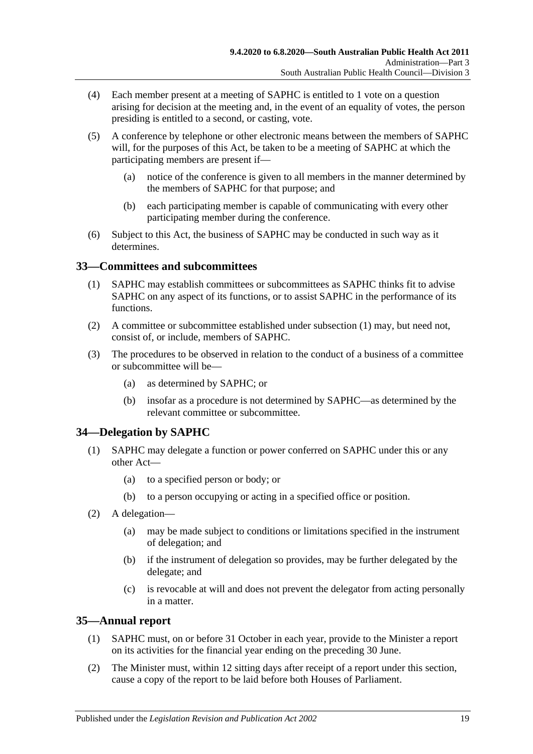(4) Each member present at a meeting of SAPHC is entitled to 1 vote on a question arising for decision at the meeting and, in the event of an equality of votes, the person presiding is entitled to a second, or casting, vote.

(5) A conference by telephone or other electronic means between the members of SAPHC will, for the purposes of this Act, be taken to be a meeting of SAPHC at which the participating members are present if—

(a) notice of the conference is given to all members in the manner determined by the members of SAPHC for that purpose; and

(b) each participating member is capable of communicating with every other participating member during the conference.

(6) Subject to this Act, the business of SAPHC may be conducted in such way as it determines.

## 33—Committees and subcommittees

(1) SAPHC may establish committees or subcommittees as SAPHC thinks fit to advise SAPHC on any aspect of its functions, or to assist SAPHC in the performance of its functions.

(2) A committee or subcommittee established under subsection (1) may, but need not, consist of, or include, members of SAPHC.

(3) The procedures to be observed in relation to the conduct of a business of a committee or subcommittee will be—

(a) as determined by SAPHC; or

(b) insofar as a procedure is not determined by SAPHC—as determined by the relevant committee or subcommittee.

## 34—Delegation by SAPHC

(1) SAPHC may delegate a function or power conferred on SAPHC under this or any other Act—

(a) to a specified person or body; or

(b) to a person occupying or acting in a specified office or position.

(2) A delegation—

(a) may be made subject to conditions or limitations specified in the instrument of delegation; and

(b) if the instrument of delegation so provides, may be further delegated by the delegate; and

(c) is revocable at will and does not prevent the delegator from acting personally in a matter.

## 35—Annual report

(1) SAPHC must, on or before 31 October in each year, provide to the Minister a report on its activities for the financial year ending on the preceding 30 June.

(2) The Minister must, within 12 sitting days after receipt of a report under this section, cause a copy of the report to be laid before both Houses of Parliament.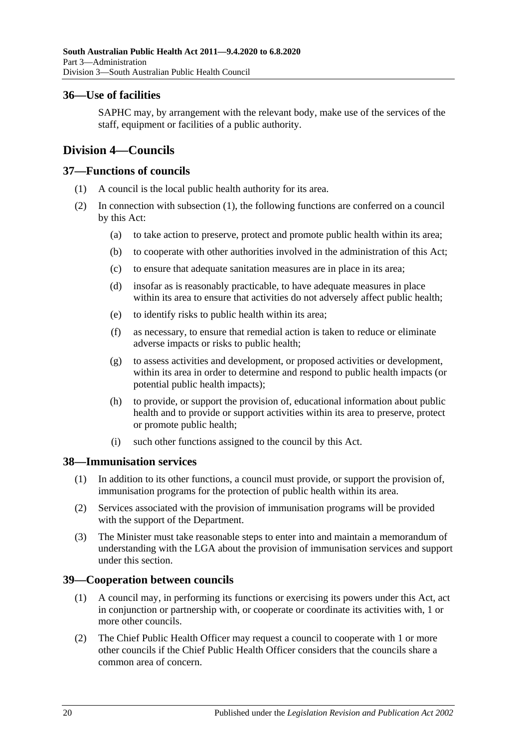## 36—Use of facilities

SAPHC may, by arrangement with the relevant body, make use of the services of the staff, equipment or facilities of a public authority.

# Division 4—Councils

## 37—Functions of councils

(1) A council is the local public health authority for its area.

(2) In connection with subsection (1), the following functions are conferred on a council by this Act:

(a) to take action to preserve, protect and promote public health within its area;

(b) to cooperate with other authorities involved in the administration of this Act;

(c) to ensure that adequate sanitation measures are in place in its area;

(d) insofar as is reasonably practicable, to have adequate measures in place within its area to ensure that activities do not adversely affect public health;

(e) to identify risks to public health within its area;

(f) as necessary, to ensure that remedial action is taken to reduce or eliminate adverse impacts or risks to public health;

(g) to assess activities and development, or proposed activities or development, within its area in order to determine and respond to public health impacts (or potential public health impacts);

(h) to provide, or support the provision of, educational information about public health and to provide or support activities within its area to preserve, protect or promote public health;

(i) such other functions assigned to the council by this Act.

## 38—Immunisation services

(1) In addition to its other functions, a council must provide, or support the provision of, immunisation programs for the protection of public health within its area.

(2) Services associated with the provision of immunisation programs will be provided with the support of the Department.

(3) The Minister must take reasonable steps to enter into and maintain a memorandum of understanding with the LGA about the provision of immunisation services and support under this section.

## 39—Cooperation between councils

(1) A council may, in performing its functions or exercising its powers under this Act, act in conjunction or partnership with, or cooperate or coordinate its activities with, 1 or more other councils.

(2) The Chief Public Health Officer may request a council to cooperate with 1 or more other councils if the Chief Public Health Officer considers that the councils share a common area of concern.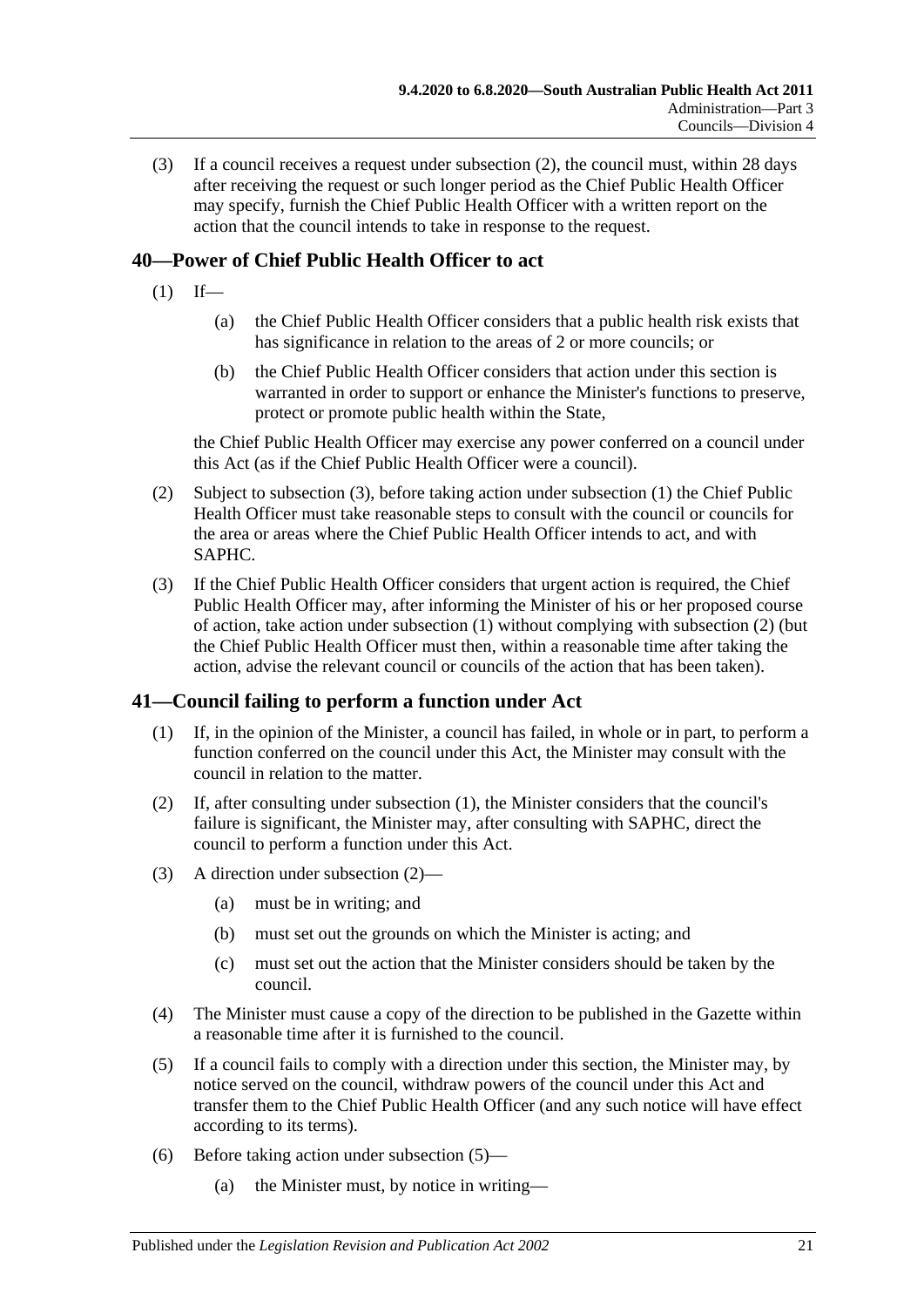(3) If a council receives a request under subsection (2), the council must, within 28 days after receiving the request or such longer period as the Chief Public Health Officer may specify, furnish the Chief Public Health Officer with a written report on the action that the council intends to take in response to the request.

## 40—Power of Chief Public Health Officer to act

(1) If—

(a) the Chief Public Health Officer considers that a public health risk exists that has significance in relation to the areas of 2 or more councils; or

(b) the Chief Public Health Officer considers that action under this section is warranted in order to support or enhance the Minister's functions to preserve, protect or promote public health within the State,

the Chief Public Health Officer may exercise any power conferred on a council under this Act (as if the Chief Public Health Officer were a council).

(2) Subject to subsection (3), before taking action under subsection (1) the Chief Public Health Officer must take reasonable steps to consult with the council or councils for the area or areas where the Chief Public Health Officer intends to act, and with SAPHC.

(3) If the Chief Public Health Officer considers that urgent action is required, the Chief Public Health Officer may, after informing the Minister of his or her proposed course of action, take action under subsection (1) without complying with subsection (2) (but the Chief Public Health Officer must then, within a reasonable time after taking the action, advise the relevant council or councils of the action that has been taken).

## 41—Council failing to perform a function under Act

(1) If, in the opinion of the Minister, a council has failed, in whole or in part, to perform a function conferred on the council under this Act, the Minister may consult with the council in relation to the matter.

(2) If, after consulting under subsection (1), the Minister considers that the council's failure is significant, the Minister may, after consulting with SAPHC, direct the council to perform a function under this Act.

(3) A direction under subsection (2)—

(a) must be in writing; and

(b) must set out the grounds on which the Minister is acting; and

(c) must set out the action that the Minister considers should be taken by the council.

(4) The Minister must cause a copy of the direction to be published in the Gazette within a reasonable time after it is furnished to the council.

(5) If a council fails to comply with a direction under this section, the Minister may, by notice served on the council, withdraw powers of the council under this Act and transfer them to the Chief Public Health Officer (and any such notice will have effect according to its terms).

(6) Before taking action under subsection (5)—

(a) the Minister must, by notice in writing—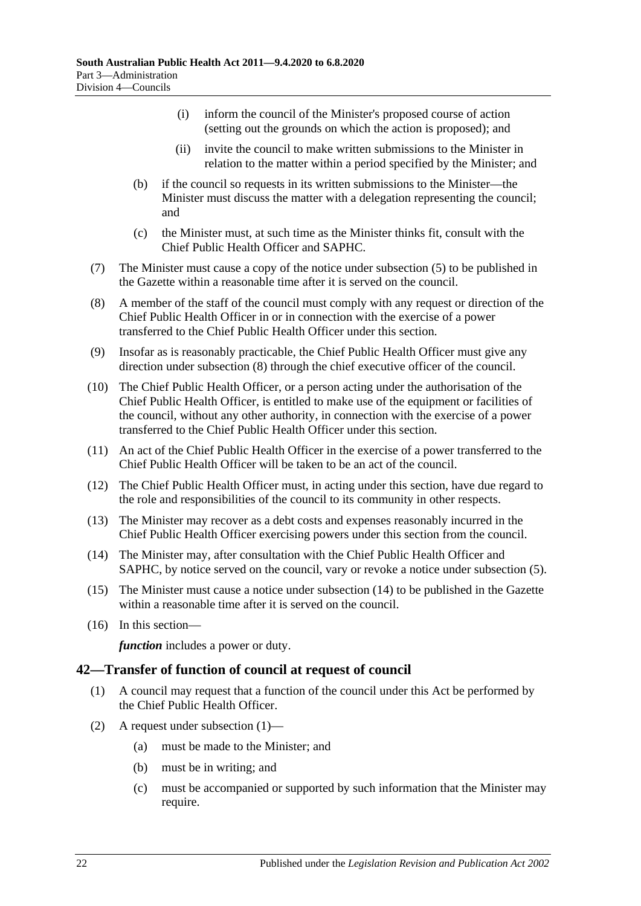(i) inform the council of the Minister's proposed course of action (setting out the grounds on which the action is proposed); and

(ii) invite the council to make written submissions to the Minister in relation to the matter within a period specified by the Minister; and

(b) if the council so requests in its written submissions to the Minister—the Minister must discuss the matter with a delegation representing the council; and

(c) the Minister must, at such time as the Minister thinks fit, consult with the Chief Public Health Officer and SAPHC.

(7) The Minister must cause a copy of the notice under subsection (5) to be published in the Gazette within a reasonable time after it is served on the council.

(8) A member of the staff of the council must comply with any request or direction of the Chief Public Health Officer in or in connection with the exercise of a power transferred to the Chief Public Health Officer under this section.

(9) Insofar as is reasonably practicable, the Chief Public Health Officer must give any direction under subsection (8) through the chief executive officer of the council.

(10) The Chief Public Health Officer, or a person acting under the authorisation of the Chief Public Health Officer, is entitled to make use of the equipment or facilities of the council, without any other authority, in connection with the exercise of a power transferred to the Chief Public Health Officer under this section.

(11) An act of the Chief Public Health Officer in the exercise of a power transferred to the Chief Public Health Officer will be taken to be an act of the council.

(12) The Chief Public Health Officer must, in acting under this section, have due regard to the role and responsibilities of the council to its community in other respects.

(13) The Minister may recover as a debt costs and expenses reasonably incurred in the Chief Public Health Officer exercising powers under this section from the council.

(14) The Minister may, after consultation with the Chief Public Health Officer and SAPHC, by notice served on the council, vary or revoke a notice under subsection (5).

(15) The Minister must cause a notice under subsection (14) to be published in the Gazette within a reasonable time after it is served on the council.

(16) In this section—

***function*** includes a power or duty.

## 42—Transfer of function of council at request of council

(1) A council may request that a function of the council under this Act be performed by the Chief Public Health Officer.

(2) A request under subsection (1)—

(a) must be made to the Minister; and

(b) must be in writing; and

(c) must be accompanied or supported by such information that the Minister may require.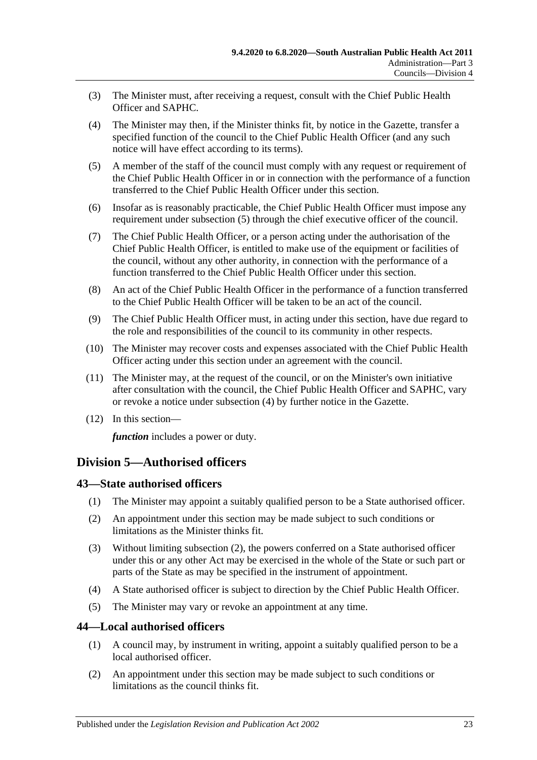(3) The Minister must, after receiving a request, consult with the Chief Public Health Officer and SAPHC.

(4) The Minister may then, if the Minister thinks fit, by notice in the Gazette, transfer a specified function of the council to the Chief Public Health Officer (and any such notice will have effect according to its terms).

(5) A member of the staff of the council must comply with any request or requirement of the Chief Public Health Officer in or in connection with the performance of a function transferred to the Chief Public Health Officer under this section.

(6) Insofar as is reasonably practicable, the Chief Public Health Officer must impose any requirement under subsection (5) through the chief executive officer of the council.

(7) The Chief Public Health Officer, or a person acting under the authorisation of the Chief Public Health Officer, is entitled to make use of the equipment or facilities of the council, without any other authority, in connection with the performance of a function transferred to the Chief Public Health Officer under this section.

(8) An act of the Chief Public Health Officer in the performance of a function transferred to the Chief Public Health Officer will be taken to be an act of the council.

(9) The Chief Public Health Officer must, in acting under this section, have due regard to the role and responsibilities of the council to its community in other respects.

(10) The Minister may recover costs and expenses associated with the Chief Public Health Officer acting under this section under an agreement with the council.

(11) The Minister may, at the request of the council, or on the Minister's own initiative after consultation with the council, the Chief Public Health Officer and SAPHC, vary or revoke a notice under subsection (4) by further notice in the Gazette.

(12) In this section—

***function*** includes a power or duty.

## Division 5—Authorised officers

### 43—State authorised officers

(1) The Minister may appoint a suitably qualified person to be a State authorised officer.

(2) An appointment under this section may be made subject to such conditions or limitations as the Minister thinks fit.

(3) Without limiting subsection (2), the powers conferred on a State authorised officer under this or any other Act may be exercised in the whole of the State or such part or parts of the State as may be specified in the instrument of appointment.

(4) A State authorised officer is subject to direction by the Chief Public Health Officer.

(5) The Minister may vary or revoke an appointment at any time.

### 44—Local authorised officers

(1) A council may, by instrument in writing, appoint a suitably qualified person to be a local authorised officer.

(2) An appointment under this section may be made subject to such conditions or limitations as the council thinks fit.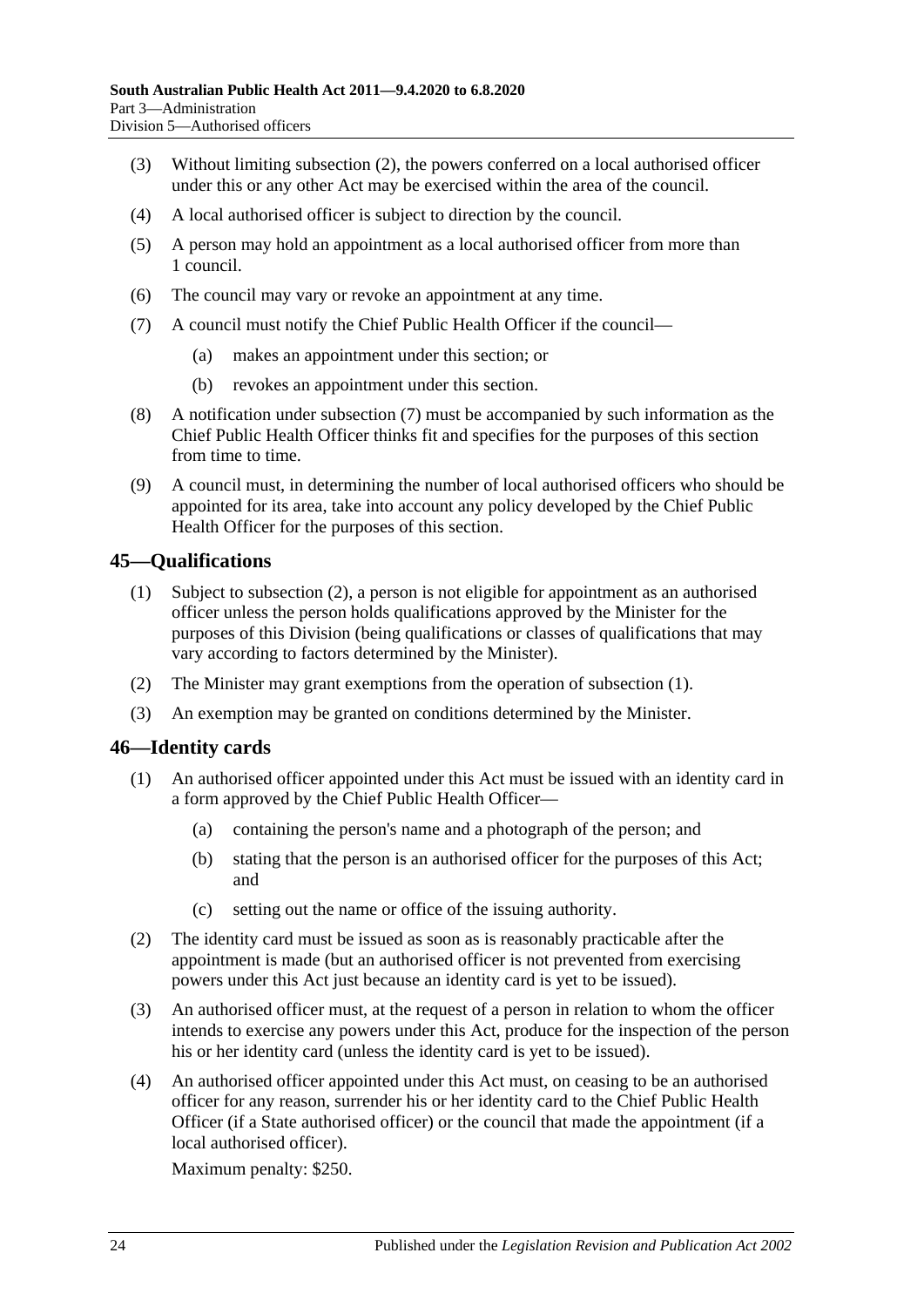(3) Without limiting subsection (2), the powers conferred on a local authorised officer under this or any other Act may be exercised within the area of the council.

(4) A local authorised officer is subject to direction by the council.

(5) A person may hold an appointment as a local authorised officer from more than 1 council.

(6) The council may vary or revoke an appointment at any time.

(7) A council must notify the Chief Public Health Officer if the council—

(a) makes an appointment under this section; or

(b) revokes an appointment under this section.

(8) A notification under subsection (7) must be accompanied by such information as the Chief Public Health Officer thinks fit and specifies for the purposes of this section from time to time.

(9) A council must, in determining the number of local authorised officers who should be appointed for its area, take into account any policy developed by the Chief Public Health Officer for the purposes of this section.

## 45—Qualifications

(1) Subject to subsection (2), a person is not eligible for appointment as an authorised officer unless the person holds qualifications approved by the Minister for the purposes of this Division (being qualifications or classes of qualifications that may vary according to factors determined by the Minister).

(2) The Minister may grant exemptions from the operation of subsection (1).

(3) An exemption may be granted on conditions determined by the Minister.

## 46—Identity cards

(1) An authorised officer appointed under this Act must be issued with an identity card in a form approved by the Chief Public Health Officer—

(a) containing the person's name and a photograph of the person; and

(b) stating that the person is an authorised officer for the purposes of this Act; and

(c) setting out the name or office of the issuing authority.

(2) The identity card must be issued as soon as is reasonably practicable after the appointment is made (but an authorised officer is not prevented from exercising powers under this Act just because an identity card is yet to be issued).

(3) An authorised officer must, at the request of a person in relation to whom the officer intends to exercise any powers under this Act, produce for the inspection of the person his or her identity card (unless the identity card is yet to be issued).

(4) An authorised officer appointed under this Act must, on ceasing to be an authorised officer for any reason, surrender his or her identity card to the Chief Public Health Officer (if a State authorised officer) or the council that made the appointment (if a local authorised officer).

Maximum penalty: $250.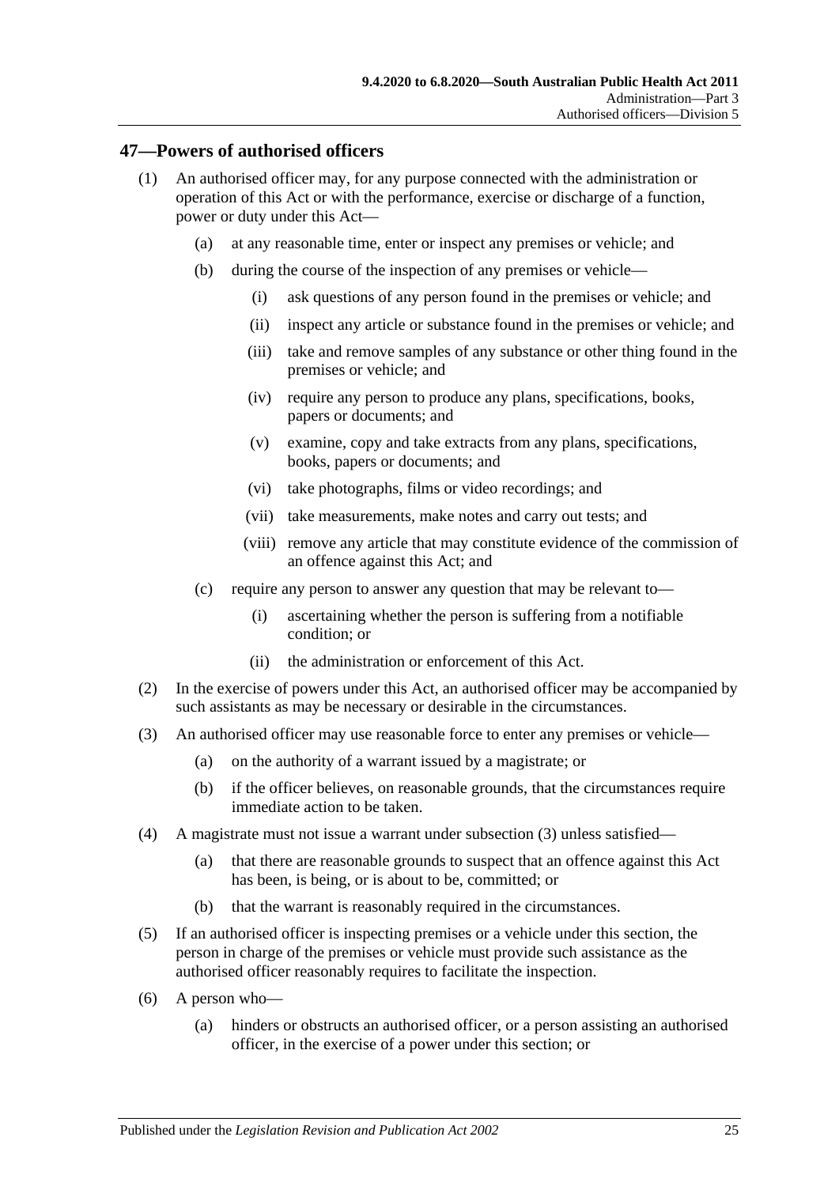## 47—Powers of authorised officers

(1) An authorised officer may, for any purpose connected with the administration or operation of this Act or with the performance, exercise or discharge of a function, power or duty under this Act—

   (a) at any reasonable time, enter or inspect any premises or vehicle; and

   (b) during the course of the inspection of any premises or vehicle—

      (i) ask questions of any person found in the premises or vehicle; and

      (ii) inspect any article or substance found in the premises or vehicle; and

      (iii) take and remove samples of any substance or other thing found in the premises or vehicle; and

      (iv) require any person to produce any plans, specifications, books, papers or documents; and

      (v) examine, copy and take extracts from any plans, specifications, books, papers or documents; and

      (vi) take photographs, films or video recordings; and

      (vii) take measurements, make notes and carry out tests; and

      (viii) remove any article that may constitute evidence of the commission of an offence against this Act; and

   (c) require any person to answer any question that may be relevant to—

      (i) ascertaining whether the person is suffering from a notifiable condition; or

      (ii) the administration or enforcement of this Act.

(2) In the exercise of powers under this Act, an authorised officer may be accompanied by such assistants as may be necessary or desirable in the circumstances.

(3) An authorised officer may use reasonable force to enter any premises or vehicle—

   (a) on the authority of a warrant issued by a magistrate; or

   (b) if the officer believes, on reasonable grounds, that the circumstances require immediate action to be taken.

(4) A magistrate must not issue a warrant under subsection (3) unless satisfied—

   (a) that there are reasonable grounds to suspect that an offence against this Act has been, is being, or is about to be, committed; or

   (b) that the warrant is reasonably required in the circumstances.

(5) If an authorised officer is inspecting premises or a vehicle under this section, the person in charge of the premises or vehicle must provide such assistance as the authorised officer reasonably requires to facilitate the inspection.

(6) A person who—

   (a) hinders or obstructs an authorised officer, or a person assisting an authorised officer, in the exercise of a power under this section; or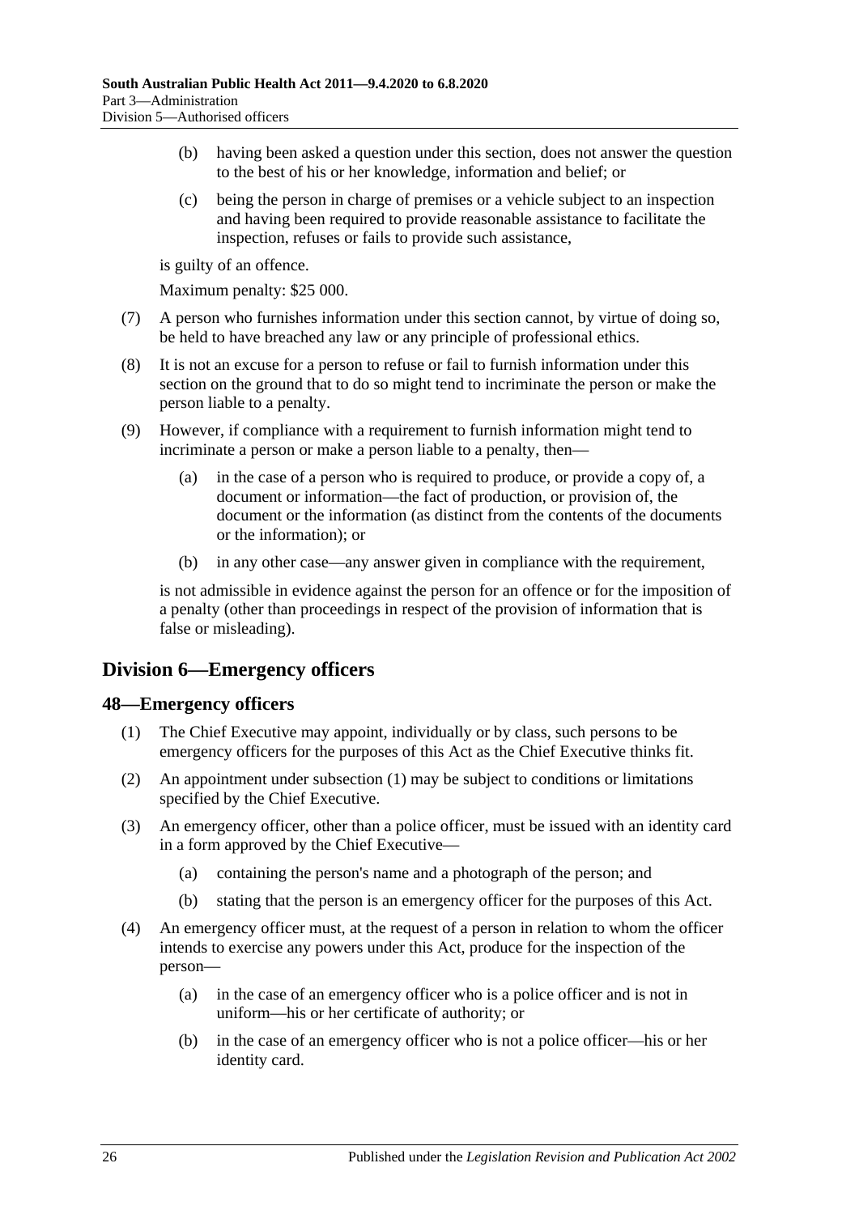(b) having been asked a question under this section, does not answer the question to the best of his or her knowledge, information and belief; or

(c) being the person in charge of premises or a vehicle subject to an inspection and having been required to provide reasonable assistance to facilitate the inspection, refuses or fails to provide such assistance,

is guilty of an offence.

Maximum penalty: $25 000.

(7) A person who furnishes information under this section cannot, by virtue of doing so, be held to have breached any law or any principle of professional ethics.

(8) It is not an excuse for a person to refuse or fail to furnish information under this section on the ground that to do so might tend to incriminate the person or make the person liable to a penalty.

(9) However, if compliance with a requirement to furnish information might tend to incriminate a person or make a person liable to a penalty, then—

(a) in the case of a person who is required to produce, or provide a copy of, a document or information—the fact of production, or provision of, the document or the information (as distinct from the contents of the documents or the information); or

(b) in any other case—any answer given in compliance with the requirement,

is not admissible in evidence against the person for an offence or for the imposition of a penalty (other than proceedings in respect of the provision of information that is false or misleading).

## Division 6—Emergency officers

### 48—Emergency officers

(1) The Chief Executive may appoint, individually or by class, such persons to be emergency officers for the purposes of this Act as the Chief Executive thinks fit.

(2) An appointment under subsection (1) may be subject to conditions or limitations specified by the Chief Executive.

(3) An emergency officer, other than a police officer, must be issued with an identity card in a form approved by the Chief Executive—

(a) containing the person's name and a photograph of the person; and

(b) stating that the person is an emergency officer for the purposes of this Act.

(4) An emergency officer must, at the request of a person in relation to whom the officer intends to exercise any powers under this Act, produce for the inspection of the person—

(a) in the case of an emergency officer who is a police officer and is not in uniform—his or her certificate of authority; or

(b) in the case of an emergency officer who is not a police officer—his or her identity card.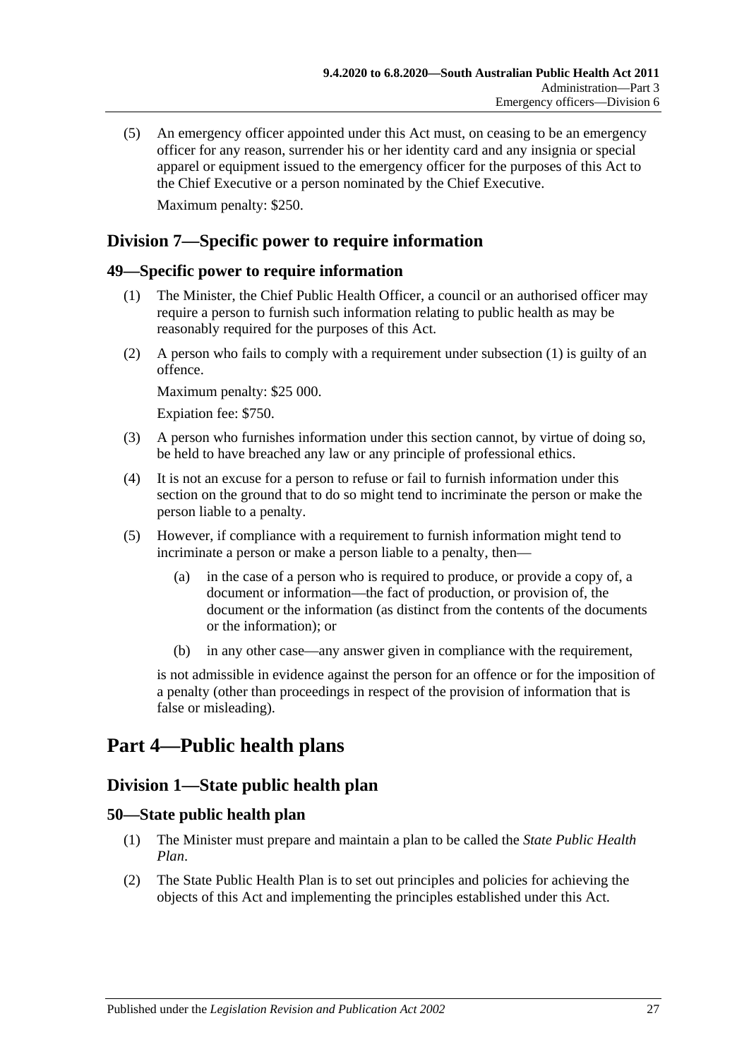(5) An emergency officer appointed under this Act must, on ceasing to be an emergency officer for any reason, surrender his or her identity card and any insignia or special apparel or equipment issued to the emergency officer for the purposes of this Act to the Chief Executive or a person nominated by the Chief Executive.

Maximum penalty: $250.

## Division 7—Specific power to require information

### 49—Specific power to require information

(1) The Minister, the Chief Public Health Officer, a council or an authorised officer may require a person to furnish such information relating to public health as may be reasonably required for the purposes of this Act.

(2) A person who fails to comply with a requirement under subsection (1) is guilty of an offence.

Maximum penalty: $25 000.

Expiation fee: $750.

(3) A person who furnishes information under this section cannot, by virtue of doing so, be held to have breached any law or any principle of professional ethics.

(4) It is not an excuse for a person to refuse or fail to furnish information under this section on the ground that to do so might tend to incriminate the person or make the person liable to a penalty.

(5) However, if compliance with a requirement to furnish information might tend to incriminate a person or make a person liable to a penalty, then—

(a) in the case of a person who is required to produce, or provide a copy of, a document or information—the fact of production, or provision of, the document or the information (as distinct from the contents of the documents or the information); or

(b) in any other case—any answer given in compliance with the requirement,

is not admissible in evidence against the person for an offence or for the imposition of a penalty (other than proceedings in respect of the provision of information that is false or misleading).

# Part 4—Public health plans

## Division 1—State public health plan

### 50—State public health plan

(1) The Minister must prepare and maintain a plan to be called the *State Public Health Plan*.

(2) The State Public Health Plan is to set out principles and policies for achieving the objects of this Act and implementing the principles established under this Act.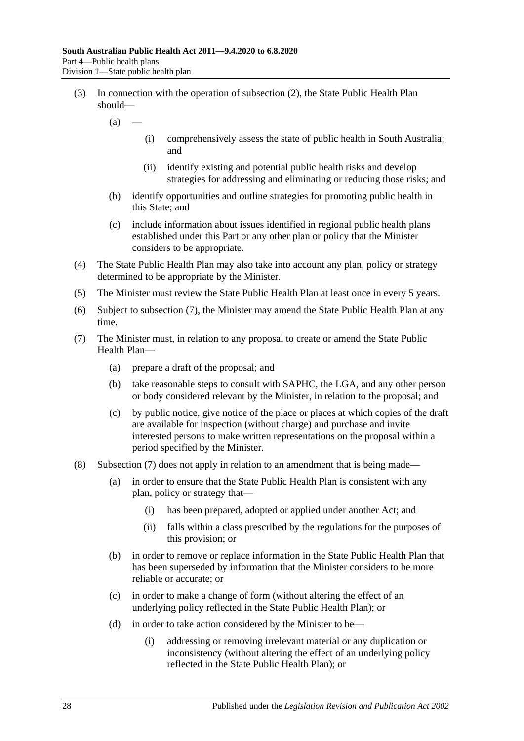(3) In connection with the operation of subsection (2), the State Public Health Plan should—

(a) —

(i) comprehensively assess the state of public health in South Australia; and

(ii) identify existing and potential public health risks and develop strategies for addressing and eliminating or reducing those risks; and

(b) identify opportunities and outline strategies for promoting public health in this State; and

(c) include information about issues identified in regional public health plans established under this Part or any other plan or policy that the Minister considers to be appropriate.

(4) The State Public Health Plan may also take into account any plan, policy or strategy determined to be appropriate by the Minister.

(5) The Minister must review the State Public Health Plan at least once in every 5 years.

(6) Subject to subsection (7), the Minister may amend the State Public Health Plan at any time.

(7) The Minister must, in relation to any proposal to create or amend the State Public Health Plan—

(a) prepare a draft of the proposal; and

(b) take reasonable steps to consult with SAPHC, the LGA, and any other person or body considered relevant by the Minister, in relation to the proposal; and

(c) by public notice, give notice of the place or places at which copies of the draft are available for inspection (without charge) and purchase and invite interested persons to make written representations on the proposal within a period specified by the Minister.

(8) Subsection (7) does not apply in relation to an amendment that is being made—

(a) in order to ensure that the State Public Health Plan is consistent with any plan, policy or strategy that—

(i) has been prepared, adopted or applied under another Act; and

(ii) falls within a class prescribed by the regulations for the purposes of this provision; or

(b) in order to remove or replace information in the State Public Health Plan that has been superseded by information that the Minister considers to be more reliable or accurate; or

(c) in order to make a change of form (without altering the effect of an underlying policy reflected in the State Public Health Plan); or

(d) in order to take action considered by the Minister to be—

(i) addressing or removing irrelevant material or any duplication or inconsistency (without altering the effect of an underlying policy reflected in the State Public Health Plan); or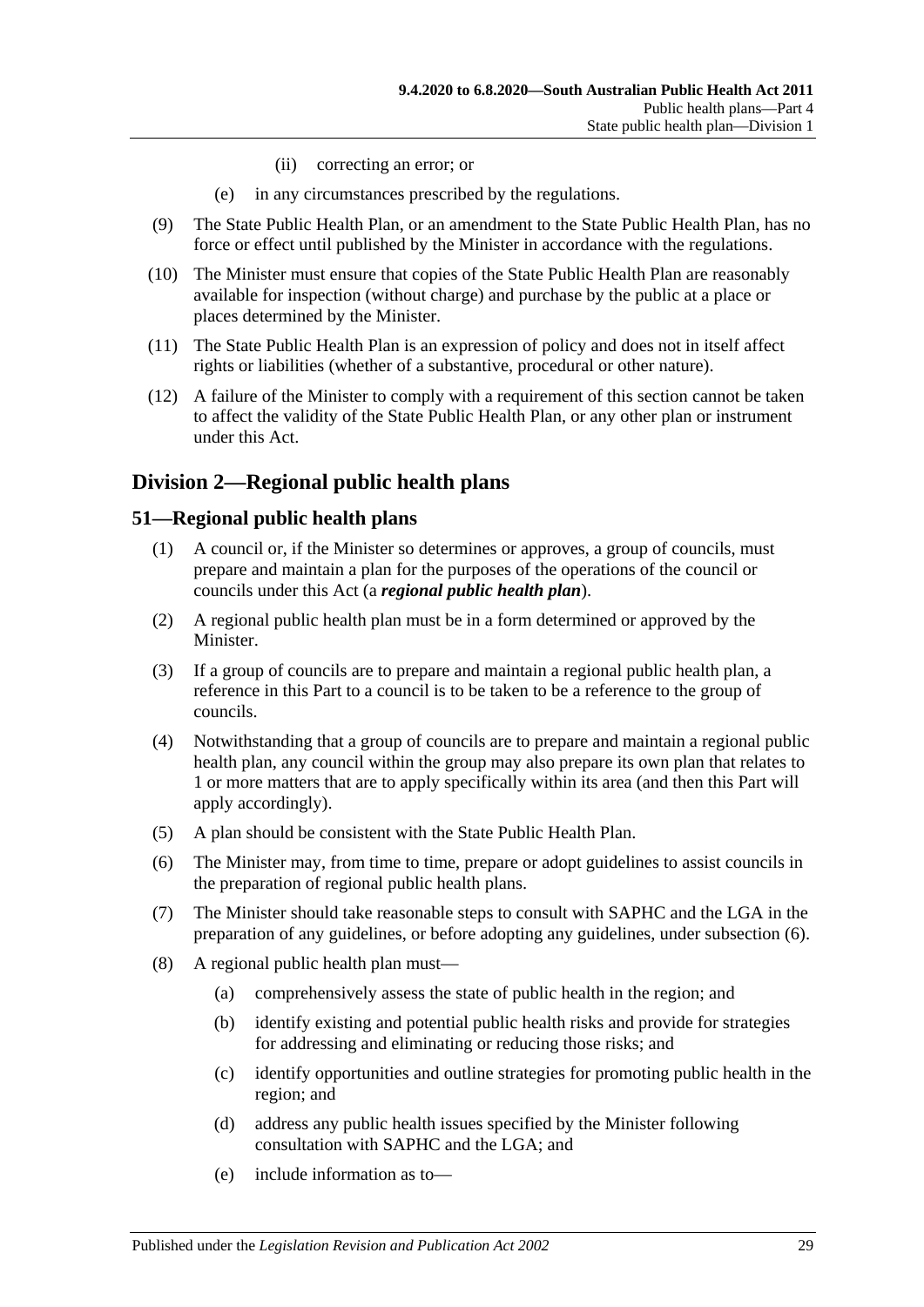(ii) correcting an error; or

(e) in any circumstances prescribed by the regulations.

(9) The State Public Health Plan, or an amendment to the State Public Health Plan, has no force or effect until published by the Minister in accordance with the regulations.

(10) The Minister must ensure that copies of the State Public Health Plan are reasonably available for inspection (without charge) and purchase by the public at a place or places determined by the Minister.

(11) The State Public Health Plan is an expression of policy and does not in itself affect rights or liabilities (whether of a substantive, procedural or other nature).

(12) A failure of the Minister to comply with a requirement of this section cannot be taken to affect the validity of the State Public Health Plan, or any other plan or instrument under this Act.

## Division 2—Regional public health plans

### 51—Regional public health plans

(1) A council or, if the Minister so determines or approves, a group of councils, must prepare and maintain a plan for the purposes of the operations of the council or councils under this Act (a ***regional public health plan***).

(2) A regional public health plan must be in a form determined or approved by the Minister.

(3) If a group of councils are to prepare and maintain a regional public health plan, a reference in this Part to a council is to be taken to be a reference to the group of councils.

(4) Notwithstanding that a group of councils are to prepare and maintain a regional public health plan, any council within the group may also prepare its own plan that relates to 1 or more matters that are to apply specifically within its area (and then this Part will apply accordingly).

(5) A plan should be consistent with the State Public Health Plan.

(6) The Minister may, from time to time, prepare or adopt guidelines to assist councils in the preparation of regional public health plans.

(7) The Minister should take reasonable steps to consult with SAPHC and the LGA in the preparation of any guidelines, or before adopting any guidelines, under subsection (6).

(8) A regional public health plan must—

(a) comprehensively assess the state of public health in the region; and

(b) identify existing and potential public health risks and provide for strategies for addressing and eliminating or reducing those risks; and

(c) identify opportunities and outline strategies for promoting public health in the region; and

(d) address any public health issues specified by the Minister following consultation with SAPHC and the LGA; and

(e) include information as to—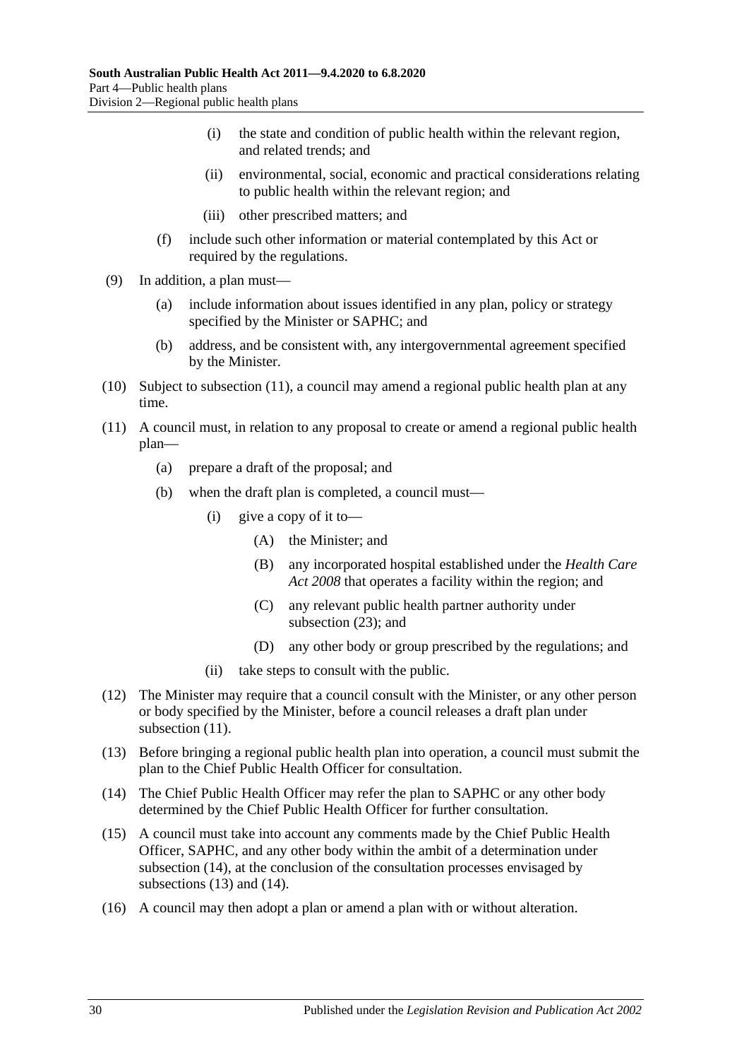- (i) the state and condition of public health within the relevant region, and related trends; and
- (ii) environmental, social, economic and practical considerations relating to public health within the relevant region; and
- (iii) other prescribed matters; and

(f) include such other information or material contemplated by this Act or required by the regulations.

(9) In addition, a plan must—

- (a) include information about issues identified in any plan, policy or strategy specified by the Minister or SAPHC; and
- (b) address, and be consistent with, any intergovernmental agreement specified by the Minister.

(10) Subject to subsection (11), a council may amend a regional public health plan at any time.

(11) A council must, in relation to any proposal to create or amend a regional public health plan—

- (a) prepare a draft of the proposal; and
- (b) when the draft plan is completed, a council must—
  - (i) give a copy of it to—
    - (A) the Minister; and
    - (B) any incorporated hospital established under the *Health Care Act 2008* that operates a facility within the region; and
    - (C) any relevant public health partner authority under subsection (23); and
    - (D) any other body or group prescribed by the regulations; and
  - (ii) take steps to consult with the public.

(12) The Minister may require that a council consult with the Minister, or any other person or body specified by the Minister, before a council releases a draft plan under subsection (11).

(13) Before bringing a regional public health plan into operation, a council must submit the plan to the Chief Public Health Officer for consultation.

(14) The Chief Public Health Officer may refer the plan to SAPHC or any other body determined by the Chief Public Health Officer for further consultation.

(15) A council must take into account any comments made by the Chief Public Health Officer, SAPHC, and any other body within the ambit of a determination under subsection (14), at the conclusion of the consultation processes envisaged by subsections (13) and (14).

(16) A council may then adopt a plan or amend a plan with or without alteration.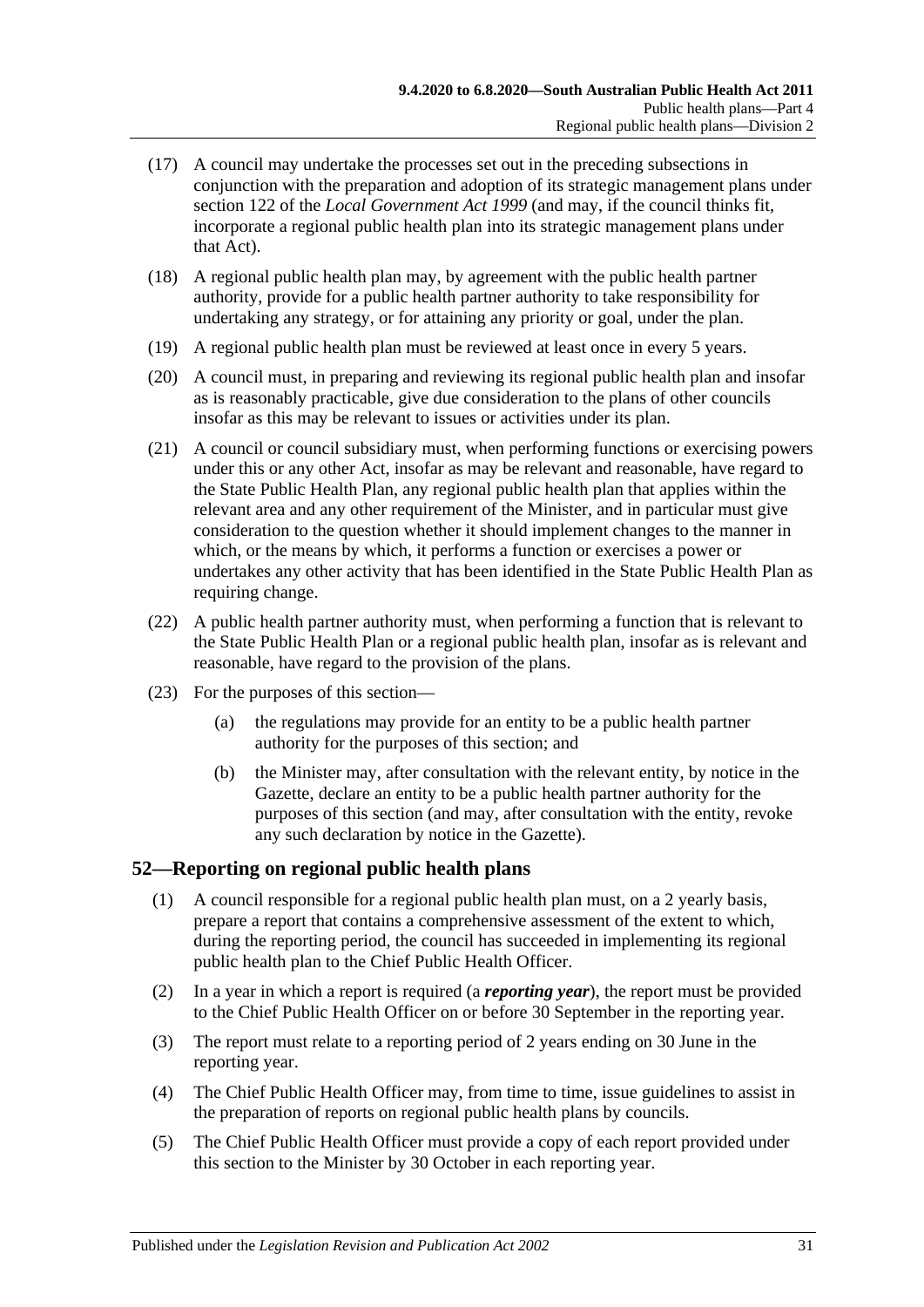(17) A council may undertake the processes set out in the preceding subsections in conjunction with the preparation and adoption of its strategic management plans under section 122 of the *Local Government Act 1999* (and may, if the council thinks fit, incorporate a regional public health plan into its strategic management plans under that Act).

(18) A regional public health plan may, by agreement with the public health partner authority, provide for a public health partner authority to take responsibility for undertaking any strategy, or for attaining any priority or goal, under the plan.

(19) A regional public health plan must be reviewed at least once in every 5 years.

(20) A council must, in preparing and reviewing its regional public health plan and insofar as is reasonably practicable, give due consideration to the plans of other councils insofar as this may be relevant to issues or activities under its plan.

(21) A council or council subsidiary must, when performing functions or exercising powers under this or any other Act, insofar as may be relevant and reasonable, have regard to the State Public Health Plan, any regional public health plan that applies within the relevant area and any other requirement of the Minister, and in particular must give consideration to the question whether it should implement changes to the manner in which, or the means by which, it performs a function or exercises a power or undertakes any other activity that has been identified in the State Public Health Plan as requiring change.

(22) A public health partner authority must, when performing a function that is relevant to the State Public Health Plan or a regional public health plan, insofar as is relevant and reasonable, have regard to the provision of the plans.

(23) For the purposes of this section—

(a) the regulations may provide for an entity to be a public health partner authority for the purposes of this section; and

(b) the Minister may, after consultation with the relevant entity, by notice in the Gazette, declare an entity to be a public health partner authority for the purposes of this section (and may, after consultation with the entity, revoke any such declaration by notice in the Gazette).

## 52—Reporting on regional public health plans

(1) A council responsible for a regional public health plan must, on a 2 yearly basis, prepare a report that contains a comprehensive assessment of the extent to which, during the reporting period, the council has succeeded in implementing its regional public health plan to the Chief Public Health Officer.

(2) In a year in which a report is required (a ***reporting year***), the report must be provided to the Chief Public Health Officer on or before 30 September in the reporting year.

(3) The report must relate to a reporting period of 2 years ending on 30 June in the reporting year.

(4) The Chief Public Health Officer may, from time to time, issue guidelines to assist in the preparation of reports on regional public health plans by councils.

(5) The Chief Public Health Officer must provide a copy of each report provided under this section to the Minister by 30 October in each reporting year.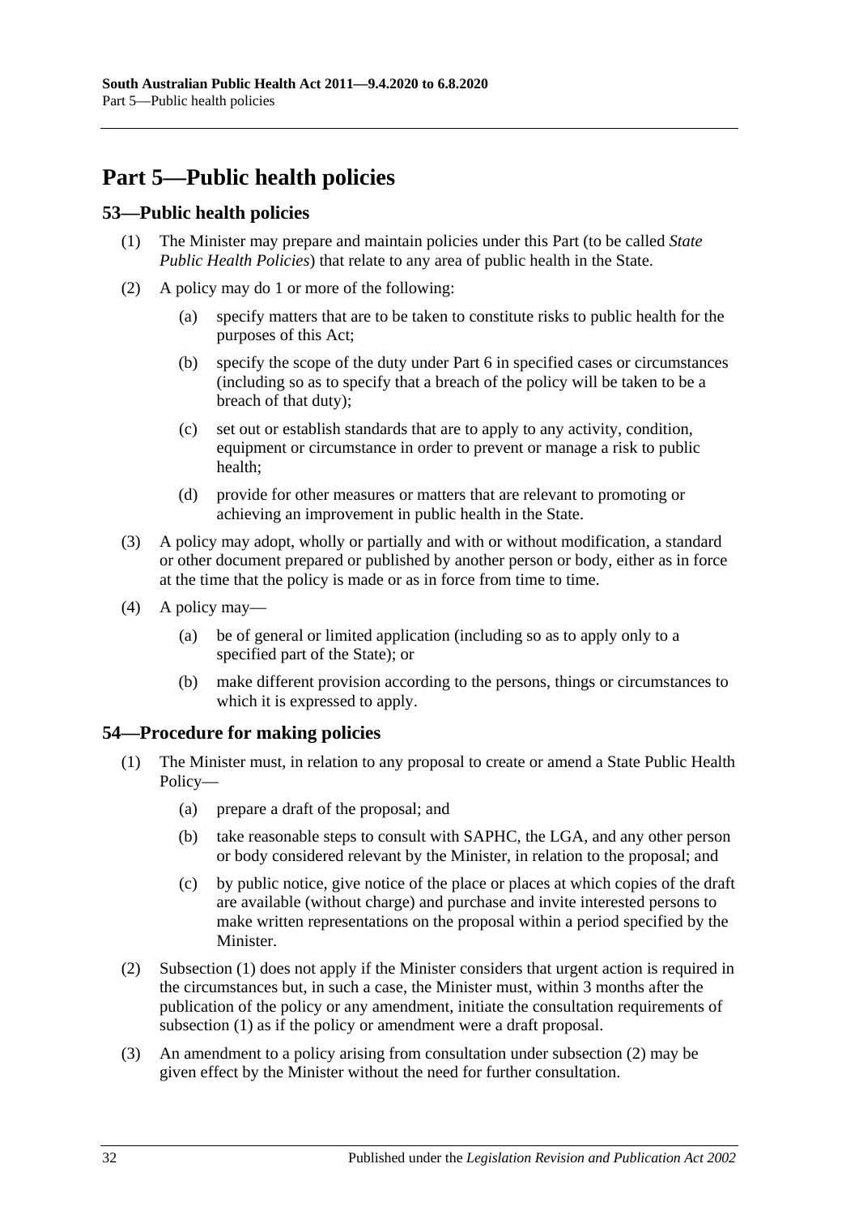# Part 5—Public health policies

## 53—Public health policies

(1) The Minister may prepare and maintain policies under this Part (to be called *State Public Health Policies*) that relate to any area of public health in the State.

(2) A policy may do 1 or more of the following:

   (a) specify matters that are to be taken to constitute risks to public health for the purposes of this Act;

   (b) specify the scope of the duty under Part 6 in specified cases or circumstances (including so as to specify that a breach of the policy will be taken to be a breach of that duty);

   (c) set out or establish standards that are to apply to any activity, condition, equipment or circumstance in order to prevent or manage a risk to public health;

   (d) provide for other measures or matters that are relevant to promoting or achieving an improvement in public health in the State.

(3) A policy may adopt, wholly or partially and with or without modification, a standard or other document prepared or published by another person or body, either as in force at the time that the policy is made or as in force from time to time.

(4) A policy may—

   (a) be of general or limited application (including so as to apply only to a specified part of the State); or

   (b) make different provision according to the persons, things or circumstances to which it is expressed to apply.

## 54—Procedure for making policies

(1) The Minister must, in relation to any proposal to create or amend a State Public Health Policy—

   (a) prepare a draft of the proposal; and

   (b) take reasonable steps to consult with SAPHC, the LGA, and any other person or body considered relevant by the Minister, in relation to the proposal; and

   (c) by public notice, give notice of the place or places at which copies of the draft are available (without charge) and purchase and invite interested persons to make written representations on the proposal within a period specified by the Minister.

(2) Subsection (1) does not apply if the Minister considers that urgent action is required in the circumstances but, in such a case, the Minister must, within 3 months after the publication of the policy or any amendment, initiate the consultation requirements of subsection (1) as if the policy or amendment were a draft proposal.

(3) An amendment to a policy arising from consultation under subsection (2) may be given effect by the Minister without the need for further consultation.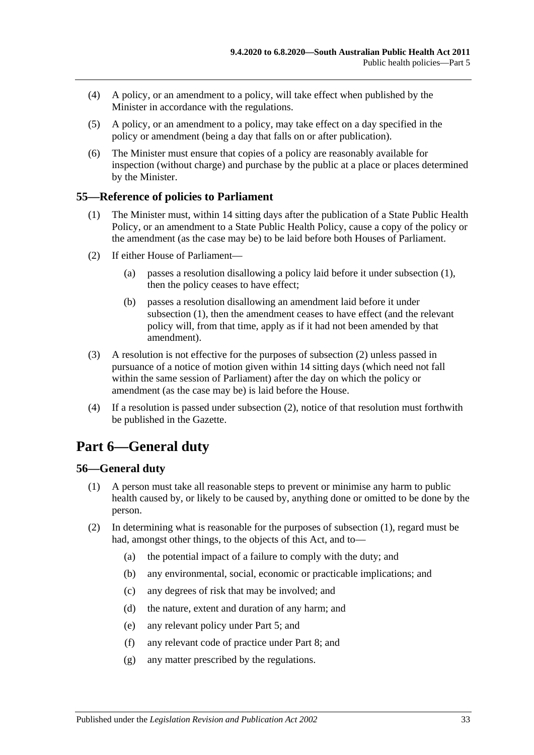(4) A policy, or an amendment to a policy, will take effect when published by the Minister in accordance with the regulations.

(5) A policy, or an amendment to a policy, may take effect on a day specified in the policy or amendment (being a day that falls on or after publication).

(6) The Minister must ensure that copies of a policy are reasonably available for inspection (without charge) and purchase by the public at a place or places determined by the Minister.

## 55—Reference of policies to Parliament

(1) The Minister must, within 14 sitting days after the publication of a State Public Health Policy, or an amendment to a State Public Health Policy, cause a copy of the policy or the amendment (as the case may be) to be laid before both Houses of Parliament.

(2) If either House of Parliament—

(a) passes a resolution disallowing a policy laid before it under subsection (1), then the policy ceases to have effect;

(b) passes a resolution disallowing an amendment laid before it under subsection (1), then the amendment ceases to have effect (and the relevant policy will, from that time, apply as if it had not been amended by that amendment).

(3) A resolution is not effective for the purposes of subsection (2) unless passed in pursuance of a notice of motion given within 14 sitting days (which need not fall within the same session of Parliament) after the day on which the policy or amendment (as the case may be) is laid before the House.

(4) If a resolution is passed under subsection (2), notice of that resolution must forthwith be published in the Gazette.

# Part 6—General duty

## 56—General duty

(1) A person must take all reasonable steps to prevent or minimise any harm to public health caused by, or likely to be caused by, anything done or omitted to be done by the person.

(2) In determining what is reasonable for the purposes of subsection (1), regard must be had, amongst other things, to the objects of this Act, and to—

(a) the potential impact of a failure to comply with the duty; and

(b) any environmental, social, economic or practicable implications; and

(c) any degrees of risk that may be involved; and

(d) the nature, extent and duration of any harm; and

(e) any relevant policy under Part 5; and

(f) any relevant code of practice under Part 8; and

(g) any matter prescribed by the regulations.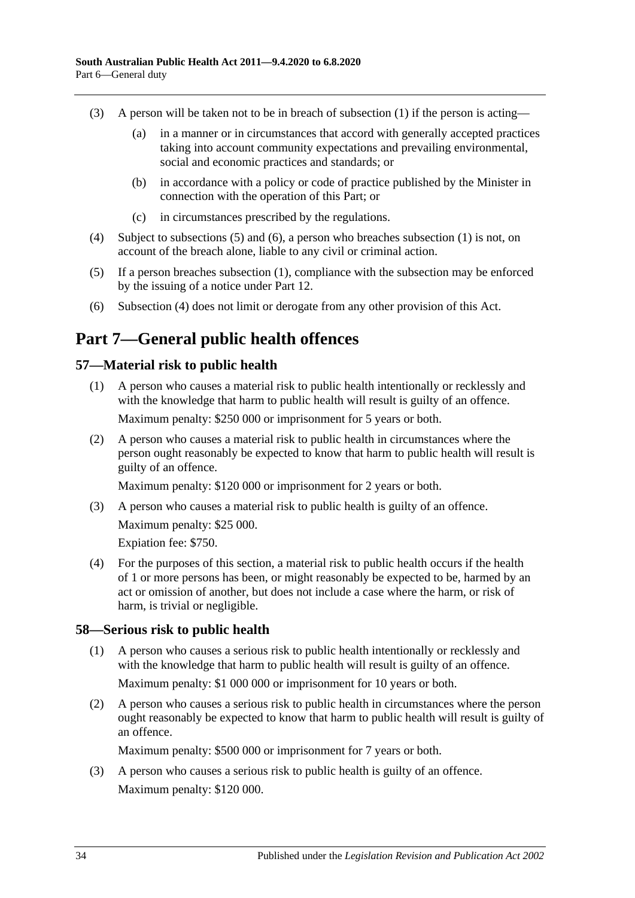(3) A person will be taken not to be in breach of subsection (1) if the person is acting—

(a) in a manner or in circumstances that accord with generally accepted practices taking into account community expectations and prevailing environmental, social and economic practices and standards; or

(b) in accordance with a policy or code of practice published by the Minister in connection with the operation of this Part; or

(c) in circumstances prescribed by the regulations.

(4) Subject to subsections (5) and (6), a person who breaches subsection (1) is not, on account of the breach alone, liable to any civil or criminal action.

(5) If a person breaches subsection (1), compliance with the subsection may be enforced by the issuing of a notice under Part 12.

(6) Subsection (4) does not limit or derogate from any other provision of this Act.

# Part 7—General public health offences

## 57—Material risk to public health

(1) A person who causes a material risk to public health intentionally or recklessly and with the knowledge that harm to public health will result is guilty of an offence.

Maximum penalty: $250 000 or imprisonment for 5 years or both.

(2) A person who causes a material risk to public health in circumstances where the person ought reasonably be expected to know that harm to public health will result is guilty of an offence.

Maximum penalty: $120 000 or imprisonment for 2 years or both.

(3) A person who causes a material risk to public health is guilty of an offence.

Maximum penalty: $25 000.

Expiation fee: $750.

(4) For the purposes of this section, a material risk to public health occurs if the health of 1 or more persons has been, or might reasonably be expected to be, harmed by an act or omission of another, but does not include a case where the harm, or risk of harm, is trivial or negligible.

## 58—Serious risk to public health

(1) A person who causes a serious risk to public health intentionally or recklessly and with the knowledge that harm to public health will result is guilty of an offence.

Maximum penalty: $1 000 000 or imprisonment for 10 years or both.

(2) A person who causes a serious risk to public health in circumstances where the person ought reasonably be expected to know that harm to public health will result is guilty of an offence.

Maximum penalty: $500 000 or imprisonment for 7 years or both.

(3) A person who causes a serious risk to public health is guilty of an offence.

Maximum penalty: $120 000.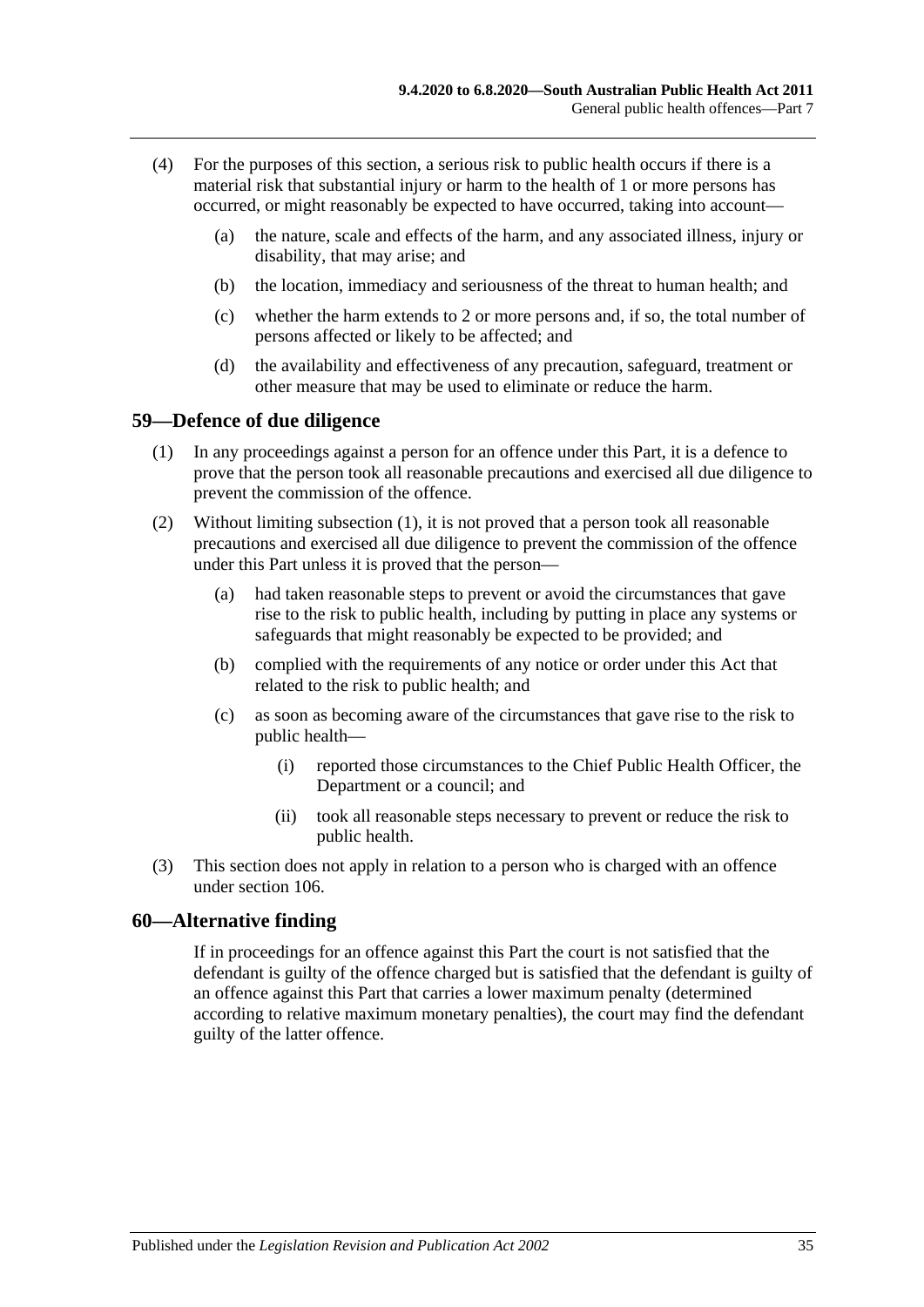(4) For the purposes of this section, a serious risk to public health occurs if there is a material risk that substantial injury or harm to the health of 1 or more persons has occurred, or might reasonably be expected to have occurred, taking into account—

(a) the nature, scale and effects of the harm, and any associated illness, injury or disability, that may arise; and

(b) the location, immediacy and seriousness of the threat to human health; and

(c) whether the harm extends to 2 or more persons and, if so, the total number of persons affected or likely to be affected; and

(d) the availability and effectiveness of any precaution, safeguard, treatment or other measure that may be used to eliminate or reduce the harm.

## 59—Defence of due diligence

(1) In any proceedings against a person for an offence under this Part, it is a defence to prove that the person took all reasonable precautions and exercised all due diligence to prevent the commission of the offence.

(2) Without limiting subsection (1), it is not proved that a person took all reasonable precautions and exercised all due diligence to prevent the commission of the offence under this Part unless it is proved that the person—

(a) had taken reasonable steps to prevent or avoid the circumstances that gave rise to the risk to public health, including by putting in place any systems or safeguards that might reasonably be expected to be provided; and

(b) complied with the requirements of any notice or order under this Act that related to the risk to public health; and

(c) as soon as becoming aware of the circumstances that gave rise to the risk to public health—

(i) reported those circumstances to the Chief Public Health Officer, the Department or a council; and

(ii) took all reasonable steps necessary to prevent or reduce the risk to public health.

(3) This section does not apply in relation to a person who is charged with an offence under section 106.

## 60—Alternative finding

If in proceedings for an offence against this Part the court is not satisfied that the defendant is guilty of the offence charged but is satisfied that the defendant is guilty of an offence against this Part that carries a lower maximum penalty (determined according to relative maximum monetary penalties), the court may find the defendant guilty of the latter offence.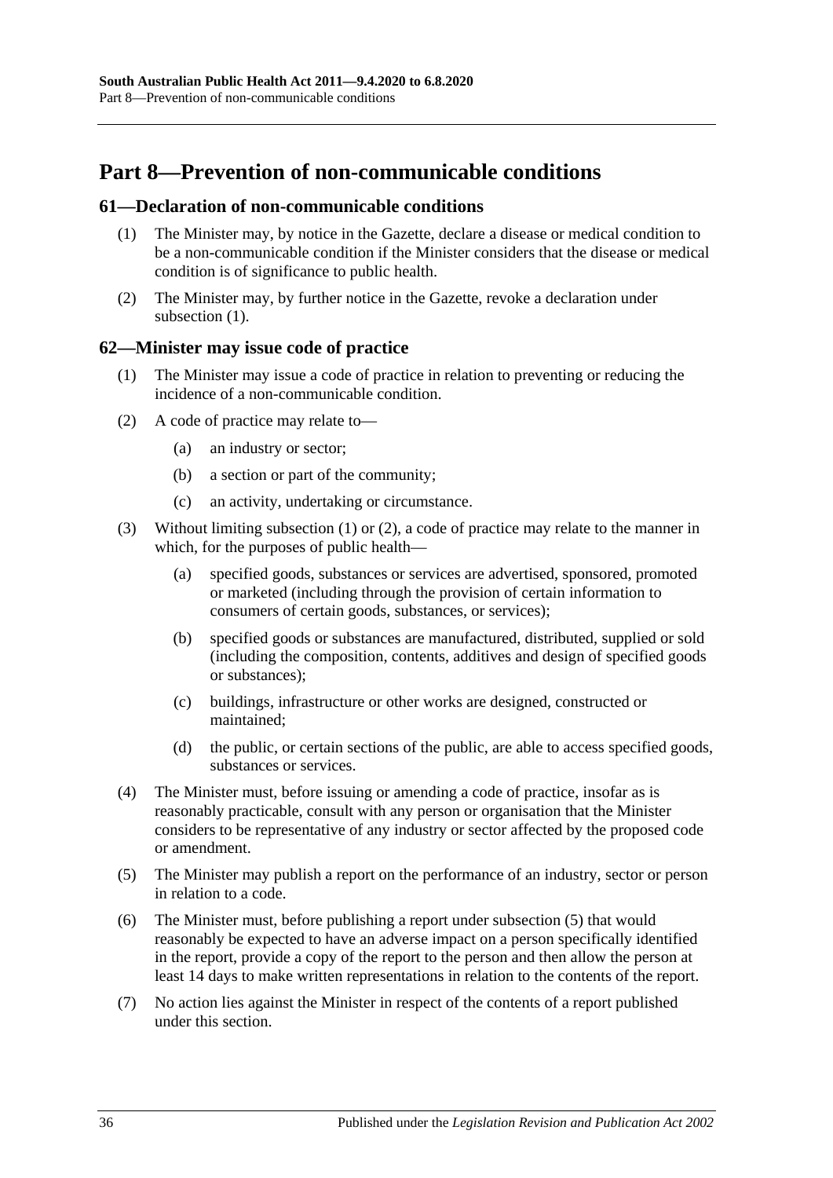# Part 8—Prevention of non-communicable conditions

## 61—Declaration of non-communicable conditions

(1) The Minister may, by notice in the Gazette, declare a disease or medical condition to be a non-communicable condition if the Minister considers that the disease or medical condition is of significance to public health.

(2) The Minister may, by further notice in the Gazette, revoke a declaration under subsection (1).

## 62—Minister may issue code of practice

(1) The Minister may issue a code of practice in relation to preventing or reducing the incidence of a non-communicable condition.

(2) A code of practice may relate to—

- (a) an industry or sector;
- (b) a section or part of the community;
- (c) an activity, undertaking or circumstance.

(3) Without limiting subsection (1) or (2), a code of practice may relate to the manner in which, for the purposes of public health—

- (a) specified goods, substances or services are advertised, sponsored, promoted or marketed (including through the provision of certain information to consumers of certain goods, substances, or services);
- (b) specified goods or substances are manufactured, distributed, supplied or sold (including the composition, contents, additives and design of specified goods or substances);
- (c) buildings, infrastructure or other works are designed, constructed or maintained;
- (d) the public, or certain sections of the public, are able to access specified goods, substances or services.

(4) The Minister must, before issuing or amending a code of practice, insofar as is reasonably practicable, consult with any person or organisation that the Minister considers to be representative of any industry or sector affected by the proposed code or amendment.

(5) The Minister may publish a report on the performance of an industry, sector or person in relation to a code.

(6) The Minister must, before publishing a report under subsection (5) that would reasonably be expected to have an adverse impact on a person specifically identified in the report, provide a copy of the report to the person and then allow the person at least 14 days to make written representations in relation to the contents of the report.

(7) No action lies against the Minister in respect of the contents of a report published under this section.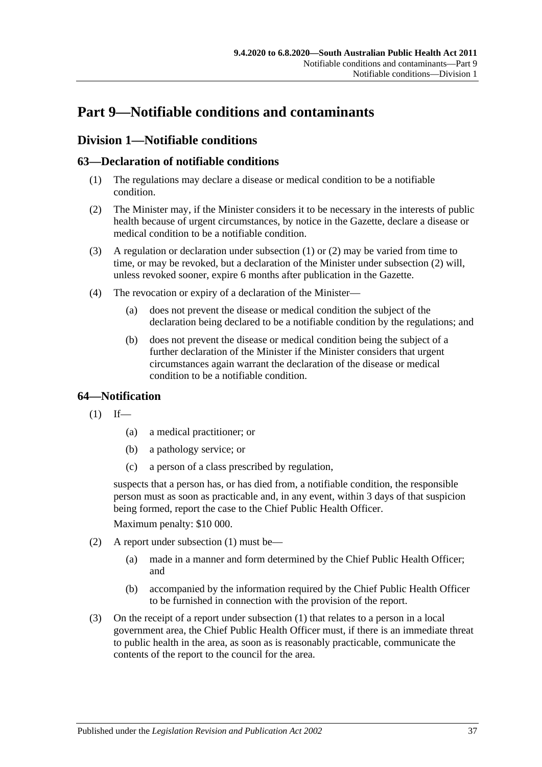# Part 9—Notifiable conditions and contaminants

## Division 1—Notifiable conditions

### 63—Declaration of notifiable conditions

(1) The regulations may declare a disease or medical condition to be a notifiable condition.

(2) The Minister may, if the Minister considers it to be necessary in the interests of public health because of urgent circumstances, by notice in the Gazette, declare a disease or medical condition to be a notifiable condition.

(3) A regulation or declaration under subsection (1) or (2) may be varied from time to time, or may be revoked, but a declaration of the Minister under subsection (2) will, unless revoked sooner, expire 6 months after publication in the Gazette.

(4) The revocation or expiry of a declaration of the Minister—

(a) does not prevent the disease or medical condition the subject of the declaration being declared to be a notifiable condition by the regulations; and

(b) does not prevent the disease or medical condition being the subject of a further declaration of the Minister if the Minister considers that urgent circumstances again warrant the declaration of the disease or medical condition to be a notifiable condition.

### 64—Notification

(1) If—

(a) a medical practitioner; or

(b) a pathology service; or

(c) a person of a class prescribed by regulation,

suspects that a person has, or has died from, a notifiable condition, the responsible person must as soon as practicable and, in any event, within 3 days of that suspicion being formed, report the case to the Chief Public Health Officer.

Maximum penalty: $10 000.

(2) A report under subsection (1) must be—

(a) made in a manner and form determined by the Chief Public Health Officer; and

(b) accompanied by the information required by the Chief Public Health Officer to be furnished in connection with the provision of the report.

(3) On the receipt of a report under subsection (1) that relates to a person in a local government area, the Chief Public Health Officer must, if there is an immediate threat to public health in the area, as soon as is reasonably practicable, communicate the contents of the report to the council for the area.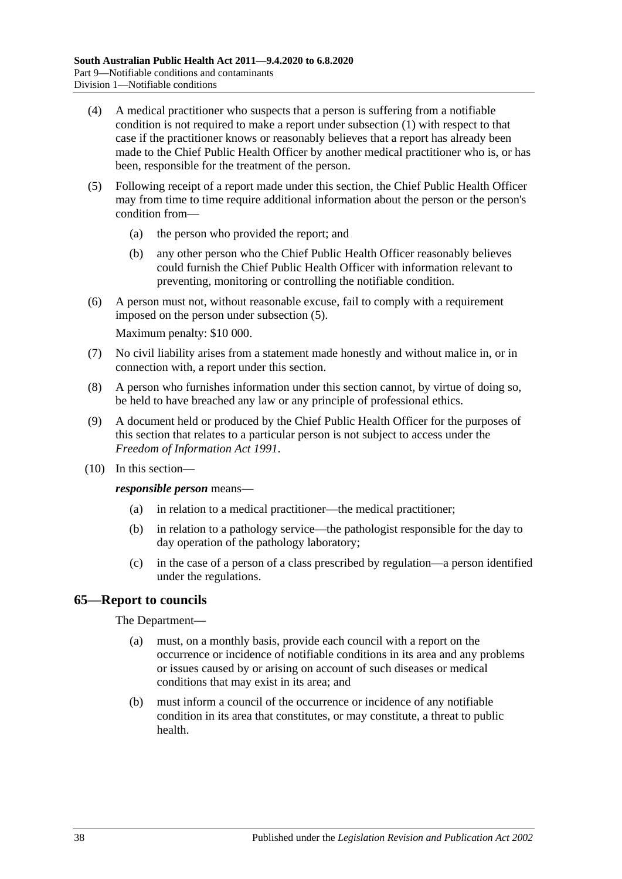(4) A medical practitioner who suspects that a person is suffering from a notifiable condition is not required to make a report under subsection (1) with respect to that case if the practitioner knows or reasonably believes that a report has already been made to the Chief Public Health Officer by another medical practitioner who is, or has been, responsible for the treatment of the person.

(5) Following receipt of a report made under this section, the Chief Public Health Officer may from time to time require additional information about the person or the person's condition from—

- (a) the person who provided the report; and
- (b) any other person who the Chief Public Health Officer reasonably believes could furnish the Chief Public Health Officer with information relevant to preventing, monitoring or controlling the notifiable condition.

(6) A person must not, without reasonable excuse, fail to comply with a requirement imposed on the person under subsection (5).

Maximum penalty: $10 000.

(7) No civil liability arises from a statement made honestly and without malice in, or in connection with, a report under this section.

(8) A person who furnishes information under this section cannot, by virtue of doing so, be held to have breached any law or any principle of professional ethics.

(9) A document held or produced by the Chief Public Health Officer for the purposes of this section that relates to a particular person is not subject to access under the *Freedom of Information Act 1991*.

(10) In this section—

***responsible person*** means—

- (a) in relation to a medical practitioner—the medical practitioner;
- (b) in relation to a pathology service—the pathologist responsible for the day to day operation of the pathology laboratory;
- (c) in the case of a person of a class prescribed by regulation—a person identified under the regulations.

## 65—Report to councils

The Department—

- (a) must, on a monthly basis, provide each council with a report on the occurrence or incidence of notifiable conditions in its area and any problems or issues caused by or arising on account of such diseases or medical conditions that may exist in its area; and
- (b) must inform a council of the occurrence or incidence of any notifiable condition in its area that constitutes, or may constitute, a threat to public health.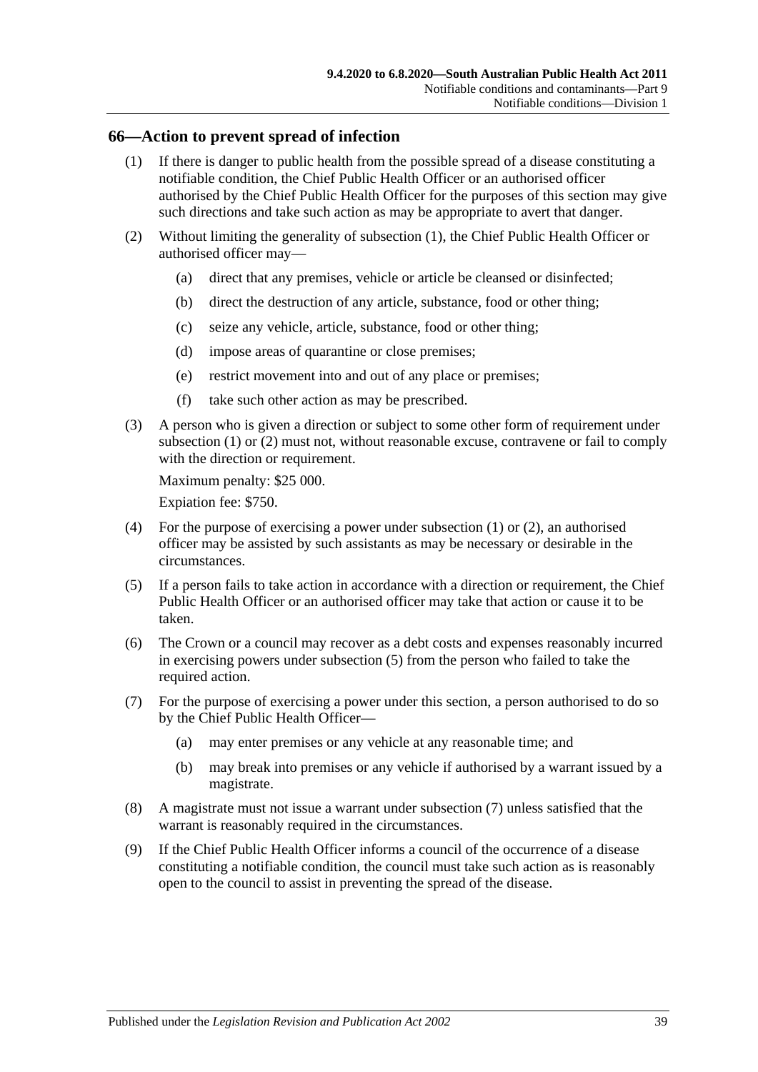## 66—Action to prevent spread of infection

(1) If there is danger to public health from the possible spread of a disease constituting a notifiable condition, the Chief Public Health Officer or an authorised officer authorised by the Chief Public Health Officer for the purposes of this section may give such directions and take such action as may be appropriate to avert that danger.

(2) Without limiting the generality of subsection (1), the Chief Public Health Officer or authorised officer may—

(a) direct that any premises, vehicle or article be cleansed or disinfected;

(b) direct the destruction of any article, substance, food or other thing;

(c) seize any vehicle, article, substance, food or other thing;

(d) impose areas of quarantine or close premises;

(e) restrict movement into and out of any place or premises;

(f) take such other action as may be prescribed.

(3) A person who is given a direction or subject to some other form of requirement under subsection (1) or (2) must not, without reasonable excuse, contravene or fail to comply with the direction or requirement.

Maximum penalty: $25 000.

Expiation fee: $750.

(4) For the purpose of exercising a power under subsection (1) or (2), an authorised officer may be assisted by such assistants as may be necessary or desirable in the circumstances.

(5) If a person fails to take action in accordance with a direction or requirement, the Chief Public Health Officer or an authorised officer may take that action or cause it to be taken.

(6) The Crown or a council may recover as a debt costs and expenses reasonably incurred in exercising powers under subsection (5) from the person who failed to take the required action.

(7) For the purpose of exercising a power under this section, a person authorised to do so by the Chief Public Health Officer—

(a) may enter premises or any vehicle at any reasonable time; and

(b) may break into premises or any vehicle if authorised by a warrant issued by a magistrate.

(8) A magistrate must not issue a warrant under subsection (7) unless satisfied that the warrant is reasonably required in the circumstances.

(9) If the Chief Public Health Officer informs a council of the occurrence of a disease constituting a notifiable condition, the council must take such action as is reasonably open to the council to assist in preventing the spread of the disease.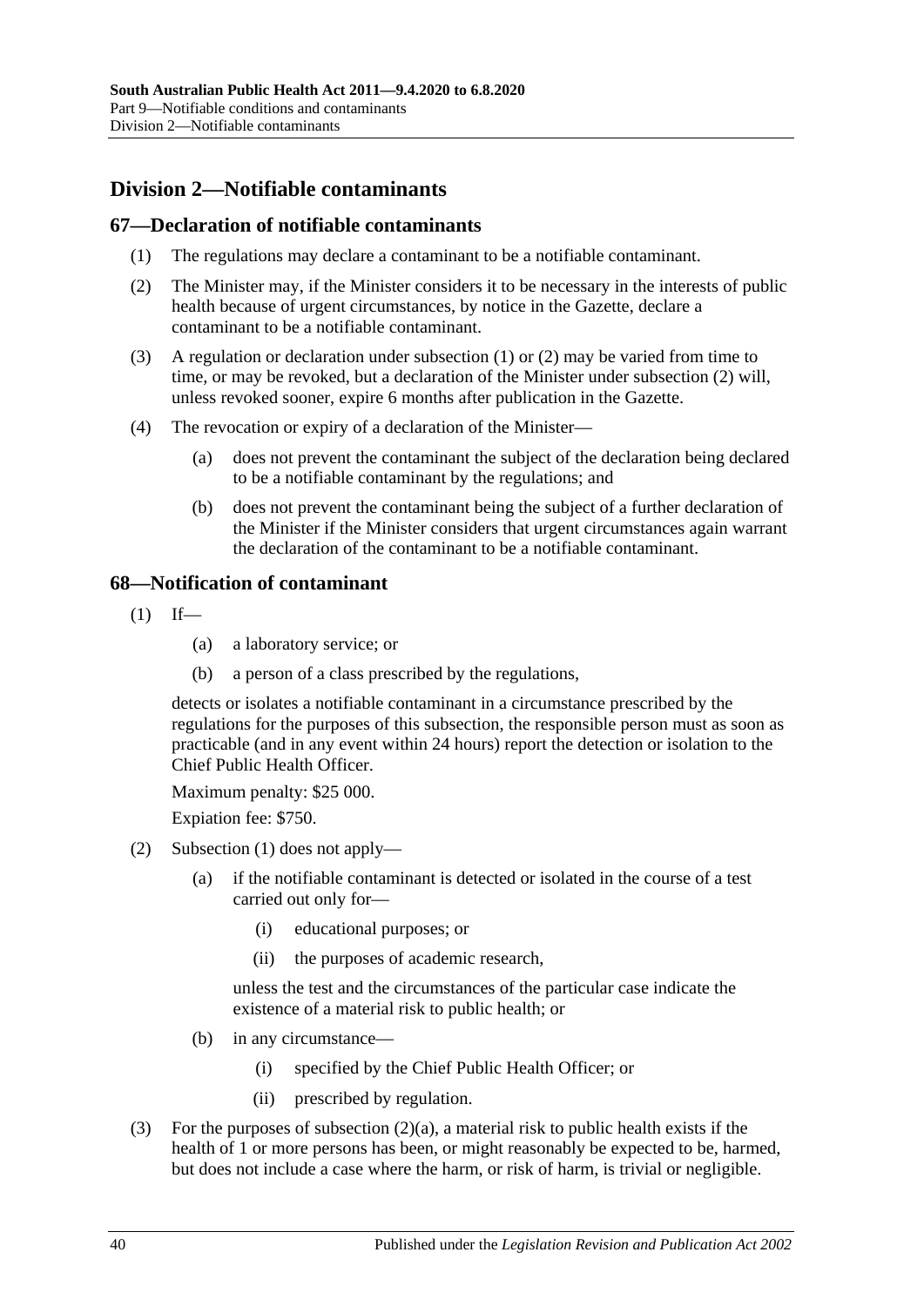## Division 2—Notifiable contaminants

### 67—Declaration of notifiable contaminants

(1) The regulations may declare a contaminant to be a notifiable contaminant.

(2) The Minister may, if the Minister considers it to be necessary in the interests of public health because of urgent circumstances, by notice in the Gazette, declare a contaminant to be a notifiable contaminant.

(3) A regulation or declaration under subsection (1) or (2) may be varied from time to time, or may be revoked, but a declaration of the Minister under subsection (2) will, unless revoked sooner, expire 6 months after publication in the Gazette.

(4) The revocation or expiry of a declaration of the Minister—

(a) does not prevent the contaminant the subject of the declaration being declared to be a notifiable contaminant by the regulations; and

(b) does not prevent the contaminant being the subject of a further declaration of the Minister if the Minister considers that urgent circumstances again warrant the declaration of the contaminant to be a notifiable contaminant.

### 68—Notification of contaminant

(1) If—

(a) a laboratory service; or

(b) a person of a class prescribed by the regulations,

detects or isolates a notifiable contaminant in a circumstance prescribed by the regulations for the purposes of this subsection, the responsible person must as soon as practicable (and in any event within 24 hours) report the detection or isolation to the Chief Public Health Officer.

Maximum penalty: $25 000.

Expiation fee: $750.

(2) Subsection (1) does not apply—

(a) if the notifiable contaminant is detected or isolated in the course of a test carried out only for—

(i) educational purposes; or

(ii) the purposes of academic research,

unless the test and the circumstances of the particular case indicate the existence of a material risk to public health; or

(b) in any circumstance—

(i) specified by the Chief Public Health Officer; or

(ii) prescribed by regulation.

(3) For the purposes of subsection (2)(a), a material risk to public health exists if the health of 1 or more persons has been, or might reasonably be expected to be, harmed, but does not include a case where the harm, or risk of harm, is trivial or negligible.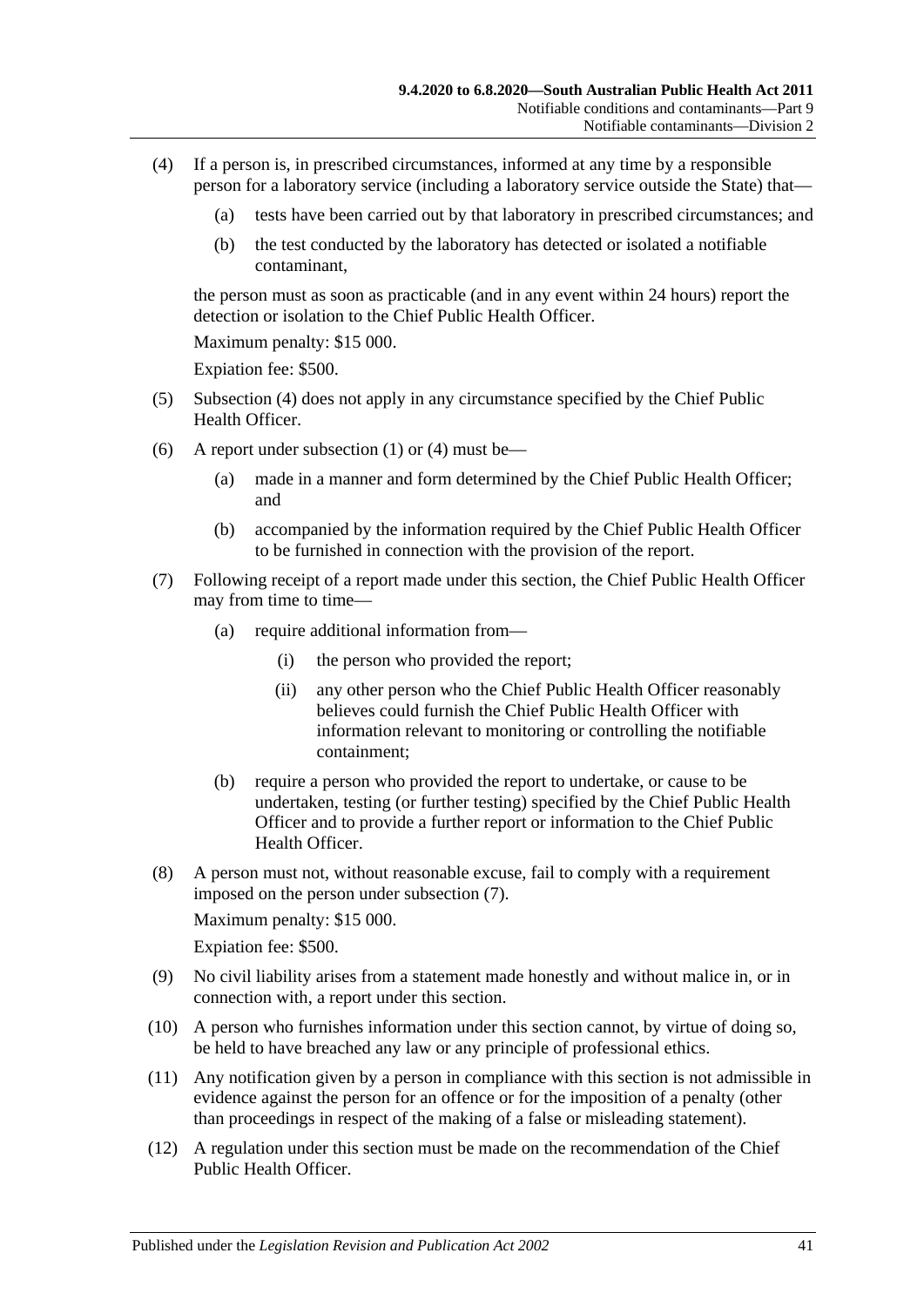(4) If a person is, in prescribed circumstances, informed at any time by a responsible person for a laboratory service (including a laboratory service outside the State) that—

  (a) tests have been carried out by that laboratory in prescribed circumstances; and

  (b) the test conducted by the laboratory has detected or isolated a notifiable contaminant,

the person must as soon as practicable (and in any event within 24 hours) report the detection or isolation to the Chief Public Health Officer.

Maximum penalty: $15 000.

Expiation fee: $500.

(5) Subsection (4) does not apply in any circumstance specified by the Chief Public Health Officer.

(6) A report under subsection (1) or (4) must be—

  (a) made in a manner and form determined by the Chief Public Health Officer; and

  (b) accompanied by the information required by the Chief Public Health Officer to be furnished in connection with the provision of the report.

(7) Following receipt of a report made under this section, the Chief Public Health Officer may from time to time—

  (a) require additional information from—

    (i) the person who provided the report;

    (ii) any other person who the Chief Public Health Officer reasonably believes could furnish the Chief Public Health Officer with information relevant to monitoring or controlling the notifiable containment;

  (b) require a person who provided the report to undertake, or cause to be undertaken, testing (or further testing) specified by the Chief Public Health Officer and to provide a further report or information to the Chief Public Health Officer.

(8) A person must not, without reasonable excuse, fail to comply with a requirement imposed on the person under subsection (7).

Maximum penalty: $15 000.

Expiation fee: $500.

(9) No civil liability arises from a statement made honestly and without malice in, or in connection with, a report under this section.

(10) A person who furnishes information under this section cannot, by virtue of doing so, be held to have breached any law or any principle of professional ethics.

(11) Any notification given by a person in compliance with this section is not admissible in evidence against the person for an offence or for the imposition of a penalty (other than proceedings in respect of the making of a false or misleading statement).

(12) A regulation under this section must be made on the recommendation of the Chief Public Health Officer.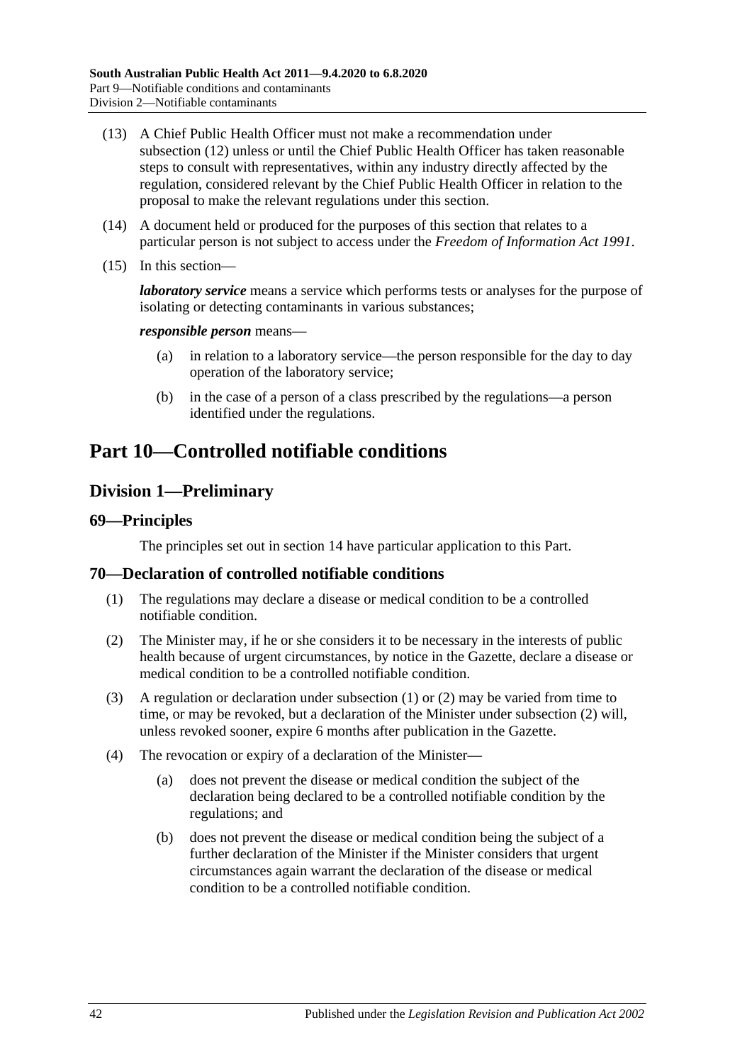(13) A Chief Public Health Officer must not make a recommendation under subsection (12) unless or until the Chief Public Health Officer has taken reasonable steps to consult with representatives, within any industry directly affected by the regulation, considered relevant by the Chief Public Health Officer in relation to the proposal to make the relevant regulations under this section.

(14) A document held or produced for the purposes of this section that relates to a particular person is not subject to access under the *Freedom of Information Act 1991*.

(15) In this section—

***laboratory service*** means a service which performs tests or analyses for the purpose of isolating or detecting contaminants in various substances;

***responsible person*** means—

- (a) in relation to a laboratory service—the person responsible for the day to day operation of the laboratory service;
- (b) in the case of a person of a class prescribed by the regulations—a person identified under the regulations.

# Part 10—Controlled notifiable conditions

## Division 1—Preliminary

### 69—Principles

The principles set out in section 14 have particular application to this Part.

### 70—Declaration of controlled notifiable conditions

(1) The regulations may declare a disease or medical condition to be a controlled notifiable condition.

(2) The Minister may, if he or she considers it to be necessary in the interests of public health because of urgent circumstances, by notice in the Gazette, declare a disease or medical condition to be a controlled notifiable condition.

(3) A regulation or declaration under subsection (1) or (2) may be varied from time to time, or may be revoked, but a declaration of the Minister under subsection (2) will, unless revoked sooner, expire 6 months after publication in the Gazette.

(4) The revocation or expiry of a declaration of the Minister—

- (a) does not prevent the disease or medical condition the subject of the declaration being declared to be a controlled notifiable condition by the regulations; and
- (b) does not prevent the disease or medical condition being the subject of a further declaration of the Minister if the Minister considers that urgent circumstances again warrant the declaration of the disease or medical condition to be a controlled notifiable condition.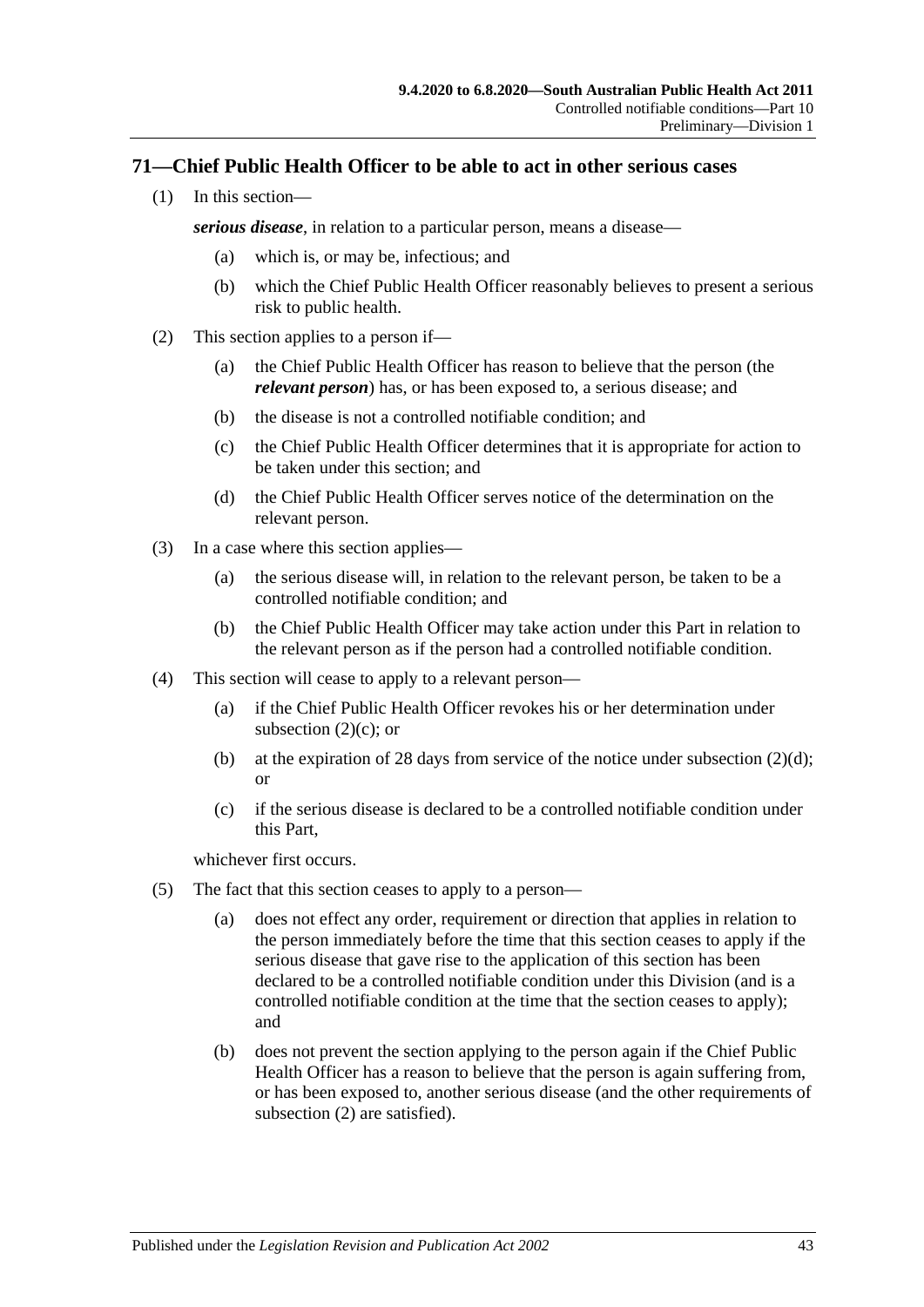## 71—Chief Public Health Officer to be able to act in other serious cases

(1) In this section—

***serious disease***, in relation to a particular person, means a disease—

(a) which is, or may be, infectious; and

(b) which the Chief Public Health Officer reasonably believes to present a serious risk to public health.

(2) This section applies to a person if—

(a) the Chief Public Health Officer has reason to believe that the person (the ***relevant person***) has, or has been exposed to, a serious disease; and

(b) the disease is not a controlled notifiable condition; and

(c) the Chief Public Health Officer determines that it is appropriate for action to be taken under this section; and

(d) the Chief Public Health Officer serves notice of the determination on the relevant person.

(3) In a case where this section applies—

(a) the serious disease will, in relation to the relevant person, be taken to be a controlled notifiable condition; and

(b) the Chief Public Health Officer may take action under this Part in relation to the relevant person as if the person had a controlled notifiable condition.

(4) This section will cease to apply to a relevant person—

(a) if the Chief Public Health Officer revokes his or her determination under subsection (2)(c); or

(b) at the expiration of 28 days from service of the notice under subsection (2)(d); or

(c) if the serious disease is declared to be a controlled notifiable condition under this Part,

whichever first occurs.

(5) The fact that this section ceases to apply to a person—

(a) does not effect any order, requirement or direction that applies in relation to the person immediately before the time that this section ceases to apply if the serious disease that gave rise to the application of this section has been declared to be a controlled notifiable condition under this Division (and is a controlled notifiable condition at the time that the section ceases to apply); and

(b) does not prevent the section applying to the person again if the Chief Public Health Officer has a reason to believe that the person is again suffering from, or has been exposed to, another serious disease (and the other requirements of subsection (2) are satisfied).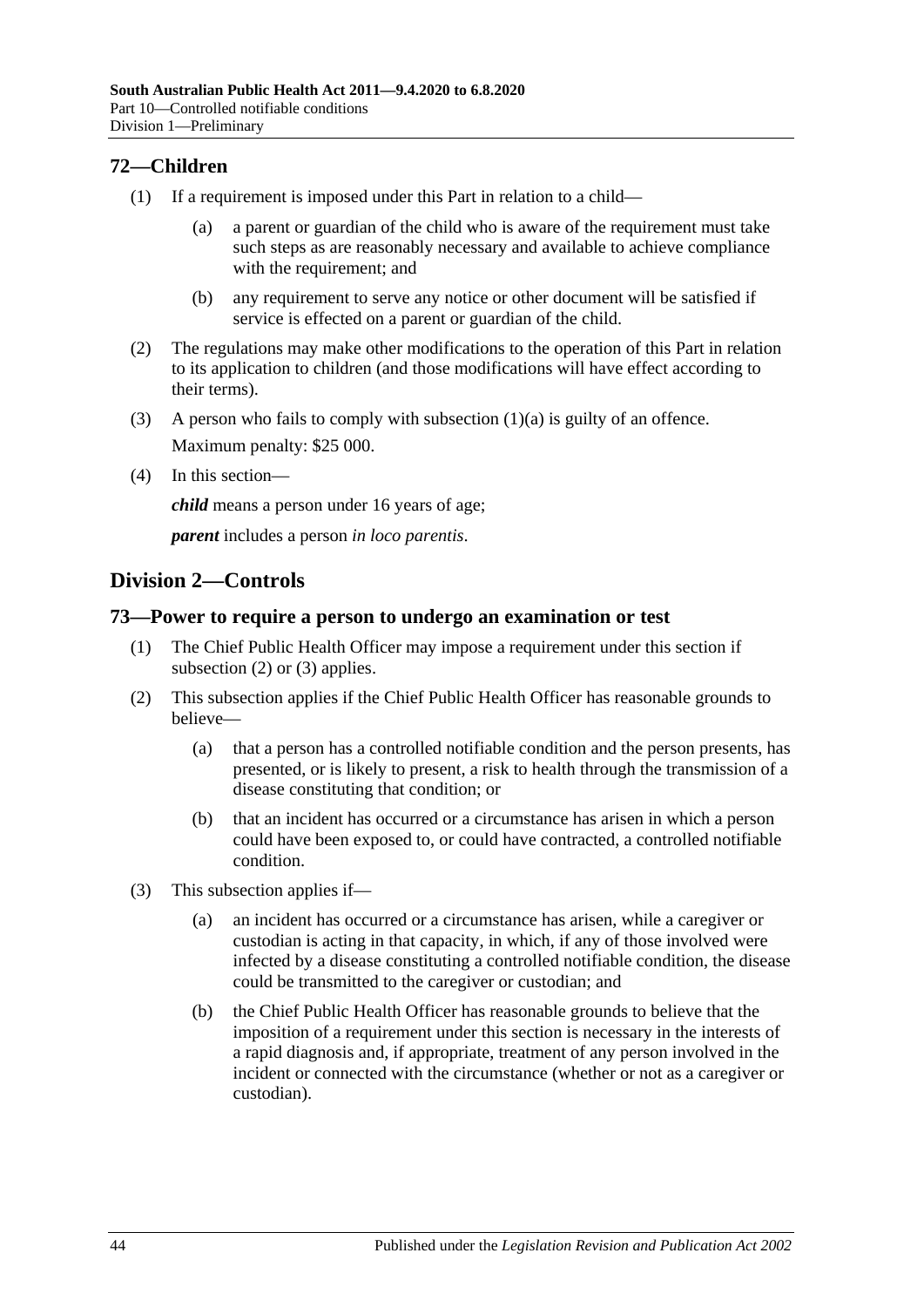## 72—Children

(1) If a requirement is imposed under this Part in relation to a child—

(a) a parent or guardian of the child who is aware of the requirement must take such steps as are reasonably necessary and available to achieve compliance with the requirement; and

(b) any requirement to serve any notice or other document will be satisfied if service is effected on a parent or guardian of the child.

(2) The regulations may make other modifications to the operation of this Part in relation to its application to children (and those modifications will have effect according to their terms).

(3) A person who fails to comply with subsection (1)(a) is guilty of an offence.

Maximum penalty: $25 000.

(4) In this section—

***child*** means a person under 16 years of age;

***parent*** includes a person *in loco parentis*.

# Division 2—Controls

## 73—Power to require a person to undergo an examination or test

(1) The Chief Public Health Officer may impose a requirement under this section if subsection (2) or (3) applies.

(2) This subsection applies if the Chief Public Health Officer has reasonable grounds to believe—

(a) that a person has a controlled notifiable condition and the person presents, has presented, or is likely to present, a risk to health through the transmission of a disease constituting that condition; or

(b) that an incident has occurred or a circumstance has arisen in which a person could have been exposed to, or could have contracted, a controlled notifiable condition.

(3) This subsection applies if—

(a) an incident has occurred or a circumstance has arisen, while a caregiver or custodian is acting in that capacity, in which, if any of those involved were infected by a disease constituting a controlled notifiable condition, the disease could be transmitted to the caregiver or custodian; and

(b) the Chief Public Health Officer has reasonable grounds to believe that the imposition of a requirement under this section is necessary in the interests of a rapid diagnosis and, if appropriate, treatment of any person involved in the incident or connected with the circumstance (whether or not as a caregiver or custodian).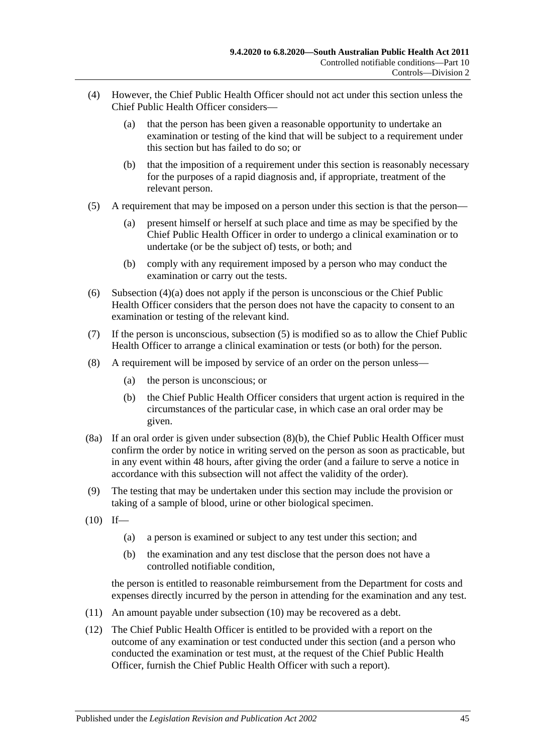(4) However, the Chief Public Health Officer should not act under this section unless the Chief Public Health Officer considers—

(a) that the person has been given a reasonable opportunity to undertake an examination or testing of the kind that will be subject to a requirement under this section but has failed to do so; or

(b) that the imposition of a requirement under this section is reasonably necessary for the purposes of a rapid diagnosis and, if appropriate, treatment of the relevant person.

(5) A requirement that may be imposed on a person under this section is that the person—

(a) present himself or herself at such place and time as may be specified by the Chief Public Health Officer in order to undergo a clinical examination or to undertake (or be the subject of) tests, or both; and

(b) comply with any requirement imposed by a person who may conduct the examination or carry out the tests.

(6) Subsection (4)(a) does not apply if the person is unconscious or the Chief Public Health Officer considers that the person does not have the capacity to consent to an examination or testing of the relevant kind.

(7) If the person is unconscious, subsection (5) is modified so as to allow the Chief Public Health Officer to arrange a clinical examination or tests (or both) for the person.

(8) A requirement will be imposed by service of an order on the person unless—

(a) the person is unconscious; or

(b) the Chief Public Health Officer considers that urgent action is required in the circumstances of the particular case, in which case an oral order may be given.

(8a) If an oral order is given under subsection (8)(b), the Chief Public Health Officer must confirm the order by notice in writing served on the person as soon as practicable, but in any event within 48 hours, after giving the order (and a failure to serve a notice in accordance with this subsection will not affect the validity of the order).

(9) The testing that may be undertaken under this section may include the provision or taking of a sample of blood, urine or other biological specimen.

(10) If—

(a) a person is examined or subject to any test under this section; and

(b) the examination and any test disclose that the person does not have a controlled notifiable condition,

the person is entitled to reasonable reimbursement from the Department for costs and expenses directly incurred by the person in attending for the examination and any test.

(11) An amount payable under subsection (10) may be recovered as a debt.

(12) The Chief Public Health Officer is entitled to be provided with a report on the outcome of any examination or test conducted under this section (and a person who conducted the examination or test must, at the request of the Chief Public Health Officer, furnish the Chief Public Health Officer with such a report).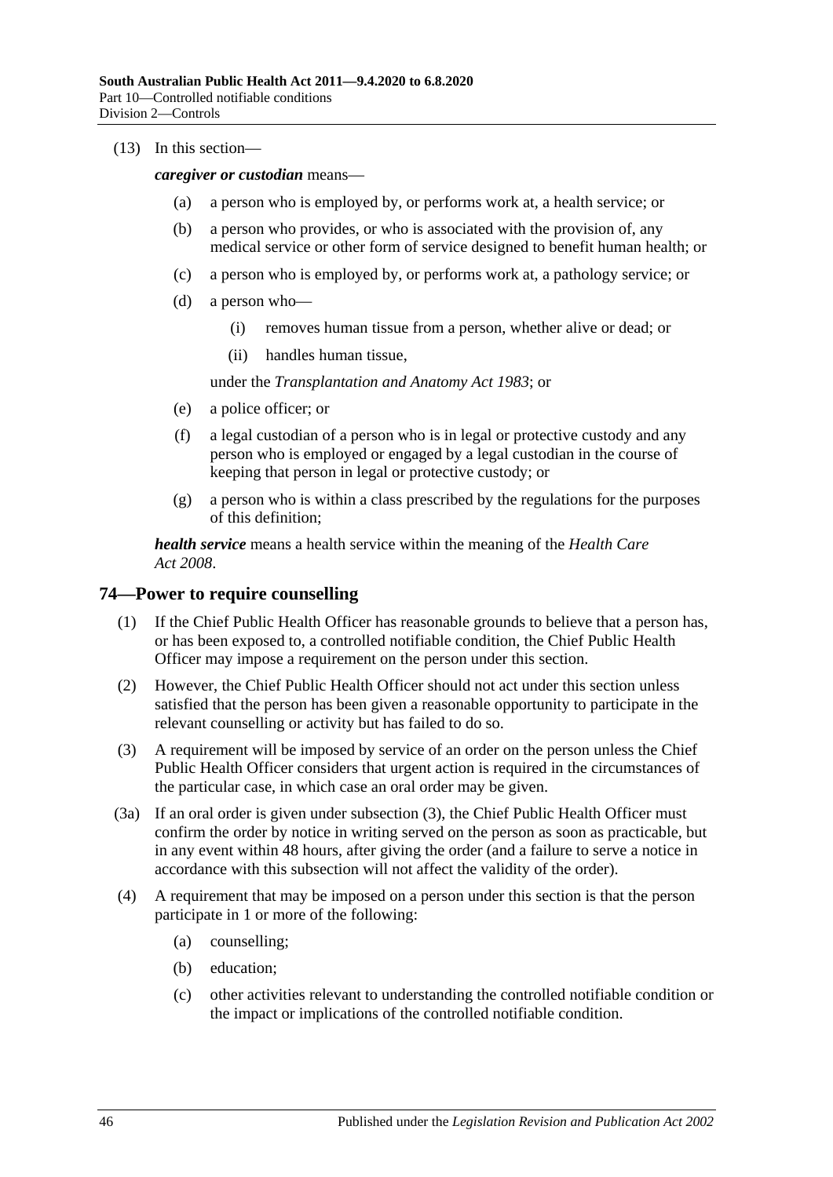(13) In this section—

***caregiver or custodian*** means—

- (a) a person who is employed by, or performs work at, a health service; or
- (b) a person who provides, or who is associated with the provision of, any medical service or other form of service designed to benefit human health; or
- (c) a person who is employed by, or performs work at, a pathology service; or
- (d) a person who—
  - (i) removes human tissue from a person, whether alive or dead; or
  - (ii) handles human tissue,

  under the *Transplantation and Anatomy Act 1983*; or
- (e) a police officer; or
- (f) a legal custodian of a person who is in legal or protective custody and any person who is employed or engaged by a legal custodian in the course of keeping that person in legal or protective custody; or
- (g) a person who is within a class prescribed by the regulations for the purposes of this definition;

***health service*** means a health service within the meaning of the *Health Care Act 2008*.

## 74—Power to require counselling

(1) If the Chief Public Health Officer has reasonable grounds to believe that a person has, or has been exposed to, a controlled notifiable condition, the Chief Public Health Officer may impose a requirement on the person under this section.

(2) However, the Chief Public Health Officer should not act under this section unless satisfied that the person has been given a reasonable opportunity to participate in the relevant counselling or activity but has failed to do so.

(3) A requirement will be imposed by service of an order on the person unless the Chief Public Health Officer considers that urgent action is required in the circumstances of the particular case, in which case an oral order may be given.

(3a) If an oral order is given under subsection (3), the Chief Public Health Officer must confirm the order by notice in writing served on the person as soon as practicable, but in any event within 48 hours, after giving the order (and a failure to serve a notice in accordance with this subsection will not affect the validity of the order).

(4) A requirement that may be imposed on a person under this section is that the person participate in 1 or more of the following:

- (a) counselling;
- (b) education;
- (c) other activities relevant to understanding the controlled notifiable condition or the impact or implications of the controlled notifiable condition.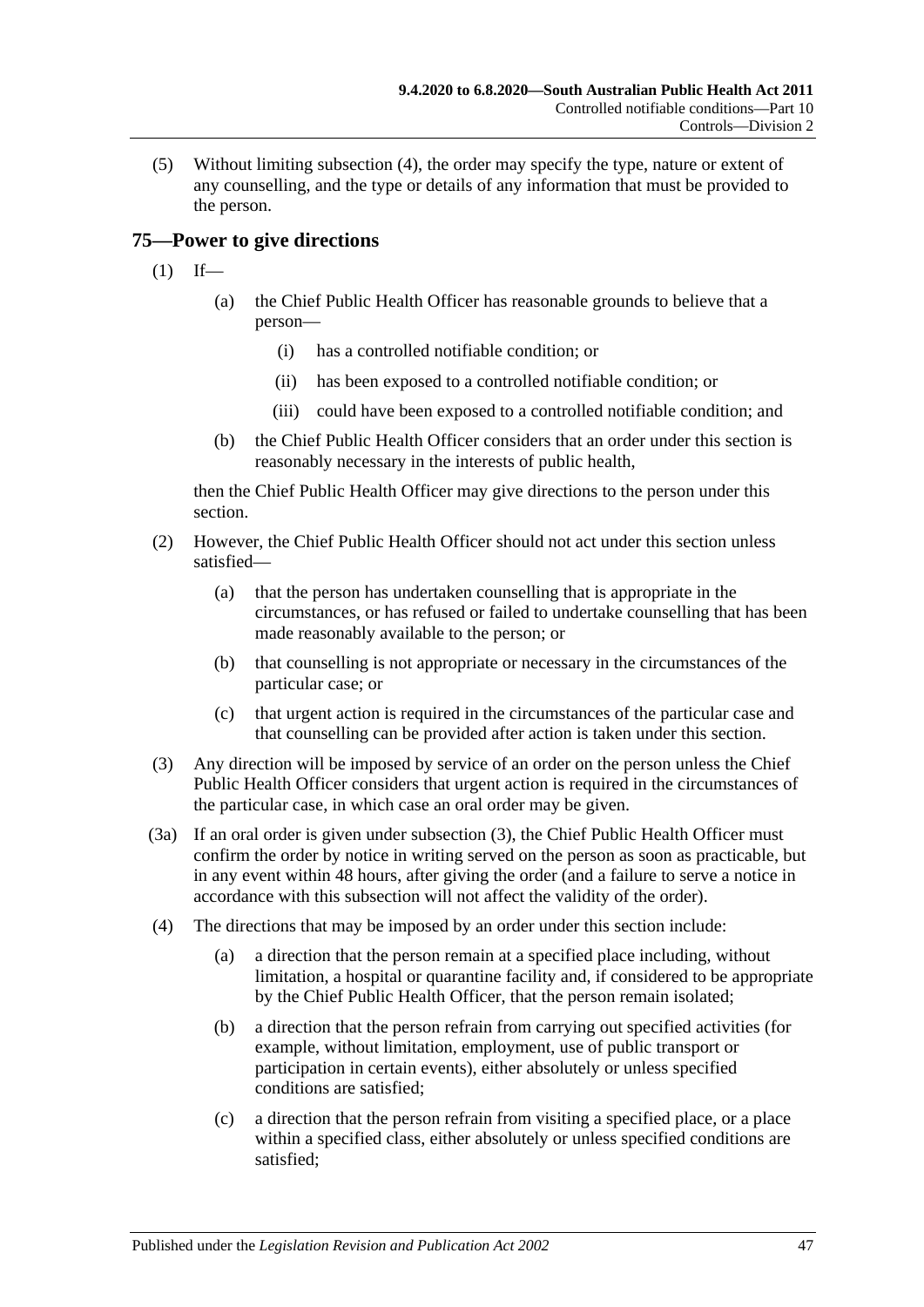(5) Without limiting subsection (4), the order may specify the type, nature or extent of any counselling, and the type or details of any information that must be provided to the person.

## 75—Power to give directions

(1) If—

(a) the Chief Public Health Officer has reasonable grounds to believe that a person—

(i) has a controlled notifiable condition; or

(ii) has been exposed to a controlled notifiable condition; or

(iii) could have been exposed to a controlled notifiable condition; and

(b) the Chief Public Health Officer considers that an order under this section is reasonably necessary in the interests of public health,

then the Chief Public Health Officer may give directions to the person under this section.

(2) However, the Chief Public Health Officer should not act under this section unless satisfied—

(a) that the person has undertaken counselling that is appropriate in the circumstances, or has refused or failed to undertake counselling that has been made reasonably available to the person; or

(b) that counselling is not appropriate or necessary in the circumstances of the particular case; or

(c) that urgent action is required in the circumstances of the particular case and that counselling can be provided after action is taken under this section.

(3) Any direction will be imposed by service of an order on the person unless the Chief Public Health Officer considers that urgent action is required in the circumstances of the particular case, in which case an oral order may be given.

(3a) If an oral order is given under subsection (3), the Chief Public Health Officer must confirm the order by notice in writing served on the person as soon as practicable, but in any event within 48 hours, after giving the order (and a failure to serve a notice in accordance with this subsection will not affect the validity of the order).

(4) The directions that may be imposed by an order under this section include:

(a) a direction that the person remain at a specified place including, without limitation, a hospital or quarantine facility and, if considered to be appropriate by the Chief Public Health Officer, that the person remain isolated;

(b) a direction that the person refrain from carrying out specified activities (for example, without limitation, employment, use of public transport or participation in certain events), either absolutely or unless specified conditions are satisfied;

(c) a direction that the person refrain from visiting a specified place, or a place within a specified class, either absolutely or unless specified conditions are satisfied;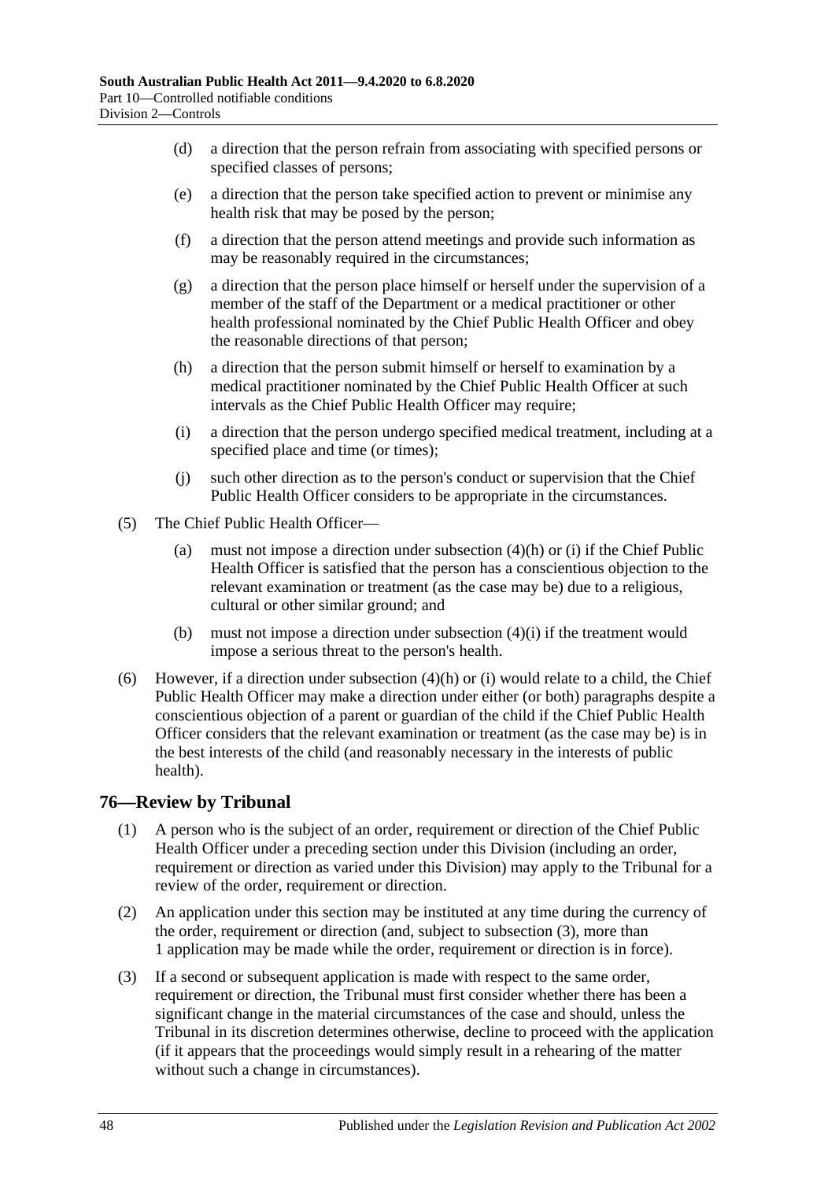(d) a direction that the person refrain from associating with specified persons or specified classes of persons;

(e) a direction that the person take specified action to prevent or minimise any health risk that may be posed by the person;

(f) a direction that the person attend meetings and provide such information as may be reasonably required in the circumstances;

(g) a direction that the person place himself or herself under the supervision of a member of the staff of the Department or a medical practitioner or other health professional nominated by the Chief Public Health Officer and obey the reasonable directions of that person;

(h) a direction that the person submit himself or herself to examination by a medical practitioner nominated by the Chief Public Health Officer at such intervals as the Chief Public Health Officer may require;

(i) a direction that the person undergo specified medical treatment, including at a specified place and time (or times);

(j) such other direction as to the person's conduct or supervision that the Chief Public Health Officer considers to be appropriate in the circumstances.

(5) The Chief Public Health Officer—

(a) must not impose a direction under subsection (4)(h) or (i) if the Chief Public Health Officer is satisfied that the person has a conscientious objection to the relevant examination or treatment (as the case may be) due to a religious, cultural or other similar ground; and

(b) must not impose a direction under subsection (4)(i) if the treatment would impose a serious threat to the person's health.

(6) However, if a direction under subsection (4)(h) or (i) would relate to a child, the Chief Public Health Officer may make a direction under either (or both) paragraphs despite a conscientious objection of a parent or guardian of the child if the Chief Public Health Officer considers that the relevant examination or treatment (as the case may be) is in the best interests of the child (and reasonably necessary in the interests of public health).

## 76—Review by Tribunal

(1) A person who is the subject of an order, requirement or direction of the Chief Public Health Officer under a preceding section under this Division (including an order, requirement or direction as varied under this Division) may apply to the Tribunal for a review of the order, requirement or direction.

(2) An application under this section may be instituted at any time during the currency of the order, requirement or direction (and, subject to subsection (3), more than 1 application may be made while the order, requirement or direction is in force).

(3) If a second or subsequent application is made with respect to the same order, requirement or direction, the Tribunal must first consider whether there has been a significant change in the material circumstances of the case and should, unless the Tribunal in its discretion determines otherwise, decline to proceed with the application (if it appears that the proceedings would simply result in a rehearing of the matter without such a change in circumstances).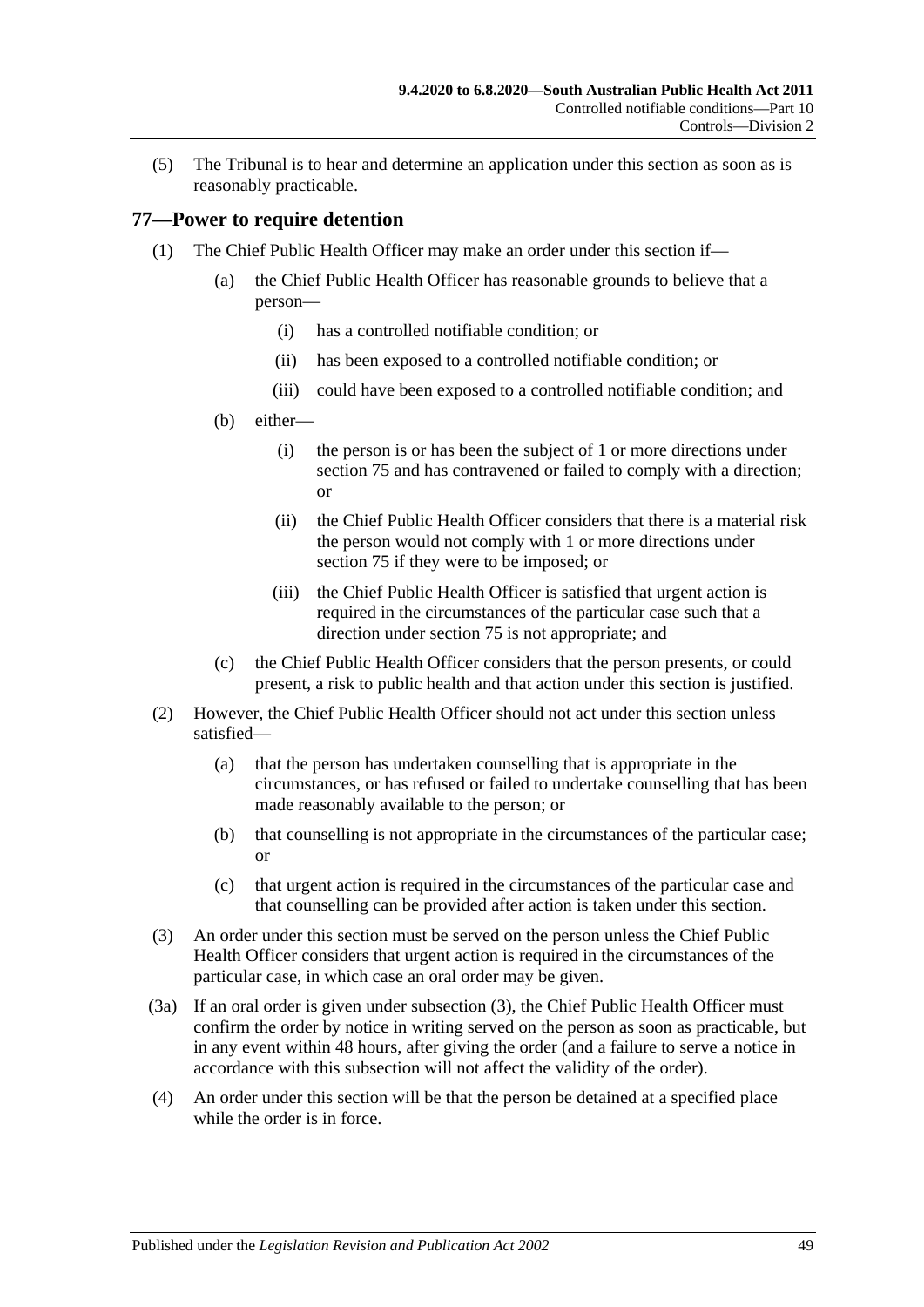(5) The Tribunal is to hear and determine an application under this section as soon as is reasonably practicable.

## 77—Power to require detention

(1) The Chief Public Health Officer may make an order under this section if—

   (a) the Chief Public Health Officer has reasonable grounds to believe that a person—

      (i) has a controlled notifiable condition; or

      (ii) has been exposed to a controlled notifiable condition; or

      (iii) could have been exposed to a controlled notifiable condition; and

   (b) either—

      (i) the person is or has been the subject of 1 or more directions under section 75 and has contravened or failed to comply with a direction; or

      (ii) the Chief Public Health Officer considers that there is a material risk the person would not comply with 1 or more directions under section 75 if they were to be imposed; or

      (iii) the Chief Public Health Officer is satisfied that urgent action is required in the circumstances of the particular case such that a direction under section 75 is not appropriate; and

   (c) the Chief Public Health Officer considers that the person presents, or could present, a risk to public health and that action under this section is justified.

(2) However, the Chief Public Health Officer should not act under this section unless satisfied—

   (a) that the person has undertaken counselling that is appropriate in the circumstances, or has refused or failed to undertake counselling that has been made reasonably available to the person; or

   (b) that counselling is not appropriate in the circumstances of the particular case; or

   (c) that urgent action is required in the circumstances of the particular case and that counselling can be provided after action is taken under this section.

(3) An order under this section must be served on the person unless the Chief Public Health Officer considers that urgent action is required in the circumstances of the particular case, in which case an oral order may be given.

(3a) If an oral order is given under subsection (3), the Chief Public Health Officer must confirm the order by notice in writing served on the person as soon as practicable, but in any event within 48 hours, after giving the order (and a failure to serve a notice in accordance with this subsection will not affect the validity of the order).

(4) An order under this section will be that the person be detained at a specified place while the order is in force.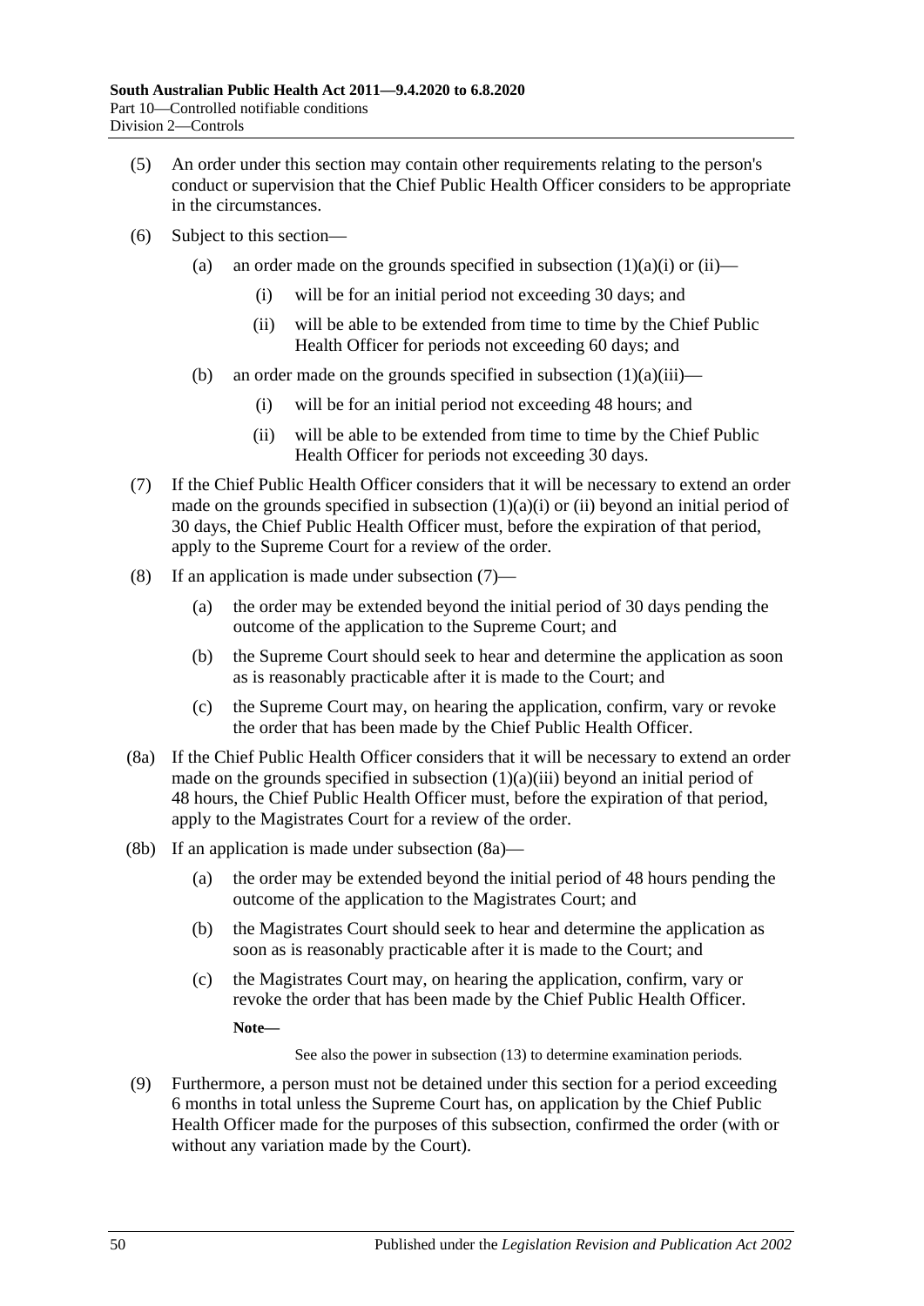(5) An order under this section may contain other requirements relating to the person's conduct or supervision that the Chief Public Health Officer considers to be appropriate in the circumstances.

(6) Subject to this section—

  (a) an order made on the grounds specified in subsection (1)(a)(i) or (ii)—

    (i) will be for an initial period not exceeding 30 days; and

    (ii) will be able to be extended from time to time by the Chief Public Health Officer for periods not exceeding 60 days; and

  (b) an order made on the grounds specified in subsection (1)(a)(iii)—

    (i) will be for an initial period not exceeding 48 hours; and

    (ii) will be able to be extended from time to time by the Chief Public Health Officer for periods not exceeding 30 days.

(7) If the Chief Public Health Officer considers that it will be necessary to extend an order made on the grounds specified in subsection (1)(a)(i) or (ii) beyond an initial period of 30 days, the Chief Public Health Officer must, before the expiration of that period, apply to the Supreme Court for a review of the order.

(8) If an application is made under subsection (7)—

  (a) the order may be extended beyond the initial period of 30 days pending the outcome of the application to the Supreme Court; and

  (b) the Supreme Court should seek to hear and determine the application as soon as is reasonably practicable after it is made to the Court; and

  (c) the Supreme Court may, on hearing the application, confirm, vary or revoke the order that has been made by the Chief Public Health Officer.

(8a) If the Chief Public Health Officer considers that it will be necessary to extend an order made on the grounds specified in subsection (1)(a)(iii) beyond an initial period of 48 hours, the Chief Public Health Officer must, before the expiration of that period, apply to the Magistrates Court for a review of the order.

(8b) If an application is made under subsection (8a)—

  (a) the order may be extended beyond the initial period of 48 hours pending the outcome of the application to the Magistrates Court; and

  (b) the Magistrates Court should seek to hear and determine the application as soon as is reasonably practicable after it is made to the Court; and

  (c) the Magistrates Court may, on hearing the application, confirm, vary or revoke the order that has been made by the Chief Public Health Officer.

  **Note—**

  See also the power in subsection (13) to determine examination periods.

(9) Furthermore, a person must not be detained under this section for a period exceeding 6 months in total unless the Supreme Court has, on application by the Chief Public Health Officer made for the purposes of this subsection, confirmed the order (with or without any variation made by the Court).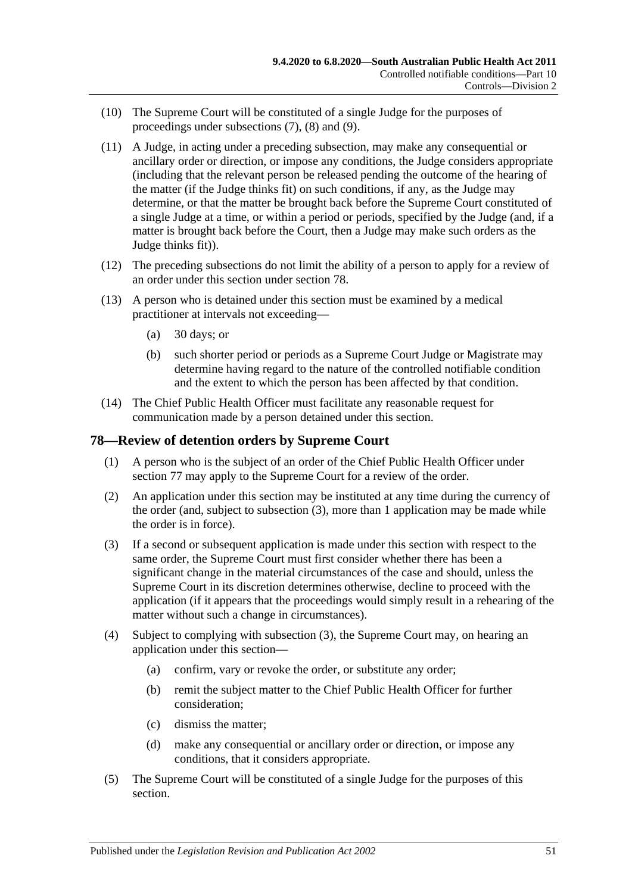(10) The Supreme Court will be constituted of a single Judge for the purposes of proceedings under subsections (7), (8) and (9).

(11) A Judge, in acting under a preceding subsection, may make any consequential or ancillary order or direction, or impose any conditions, the Judge considers appropriate (including that the relevant person be released pending the outcome of the hearing of the matter (if the Judge thinks fit) on such conditions, if any, as the Judge may determine, or that the matter be brought back before the Supreme Court constituted of a single Judge at a time, or within a period or periods, specified by the Judge (and, if a matter is brought back before the Court, then a Judge may make such orders as the Judge thinks fit)).

(12) The preceding subsections do not limit the ability of a person to apply for a review of an order under this section under section 78.

(13) A person who is detained under this section must be examined by a medical practitioner at intervals not exceeding—

- (a) 30 days; or
- (b) such shorter period or periods as a Supreme Court Judge or Magistrate may determine having regard to the nature of the controlled notifiable condition and the extent to which the person has been affected by that condition.

(14) The Chief Public Health Officer must facilitate any reasonable request for communication made by a person detained under this section.

## 78—Review of detention orders by Supreme Court

(1) A person who is the subject of an order of the Chief Public Health Officer under section 77 may apply to the Supreme Court for a review of the order.

(2) An application under this section may be instituted at any time during the currency of the order (and, subject to subsection (3), more than 1 application may be made while the order is in force).

(3) If a second or subsequent application is made under this section with respect to the same order, the Supreme Court must first consider whether there has been a significant change in the material circumstances of the case and should, unless the Supreme Court in its discretion determines otherwise, decline to proceed with the application (if it appears that the proceedings would simply result in a rehearing of the matter without such a change in circumstances).

(4) Subject to complying with subsection (3), the Supreme Court may, on hearing an application under this section—

- (a) confirm, vary or revoke the order, or substitute any order;
- (b) remit the subject matter to the Chief Public Health Officer for further consideration;
- (c) dismiss the matter;
- (d) make any consequential or ancillary order or direction, or impose any conditions, that it considers appropriate.

(5) The Supreme Court will be constituted of a single Judge for the purposes of this section.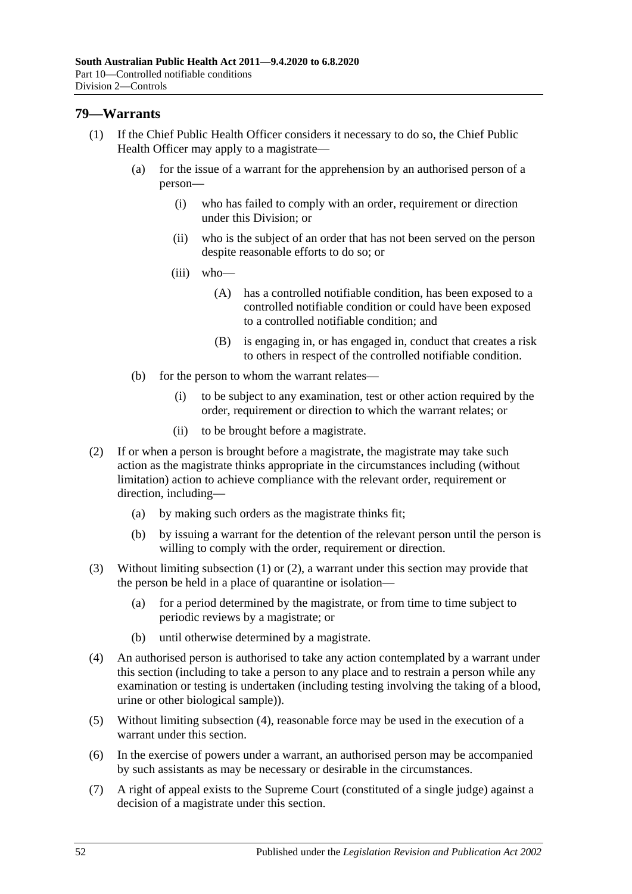## 79—Warrants

(1) If the Chief Public Health Officer considers it necessary to do so, the Chief Public Health Officer may apply to a magistrate—

(a) for the issue of a warrant for the apprehension by an authorised person of a person—

(i) who has failed to comply with an order, requirement or direction under this Division; or

(ii) who is the subject of an order that has not been served on the person despite reasonable efforts to do so; or

(iii) who—

(A) has a controlled notifiable condition, has been exposed to a controlled notifiable condition or could have been exposed to a controlled notifiable condition; and

(B) is engaging in, or has engaged in, conduct that creates a risk to others in respect of the controlled notifiable condition.

(b) for the person to whom the warrant relates—

(i) to be subject to any examination, test or other action required by the order, requirement or direction to which the warrant relates; or

(ii) to be brought before a magistrate.

(2) If or when a person is brought before a magistrate, the magistrate may take such action as the magistrate thinks appropriate in the circumstances including (without limitation) action to achieve compliance with the relevant order, requirement or direction, including—

(a) by making such orders as the magistrate thinks fit;

(b) by issuing a warrant for the detention of the relevant person until the person is willing to comply with the order, requirement or direction.

(3) Without limiting subsection (1) or (2), a warrant under this section may provide that the person be held in a place of quarantine or isolation—

(a) for a period determined by the magistrate, or from time to time subject to periodic reviews by a magistrate; or

(b) until otherwise determined by a magistrate.

(4) An authorised person is authorised to take any action contemplated by a warrant under this section (including to take a person to any place and to restrain a person while any examination or testing is undertaken (including testing involving the taking of a blood, urine or other biological sample)).

(5) Without limiting subsection (4), reasonable force may be used in the execution of a warrant under this section.

(6) In the exercise of powers under a warrant, an authorised person may be accompanied by such assistants as may be necessary or desirable in the circumstances.

(7) A right of appeal exists to the Supreme Court (constituted of a single judge) against a decision of a magistrate under this section.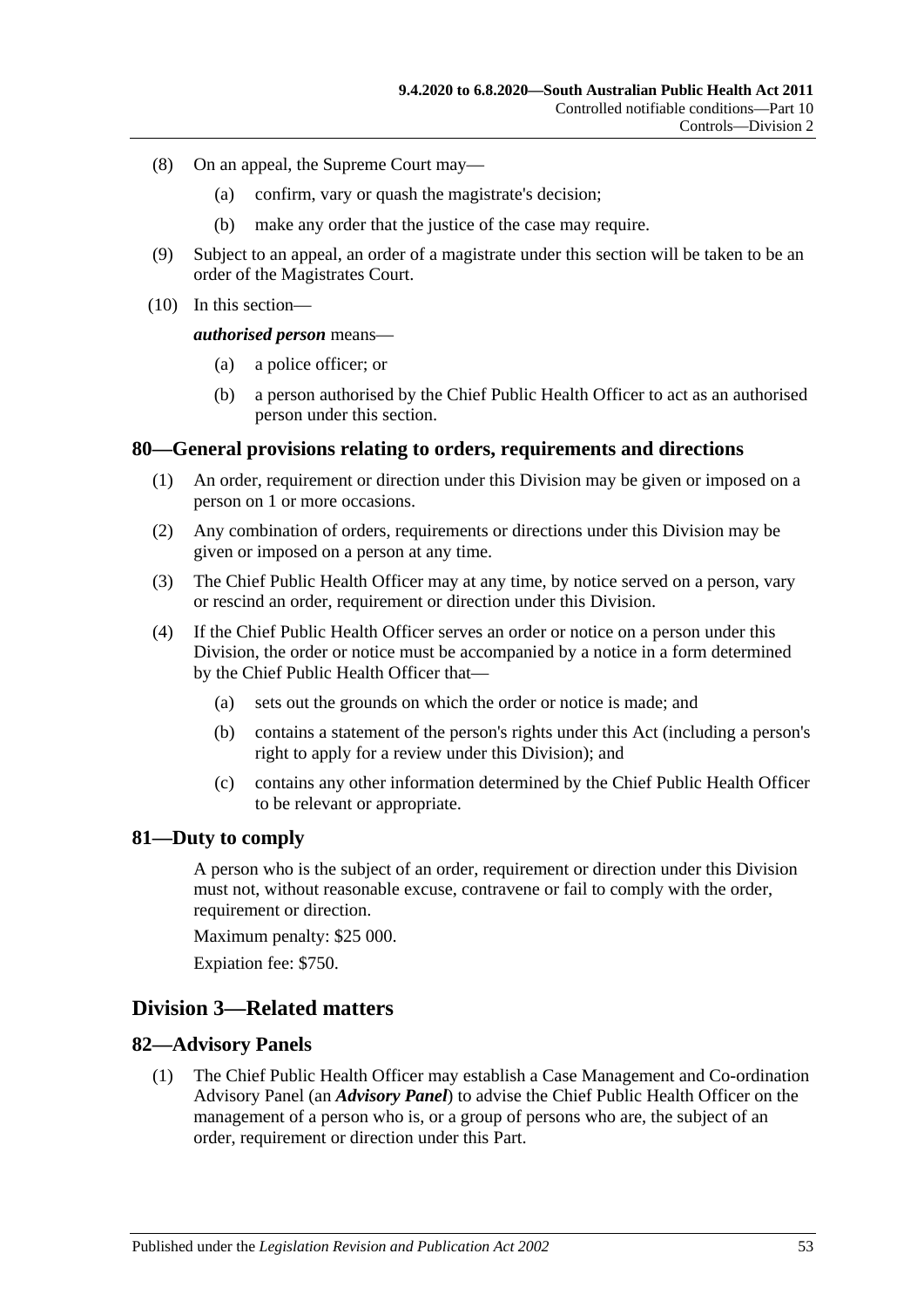(8) On an appeal, the Supreme Court may—

(a) confirm, vary or quash the magistrate's decision;

(b) make any order that the justice of the case may require.

(9) Subject to an appeal, an order of a magistrate under this section will be taken to be an order of the Magistrates Court.

(10) In this section—

***authorised person*** means—

(a) a police officer; or

(b) a person authorised by the Chief Public Health Officer to act as an authorised person under this section.

### 80—General provisions relating to orders, requirements and directions

(1) An order, requirement or direction under this Division may be given or imposed on a person on 1 or more occasions.

(2) Any combination of orders, requirements or directions under this Division may be given or imposed on a person at any time.

(3) The Chief Public Health Officer may at any time, by notice served on a person, vary or rescind an order, requirement or direction under this Division.

(4) If the Chief Public Health Officer serves an order or notice on a person under this Division, the order or notice must be accompanied by a notice in a form determined by the Chief Public Health Officer that—

(a) sets out the grounds on which the order or notice is made; and

(b) contains a statement of the person's rights under this Act (including a person's right to apply for a review under this Division); and

(c) contains any other information determined by the Chief Public Health Officer to be relevant or appropriate.

### 81—Duty to comply

A person who is the subject of an order, requirement or direction under this Division must not, without reasonable excuse, contravene or fail to comply with the order, requirement or direction.

Maximum penalty: $25 000.

Expiation fee: $750.

## Division 3—Related matters

### 82—Advisory Panels

(1) The Chief Public Health Officer may establish a Case Management and Co-ordination Advisory Panel (an ***Advisory Panel***) to advise the Chief Public Health Officer on the management of a person who is, or a group of persons who are, the subject of an order, requirement or direction under this Part.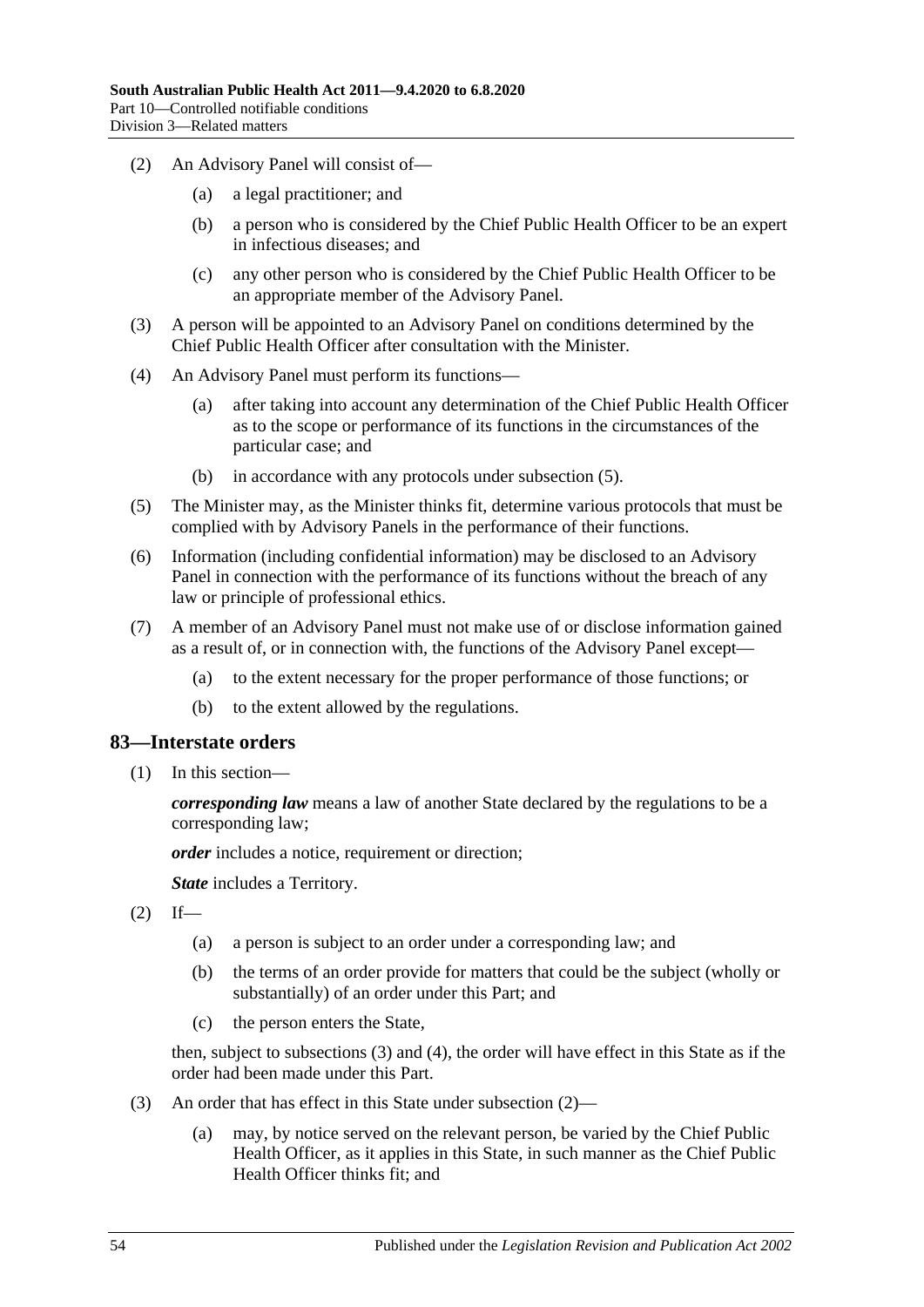(2) An Advisory Panel will consist of—

   (a) a legal practitioner; and

   (b) a person who is considered by the Chief Public Health Officer to be an expert in infectious diseases; and

   (c) any other person who is considered by the Chief Public Health Officer to be an appropriate member of the Advisory Panel.

(3) A person will be appointed to an Advisory Panel on conditions determined by the Chief Public Health Officer after consultation with the Minister.

(4) An Advisory Panel must perform its functions—

   (a) after taking into account any determination of the Chief Public Health Officer as to the scope or performance of its functions in the circumstances of the particular case; and

   (b) in accordance with any protocols under subsection (5).

(5) The Minister may, as the Minister thinks fit, determine various protocols that must be complied with by Advisory Panels in the performance of their functions.

(6) Information (including confidential information) may be disclosed to an Advisory Panel in connection with the performance of its functions without the breach of any law or principle of professional ethics.

(7) A member of an Advisory Panel must not make use of or disclose information gained as a result of, or in connection with, the functions of the Advisory Panel except—

   (a) to the extent necessary for the proper performance of those functions; or

   (b) to the extent allowed by the regulations.

## 83—Interstate orders

(1) In this section—

***corresponding law*** means a law of another State declared by the regulations to be a corresponding law;

***order*** includes a notice, requirement or direction;

***State*** includes a Territory.

(2) If—

   (a) a person is subject to an order under a corresponding law; and

   (b) the terms of an order provide for matters that could be the subject (wholly or substantially) of an order under this Part; and

   (c) the person enters the State,

then, subject to subsections (3) and (4), the order will have effect in this State as if the order had been made under this Part.

(3) An order that has effect in this State under subsection (2)—

   (a) may, by notice served on the relevant person, be varied by the Chief Public Health Officer, as it applies in this State, in such manner as the Chief Public Health Officer thinks fit; and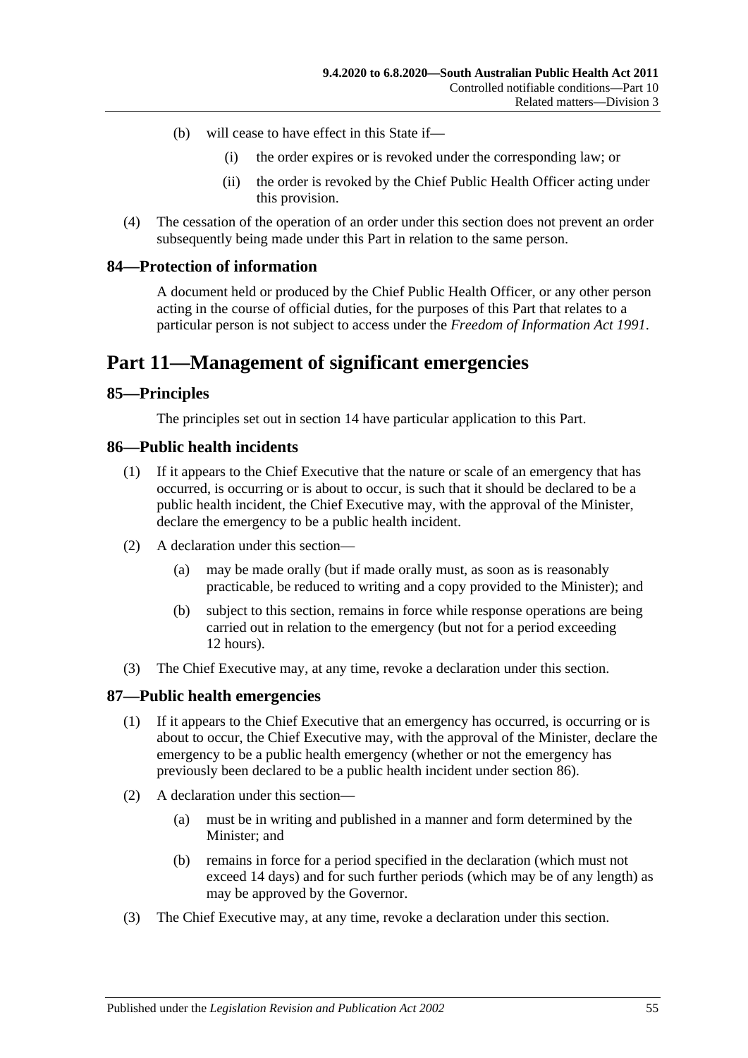(b) will cease to have effect in this State if—

(i) the order expires or is revoked under the corresponding law; or

(ii) the order is revoked by the Chief Public Health Officer acting under this provision.

(4) The cessation of the operation of an order under this section does not prevent an order subsequently being made under this Part in relation to the same person.

### 84—Protection of information

A document held or produced by the Chief Public Health Officer, or any other person acting in the course of official duties, for the purposes of this Part that relates to a particular person is not subject to access under the *Freedom of Information Act 1991*.

## Part 11—Management of significant emergencies

### 85—Principles

The principles set out in section 14 have particular application to this Part.

### 86—Public health incidents

(1) If it appears to the Chief Executive that the nature or scale of an emergency that has occurred, is occurring or is about to occur, is such that it should be declared to be a public health incident, the Chief Executive may, with the approval of the Minister, declare the emergency to be a public health incident.

(2) A declaration under this section—

(a) may be made orally (but if made orally must, as soon as is reasonably practicable, be reduced to writing and a copy provided to the Minister); and

(b) subject to this section, remains in force while response operations are being carried out in relation to the emergency (but not for a period exceeding 12 hours).

(3) The Chief Executive may, at any time, revoke a declaration under this section.

### 87—Public health emergencies

(1) If it appears to the Chief Executive that an emergency has occurred, is occurring or is about to occur, the Chief Executive may, with the approval of the Minister, declare the emergency to be a public health emergency (whether or not the emergency has previously been declared to be a public health incident under section 86).

(2) A declaration under this section—

(a) must be in writing and published in a manner and form determined by the Minister; and

(b) remains in force for a period specified in the declaration (which must not exceed 14 days) and for such further periods (which may be of any length) as may be approved by the Governor.

(3) The Chief Executive may, at any time, revoke a declaration under this section.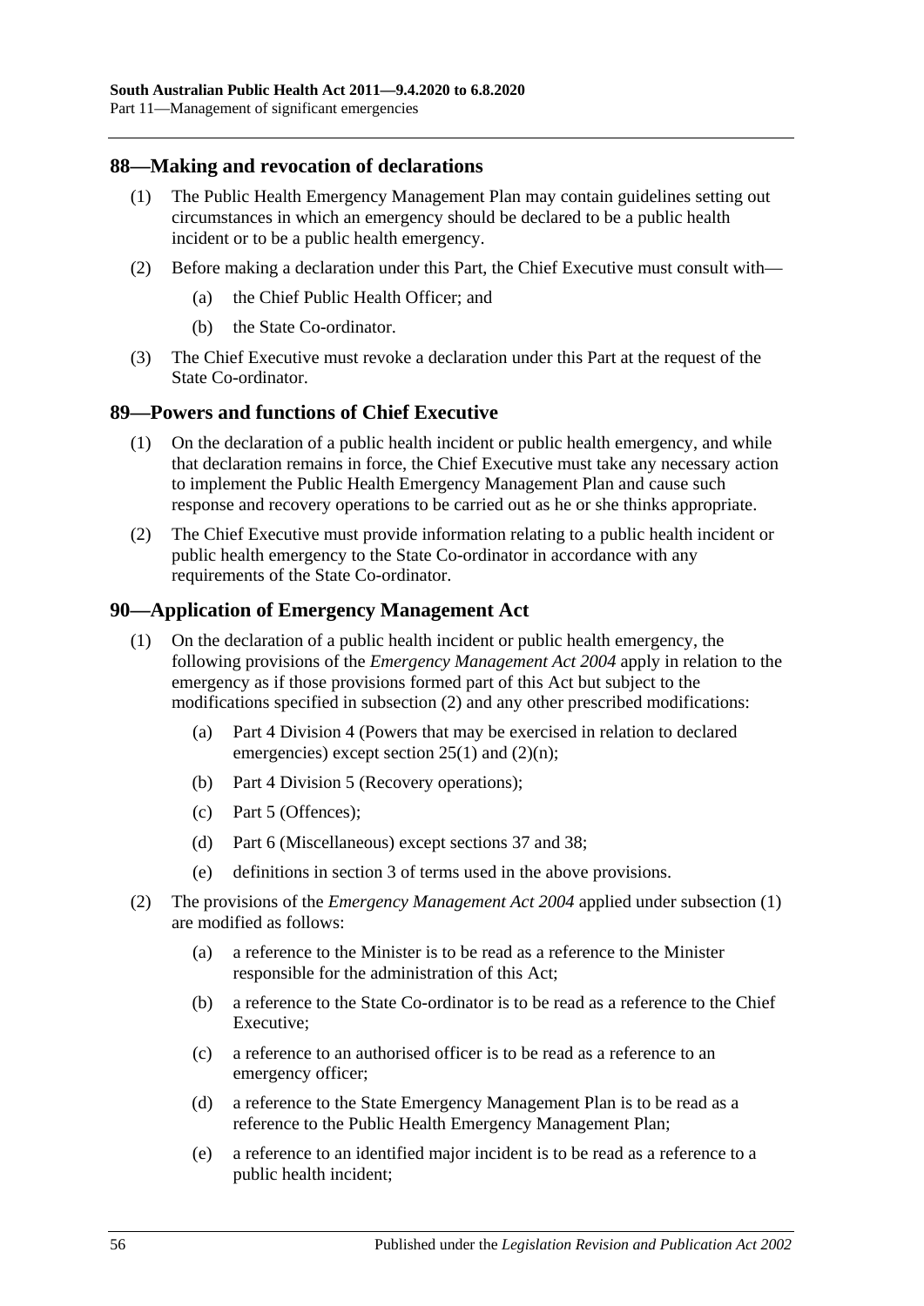## 88—Making and revocation of declarations

(1) The Public Health Emergency Management Plan may contain guidelines setting out circumstances in which an emergency should be declared to be a public health incident or to be a public health emergency.

(2) Before making a declaration under this Part, the Chief Executive must consult with—

(a) the Chief Public Health Officer; and

(b) the State Co-ordinator.

(3) The Chief Executive must revoke a declaration under this Part at the request of the State Co-ordinator.

## 89—Powers and functions of Chief Executive

(1) On the declaration of a public health incident or public health emergency, and while that declaration remains in force, the Chief Executive must take any necessary action to implement the Public Health Emergency Management Plan and cause such response and recovery operations to be carried out as he or she thinks appropriate.

(2) The Chief Executive must provide information relating to a public health incident or public health emergency to the State Co-ordinator in accordance with any requirements of the State Co-ordinator.

## 90—Application of Emergency Management Act

(1) On the declaration of a public health incident or public health emergency, the following provisions of the *Emergency Management Act 2004* apply in relation to the emergency as if those provisions formed part of this Act but subject to the modifications specified in subsection (2) and any other prescribed modifications:

(a) Part 4 Division 4 (Powers that may be exercised in relation to declared emergencies) except section 25(1) and (2)(n);

(b) Part 4 Division 5 (Recovery operations);

(c) Part 5 (Offences);

(d) Part 6 (Miscellaneous) except sections 37 and 38;

(e) definitions in section 3 of terms used in the above provisions.

(2) The provisions of the *Emergency Management Act 2004* applied under subsection (1) are modified as follows:

(a) a reference to the Minister is to be read as a reference to the Minister responsible for the administration of this Act;

(b) a reference to the State Co-ordinator is to be read as a reference to the Chief Executive;

(c) a reference to an authorised officer is to be read as a reference to an emergency officer;

(d) a reference to the State Emergency Management Plan is to be read as a reference to the Public Health Emergency Management Plan;

(e) a reference to an identified major incident is to be read as a reference to a public health incident;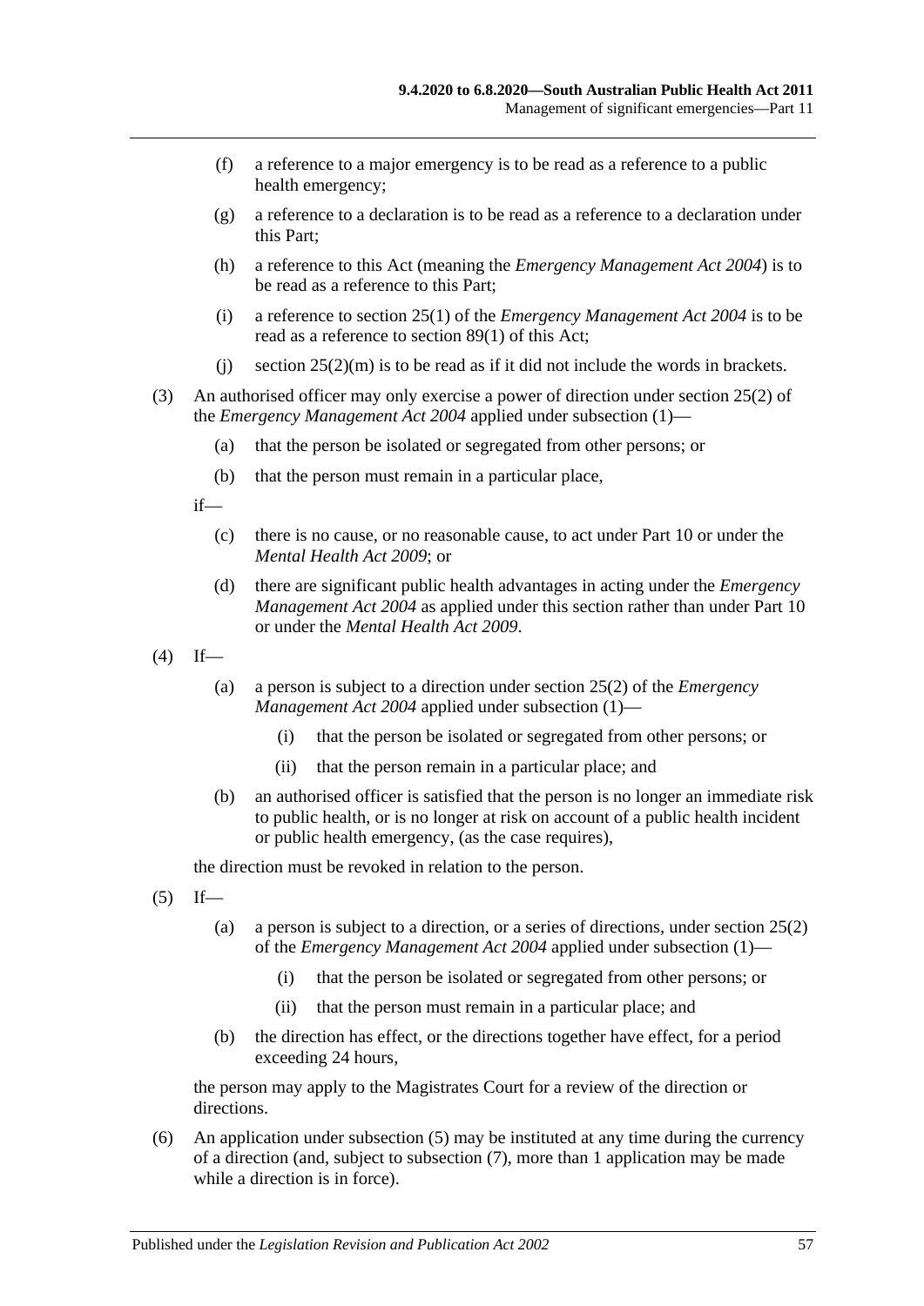(f) a reference to a major emergency is to be read as a reference to a public health emergency;

(g) a reference to a declaration is to be read as a reference to a declaration under this Part;

(h) a reference to this Act (meaning the *Emergency Management Act 2004*) is to be read as a reference to this Part;

(i) a reference to section 25(1) of the *Emergency Management Act 2004* is to be read as a reference to section 89(1) of this Act;

(j) section 25(2)(m) is to be read as if it did not include the words in brackets.

(3) An authorised officer may only exercise a power of direction under section 25(2) of the *Emergency Management Act 2004* applied under subsection (1)—

(a) that the person be isolated or segregated from other persons; or

(b) that the person must remain in a particular place,

if—

(c) there is no cause, or no reasonable cause, to act under Part 10 or under the *Mental Health Act 2009*; or

(d) there are significant public health advantages in acting under the *Emergency Management Act 2004* as applied under this section rather than under Part 10 or under the *Mental Health Act 2009*.

(4) If—

(a) a person is subject to a direction under section 25(2) of the *Emergency Management Act 2004* applied under subsection (1)—

(i) that the person be isolated or segregated from other persons; or

(ii) that the person remain in a particular place; and

(b) an authorised officer is satisfied that the person is no longer an immediate risk to public health, or is no longer at risk on account of a public health incident or public health emergency, (as the case requires),

the direction must be revoked in relation to the person.

(5) If—

(a) a person is subject to a direction, or a series of directions, under section 25(2) of the *Emergency Management Act 2004* applied under subsection (1)—

(i) that the person be isolated or segregated from other persons; or

(ii) that the person must remain in a particular place; and

(b) the direction has effect, or the directions together have effect, for a period exceeding 24 hours,

the person may apply to the Magistrates Court for a review of the direction or directions.

(6) An application under subsection (5) may be instituted at any time during the currency of a direction (and, subject to subsection (7), more than 1 application may be made while a direction is in force).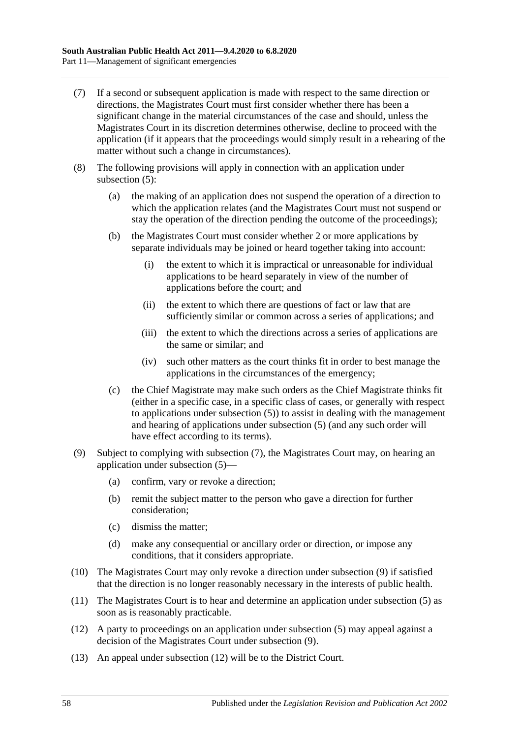(7) If a second or subsequent application is made with respect to the same direction or directions, the Magistrates Court must first consider whether there has been a significant change in the material circumstances of the case and should, unless the Magistrates Court in its discretion determines otherwise, decline to proceed with the application (if it appears that the proceedings would simply result in a rehearing of the matter without such a change in circumstances).

(8) The following provisions will apply in connection with an application under subsection (5):

(a) the making of an application does not suspend the operation of a direction to which the application relates (and the Magistrates Court must not suspend or stay the operation of the direction pending the outcome of the proceedings);

(b) the Magistrates Court must consider whether 2 or more applications by separate individuals may be joined or heard together taking into account:

(i) the extent to which it is impractical or unreasonable for individual applications to be heard separately in view of the number of applications before the court; and

(ii) the extent to which there are questions of fact or law that are sufficiently similar or common across a series of applications; and

(iii) the extent to which the directions across a series of applications are the same or similar; and

(iv) such other matters as the court thinks fit in order to best manage the applications in the circumstances of the emergency;

(c) the Chief Magistrate may make such orders as the Chief Magistrate thinks fit (either in a specific case, in a specific class of cases, or generally with respect to applications under subsection (5)) to assist in dealing with the management and hearing of applications under subsection (5) (and any such order will have effect according to its terms).

(9) Subject to complying with subsection (7), the Magistrates Court may, on hearing an application under subsection (5)—

(a) confirm, vary or revoke a direction;

(b) remit the subject matter to the person who gave a direction for further consideration;

(c) dismiss the matter;

(d) make any consequential or ancillary order or direction, or impose any conditions, that it considers appropriate.

(10) The Magistrates Court may only revoke a direction under subsection (9) if satisfied that the direction is no longer reasonably necessary in the interests of public health.

(11) The Magistrates Court is to hear and determine an application under subsection (5) as soon as is reasonably practicable.

(12) A party to proceedings on an application under subsection (5) may appeal against a decision of the Magistrates Court under subsection (9).

(13) An appeal under subsection (12) will be to the District Court.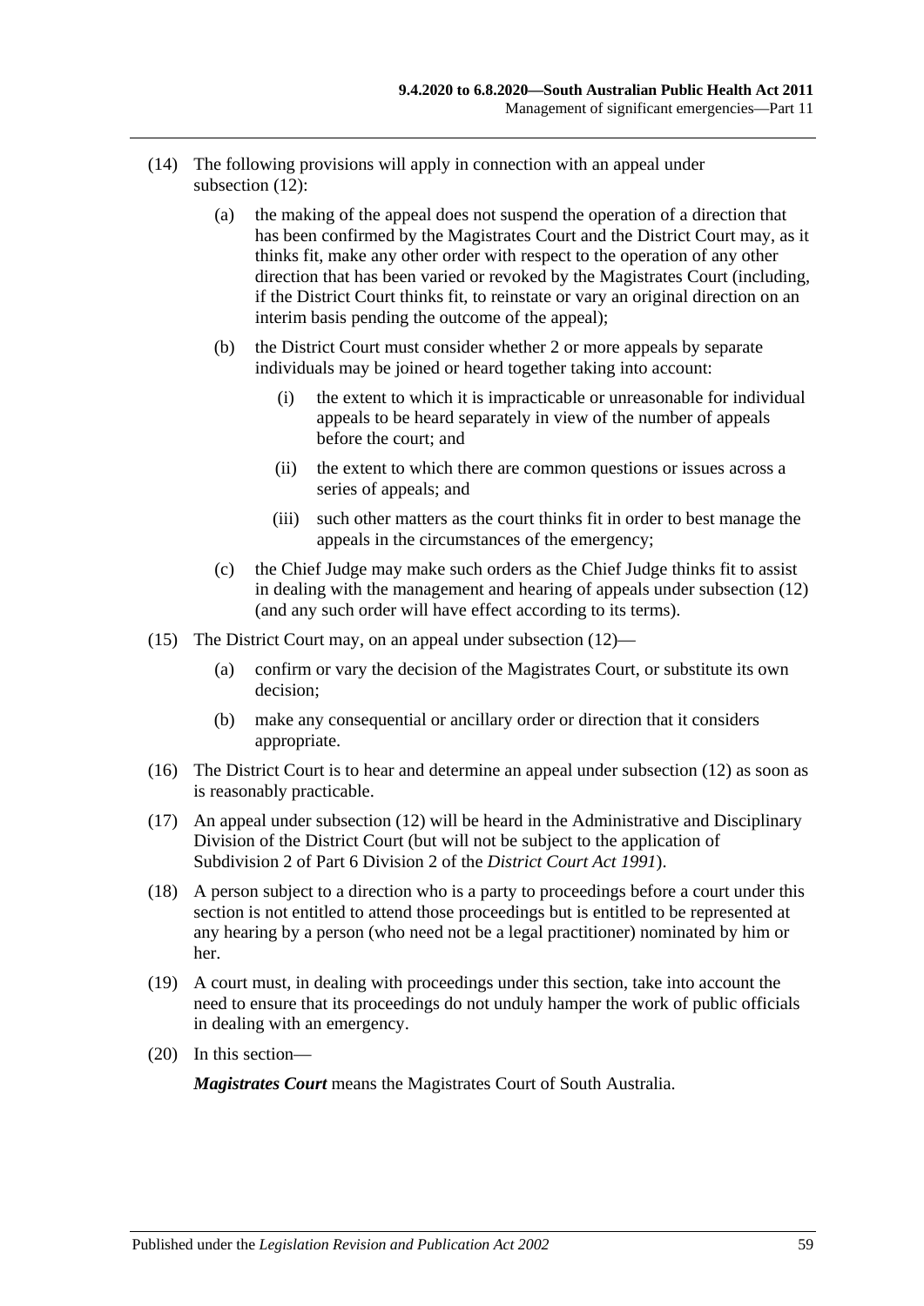(14) The following provisions will apply in connection with an appeal under subsection (12):

(a) the making of the appeal does not suspend the operation of a direction that has been confirmed by the Magistrates Court and the District Court may, as it thinks fit, make any other order with respect to the operation of any other direction that has been varied or revoked by the Magistrates Court (including, if the District Court thinks fit, to reinstate or vary an original direction on an interim basis pending the outcome of the appeal);

(b) the District Court must consider whether 2 or more appeals by separate individuals may be joined or heard together taking into account:

(i) the extent to which it is impracticable or unreasonable for individual appeals to be heard separately in view of the number of appeals before the court; and

(ii) the extent to which there are common questions or issues across a series of appeals; and

(iii) such other matters as the court thinks fit in order to best manage the appeals in the circumstances of the emergency;

(c) the Chief Judge may make such orders as the Chief Judge thinks fit to assist in dealing with the management and hearing of appeals under subsection (12) (and any such order will have effect according to its terms).

(15) The District Court may, on an appeal under subsection (12)—

(a) confirm or vary the decision of the Magistrates Court, or substitute its own decision;

(b) make any consequential or ancillary order or direction that it considers appropriate.

(16) The District Court is to hear and determine an appeal under subsection (12) as soon as is reasonably practicable.

(17) An appeal under subsection (12) will be heard in the Administrative and Disciplinary Division of the District Court (but will not be subject to the application of Subdivision 2 of Part 6 Division 2 of the *District Court Act 1991*).

(18) A person subject to a direction who is a party to proceedings before a court under this section is not entitled to attend those proceedings but is entitled to be represented at any hearing by a person (who need not be a legal practitioner) nominated by him or her.

(19) A court must, in dealing with proceedings under this section, take into account the need to ensure that its proceedings do not unduly hamper the work of public officials in dealing with an emergency.

(20) In this section—

***Magistrates Court*** means the Magistrates Court of South Australia.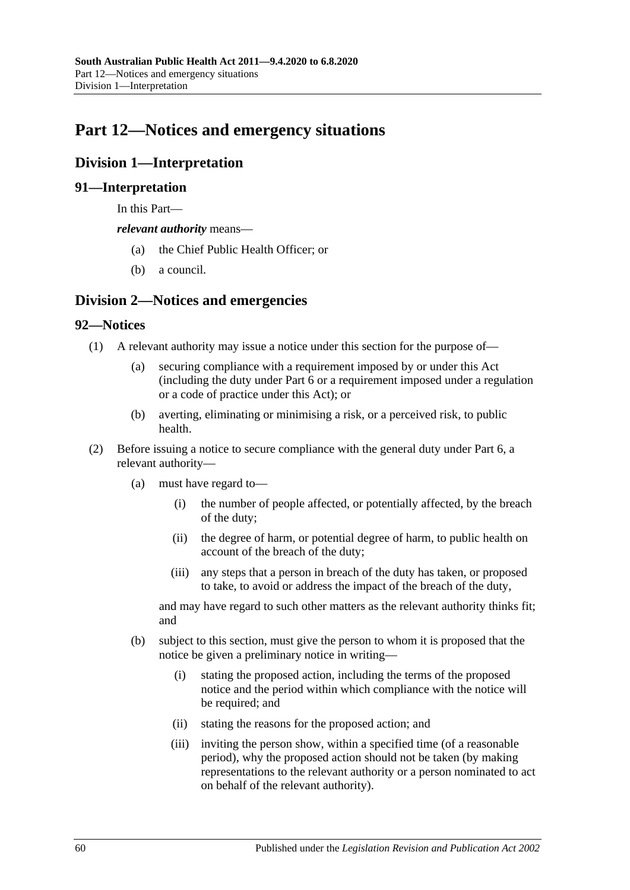# Part 12—Notices and emergency situations

## Division 1—Interpretation

### 91—Interpretation

In this Part—

***relevant authority*** means—

- (a) the Chief Public Health Officer; or
- (b) a council.

## Division 2—Notices and emergencies

### 92—Notices

(1) A relevant authority may issue a notice under this section for the purpose of—

- (a) securing compliance with a requirement imposed by or under this Act (including the duty under Part 6 or a requirement imposed under a regulation or a code of practice under this Act); or
- (b) averting, eliminating or minimising a risk, or a perceived risk, to public health.

(2) Before issuing a notice to secure compliance with the general duty under Part 6, a relevant authority—

- (a) must have regard to—
  - (i) the number of people affected, or potentially affected, by the breach of the duty;
  - (ii) the degree of harm, or potential degree of harm, to public health on account of the breach of the duty;
  - (iii) any steps that a person in breach of the duty has taken, or proposed to take, to avoid or address the impact of the breach of the duty,

  and may have regard to such other matters as the relevant authority thinks fit; and

- (b) subject to this section, must give the person to whom it is proposed that the notice be given a preliminary notice in writing—
  - (i) stating the proposed action, including the terms of the proposed notice and the period within which compliance with the notice will be required; and
  - (ii) stating the reasons for the proposed action; and
  - (iii) inviting the person show, within a specified time (of a reasonable period), why the proposed action should not be taken (by making representations to the relevant authority or a person nominated to act on behalf of the relevant authority).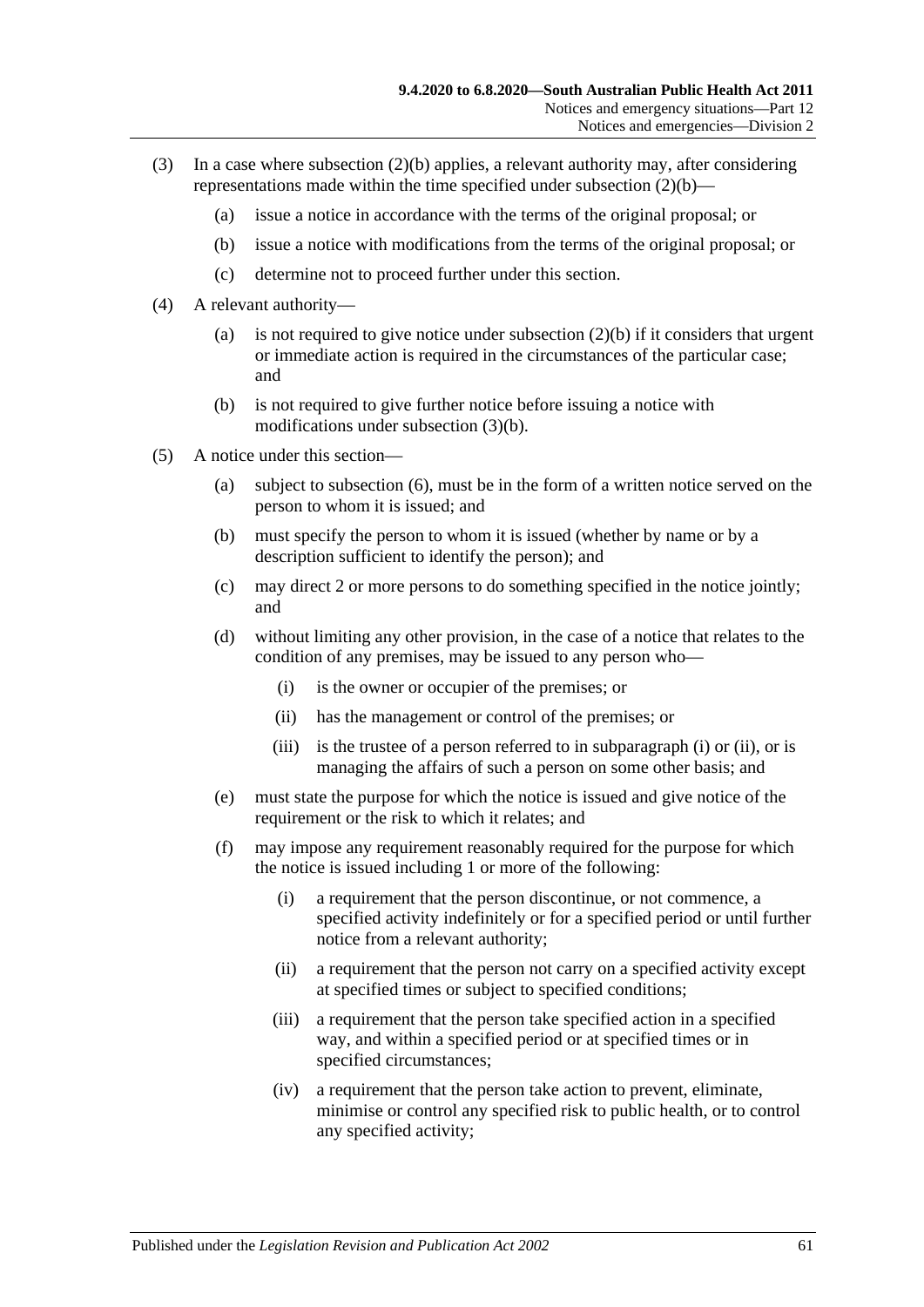(3) In a case where subsection (2)(b) applies, a relevant authority may, after considering representations made within the time specified under subsection (2)(b)—

   (a) issue a notice in accordance with the terms of the original proposal; or

   (b) issue a notice with modifications from the terms of the original proposal; or

   (c) determine not to proceed further under this section.

(4) A relevant authority—

   (a) is not required to give notice under subsection (2)(b) if it considers that urgent or immediate action is required in the circumstances of the particular case; and

   (b) is not required to give further notice before issuing a notice with modifications under subsection (3)(b).

(5) A notice under this section—

   (a) subject to subsection (6), must be in the form of a written notice served on the person to whom it is issued; and

   (b) must specify the person to whom it is issued (whether by name or by a description sufficient to identify the person); and

   (c) may direct 2 or more persons to do something specified in the notice jointly; and

   (d) without limiting any other provision, in the case of a notice that relates to the condition of any premises, may be issued to any person who—

      (i) is the owner or occupier of the premises; or

      (ii) has the management or control of the premises; or

      (iii) is the trustee of a person referred to in subparagraph (i) or (ii), or is managing the affairs of such a person on some other basis; and

   (e) must state the purpose for which the notice is issued and give notice of the requirement or the risk to which it relates; and

   (f) may impose any requirement reasonably required for the purpose for which the notice is issued including 1 or more of the following:

      (i) a requirement that the person discontinue, or not commence, a specified activity indefinitely or for a specified period or until further notice from a relevant authority;

      (ii) a requirement that the person not carry on a specified activity except at specified times or subject to specified conditions;

      (iii) a requirement that the person take specified action in a specified way, and within a specified period or at specified times or in specified circumstances;

      (iv) a requirement that the person take action to prevent, eliminate, minimise or control any specified risk to public health, or to control any specified activity;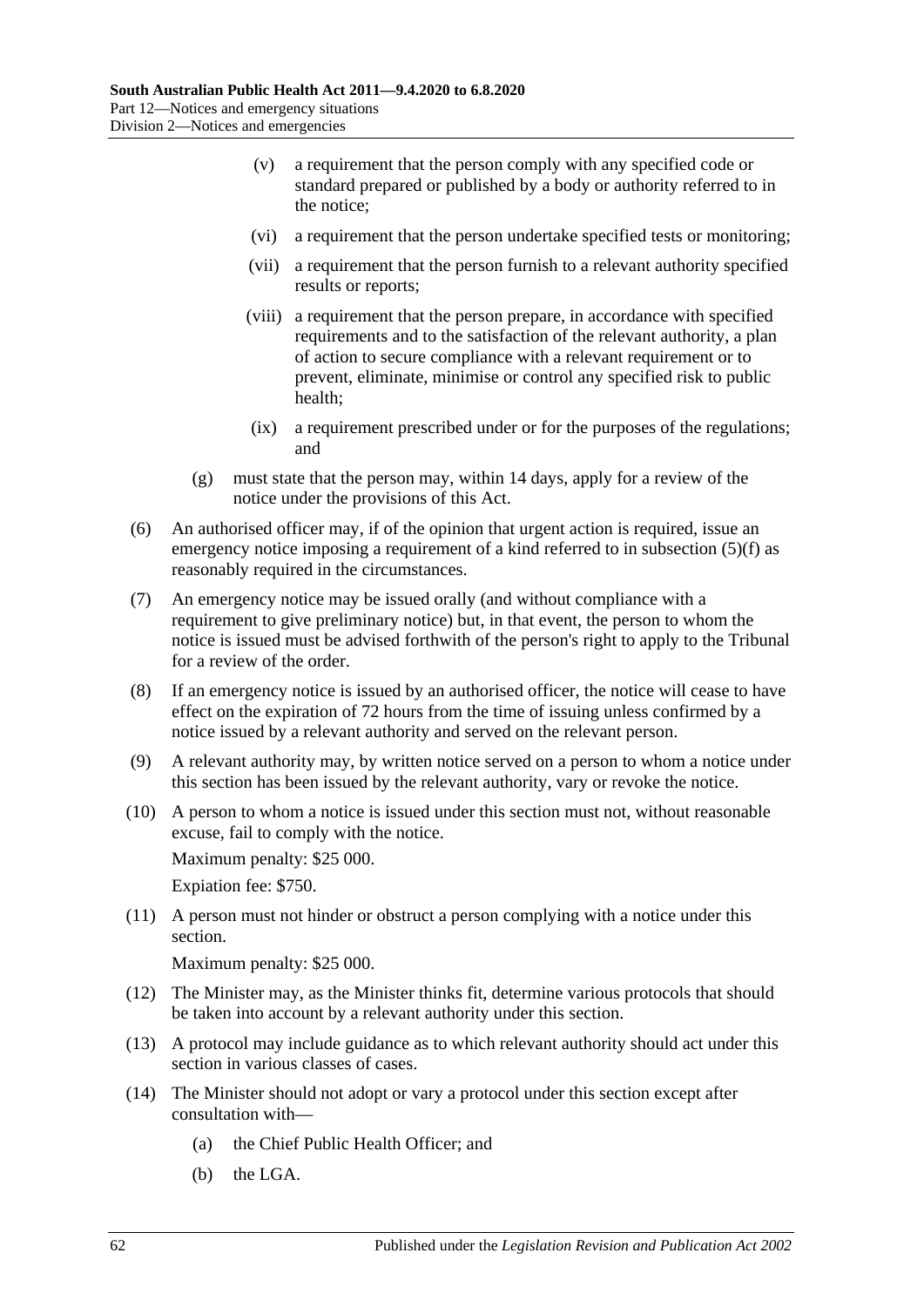(v) a requirement that the person comply with any specified code or standard prepared or published by a body or authority referred to in the notice;

(vi) a requirement that the person undertake specified tests or monitoring;

(vii) a requirement that the person furnish to a relevant authority specified results or reports;

(viii) a requirement that the person prepare, in accordance with specified requirements and to the satisfaction of the relevant authority, a plan of action to secure compliance with a relevant requirement or to prevent, eliminate, minimise or control any specified risk to public health;

(ix) a requirement prescribed under or for the purposes of the regulations; and

(g) must state that the person may, within 14 days, apply for a review of the notice under the provisions of this Act.

(6) An authorised officer may, if of the opinion that urgent action is required, issue an emergency notice imposing a requirement of a kind referred to in subsection (5)(f) as reasonably required in the circumstances.

(7) An emergency notice may be issued orally (and without compliance with a requirement to give preliminary notice) but, in that event, the person to whom the notice is issued must be advised forthwith of the person's right to apply to the Tribunal for a review of the order.

(8) If an emergency notice is issued by an authorised officer, the notice will cease to have effect on the expiration of 72 hours from the time of issuing unless confirmed by a notice issued by a relevant authority and served on the relevant person.

(9) A relevant authority may, by written notice served on a person to whom a notice under this section has been issued by the relevant authority, vary or revoke the notice.

(10) A person to whom a notice is issued under this section must not, without reasonable excuse, fail to comply with the notice.

Maximum penalty: $25 000.

Expiation fee: $750.

(11) A person must not hinder or obstruct a person complying with a notice under this section.

Maximum penalty: $25 000.

(12) The Minister may, as the Minister thinks fit, determine various protocols that should be taken into account by a relevant authority under this section.

(13) A protocol may include guidance as to which relevant authority should act under this section in various classes of cases.

(14) The Minister should not adopt or vary a protocol under this section except after consultation with—

(a) the Chief Public Health Officer; and

(b) the LGA.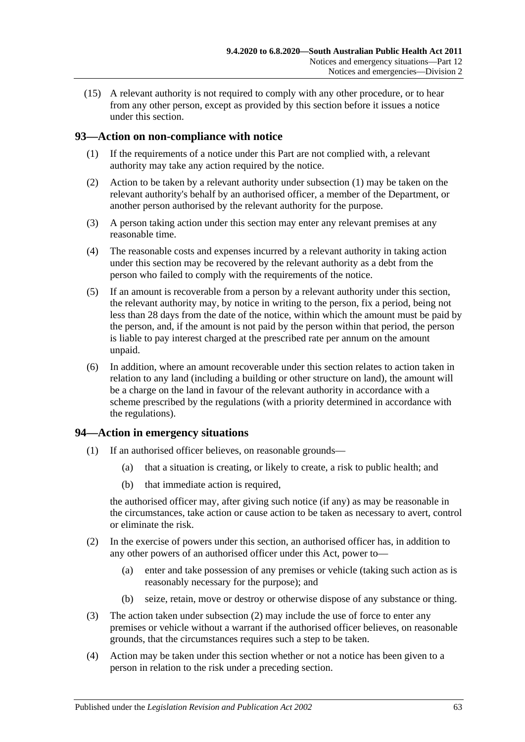(15) A relevant authority is not required to comply with any other procedure, or to hear from any other person, except as provided by this section before it issues a notice under this section.

## 93—Action on non-compliance with notice

(1) If the requirements of a notice under this Part are not complied with, a relevant authority may take any action required by the notice.

(2) Action to be taken by a relevant authority under subsection (1) may be taken on the relevant authority's behalf by an authorised officer, a member of the Department, or another person authorised by the relevant authority for the purpose.

(3) A person taking action under this section may enter any relevant premises at any reasonable time.

(4) The reasonable costs and expenses incurred by a relevant authority in taking action under this section may be recovered by the relevant authority as a debt from the person who failed to comply with the requirements of the notice.

(5) If an amount is recoverable from a person by a relevant authority under this section, the relevant authority may, by notice in writing to the person, fix a period, being not less than 28 days from the date of the notice, within which the amount must be paid by the person, and, if the amount is not paid by the person within that period, the person is liable to pay interest charged at the prescribed rate per annum on the amount unpaid.

(6) In addition, where an amount recoverable under this section relates to action taken in relation to any land (including a building or other structure on land), the amount will be a charge on the land in favour of the relevant authority in accordance with a scheme prescribed by the regulations (with a priority determined in accordance with the regulations).

## 94—Action in emergency situations

(1) If an authorised officer believes, on reasonable grounds—

(a) that a situation is creating, or likely to create, a risk to public health; and

(b) that immediate action is required,

the authorised officer may, after giving such notice (if any) as may be reasonable in the circumstances, take action or cause action to be taken as necessary to avert, control or eliminate the risk.

(2) In the exercise of powers under this section, an authorised officer has, in addition to any other powers of an authorised officer under this Act, power to—

(a) enter and take possession of any premises or vehicle (taking such action as is reasonably necessary for the purpose); and

(b) seize, retain, move or destroy or otherwise dispose of any substance or thing.

(3) The action taken under subsection (2) may include the use of force to enter any premises or vehicle without a warrant if the authorised officer believes, on reasonable grounds, that the circumstances requires such a step to be taken.

(4) Action may be taken under this section whether or not a notice has been given to a person in relation to the risk under a preceding section.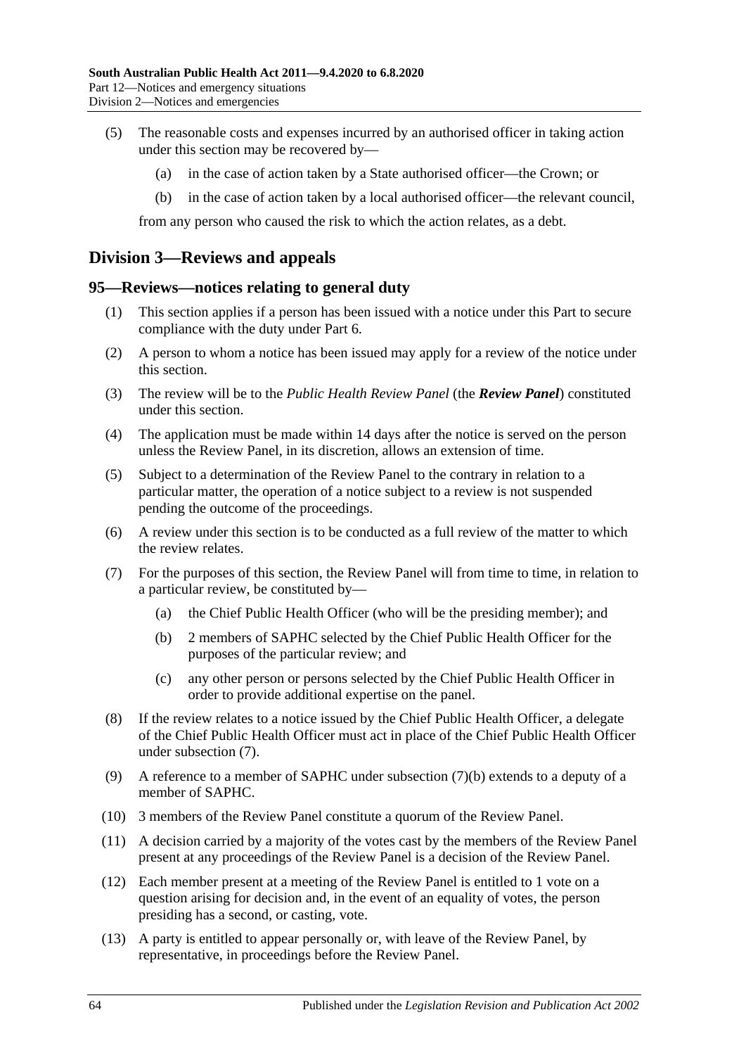(5) The reasonable costs and expenses incurred by an authorised officer in taking action under this section may be recovered by—

  (a) in the case of action taken by a State authorised officer—the Crown; or

  (b) in the case of action taken by a local authorised officer—the relevant council,

from any person who caused the risk to which the action relates, as a debt.

## Division 3—Reviews and appeals

### 95—Reviews—notices relating to general duty

(1) This section applies if a person has been issued with a notice under this Part to secure compliance with the duty under Part 6.

(2) A person to whom a notice has been issued may apply for a review of the notice under this section.

(3) The review will be to the *Public Health Review Panel* (the ***Review Panel***) constituted under this section.

(4) The application must be made within 14 days after the notice is served on the person unless the Review Panel, in its discretion, allows an extension of time.

(5) Subject to a determination of the Review Panel to the contrary in relation to a particular matter, the operation of a notice subject to a review is not suspended pending the outcome of the proceedings.

(6) A review under this section is to be conducted as a full review of the matter to which the review relates.

(7) For the purposes of this section, the Review Panel will from time to time, in relation to a particular review, be constituted by—

  (a) the Chief Public Health Officer (who will be the presiding member); and

  (b) 2 members of SAPHC selected by the Chief Public Health Officer for the purposes of the particular review; and

  (c) any other person or persons selected by the Chief Public Health Officer in order to provide additional expertise on the panel.

(8) If the review relates to a notice issued by the Chief Public Health Officer, a delegate of the Chief Public Health Officer must act in place of the Chief Public Health Officer under subsection (7).

(9) A reference to a member of SAPHC under subsection (7)(b) extends to a deputy of a member of SAPHC.

(10) 3 members of the Review Panel constitute a quorum of the Review Panel.

(11) A decision carried by a majority of the votes cast by the members of the Review Panel present at any proceedings of the Review Panel is a decision of the Review Panel.

(12) Each member present at a meeting of the Review Panel is entitled to 1 vote on a question arising for decision and, in the event of an equality of votes, the person presiding has a second, or casting, vote.

(13) A party is entitled to appear personally or, with leave of the Review Panel, by representative, in proceedings before the Review Panel.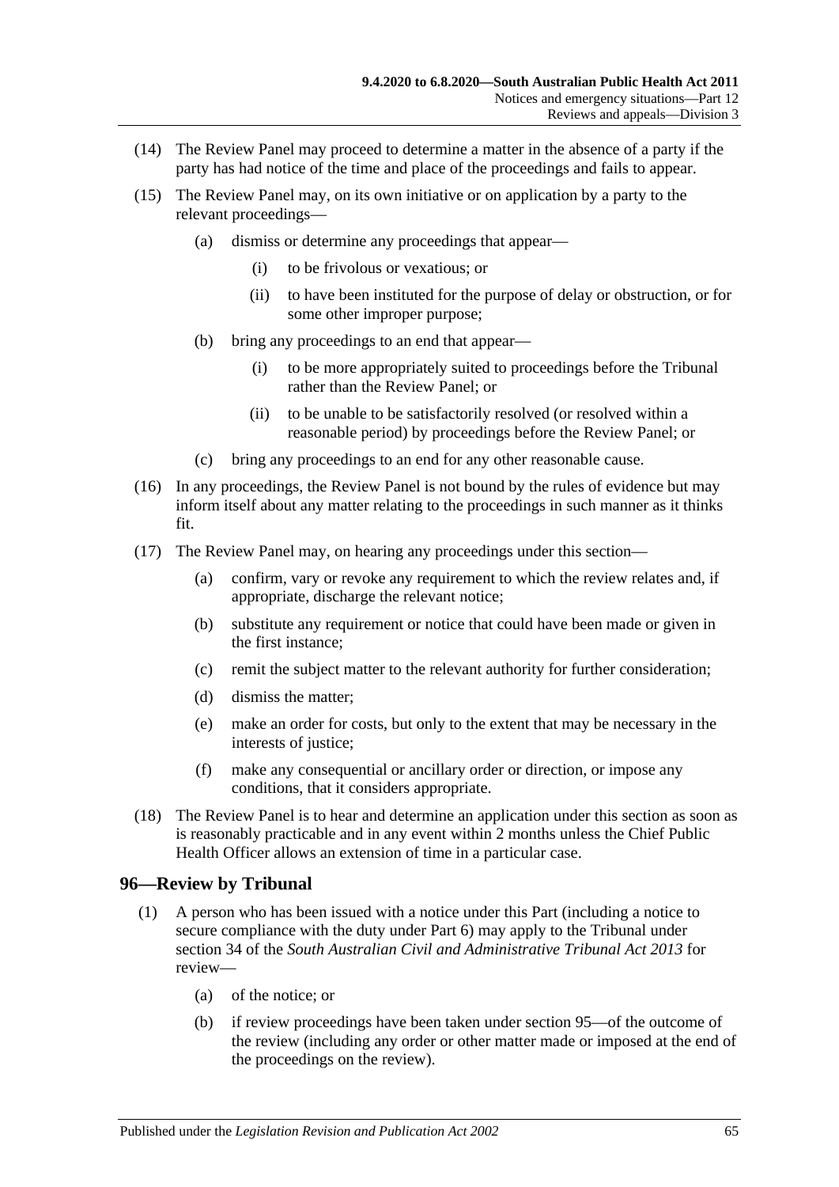(14) The Review Panel may proceed to determine a matter in the absence of a party if the party has had notice of the time and place of the proceedings and fails to appear.

(15) The Review Panel may, on its own initiative or on application by a party to the relevant proceedings—

(a) dismiss or determine any proceedings that appear—

(i) to be frivolous or vexatious; or

(ii) to have been instituted for the purpose of delay or obstruction, or for some other improper purpose;

(b) bring any proceedings to an end that appear—

(i) to be more appropriately suited to proceedings before the Tribunal rather than the Review Panel; or

(ii) to be unable to be satisfactorily resolved (or resolved within a reasonable period) by proceedings before the Review Panel; or

(c) bring any proceedings to an end for any other reasonable cause.

(16) In any proceedings, the Review Panel is not bound by the rules of evidence but may inform itself about any matter relating to the proceedings in such manner as it thinks fit.

(17) The Review Panel may, on hearing any proceedings under this section—

(a) confirm, vary or revoke any requirement to which the review relates and, if appropriate, discharge the relevant notice;

(b) substitute any requirement or notice that could have been made or given in the first instance;

(c) remit the subject matter to the relevant authority for further consideration;

(d) dismiss the matter;

(e) make an order for costs, but only to the extent that may be necessary in the interests of justice;

(f) make any consequential or ancillary order or direction, or impose any conditions, that it considers appropriate.

(18) The Review Panel is to hear and determine an application under this section as soon as is reasonably practicable and in any event within 2 months unless the Chief Public Health Officer allows an extension of time in a particular case.

## 96—Review by Tribunal

(1) A person who has been issued with a notice under this Part (including a notice to secure compliance with the duty under Part 6) may apply to the Tribunal under section 34 of the *South Australian Civil and Administrative Tribunal Act 2013* for review—

(a) of the notice; or

(b) if review proceedings have been taken under section 95—of the outcome of the review (including any order or other matter made or imposed at the end of the proceedings on the review).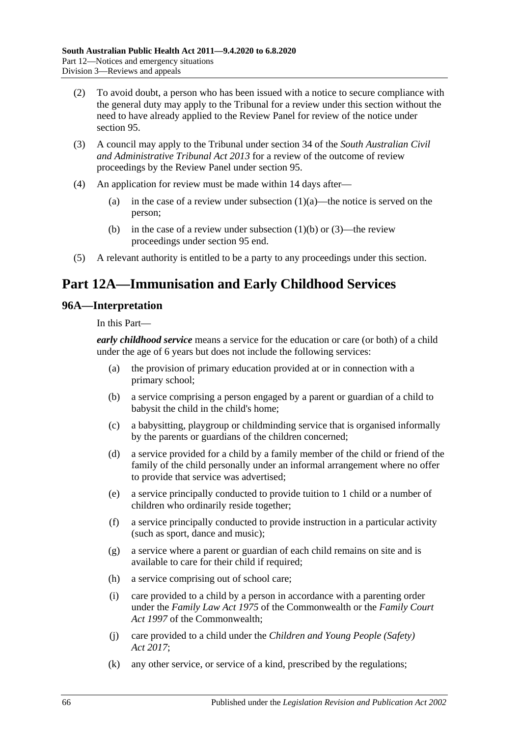(2) To avoid doubt, a person who has been issued with a notice to secure compliance with the general duty may apply to the Tribunal for a review under this section without the need to have already applied to the Review Panel for review of the notice under section 95.

(3) A council may apply to the Tribunal under section 34 of the *South Australian Civil and Administrative Tribunal Act 2013* for a review of the outcome of review proceedings by the Review Panel under section 95.

(4) An application for review must be made within 14 days after—

  (a) in the case of a review under subsection (1)(a)—the notice is served on the person;

  (b) in the case of a review under subsection (1)(b) or (3)—the review proceedings under section 95 end.

(5) A relevant authority is entitled to be a party to any proceedings under this section.

# Part 12A—Immunisation and Early Childhood Services

## 96A—Interpretation

In this Part—

***early childhood service*** means a service for the education or care (or both) of a child under the age of 6 years but does not include the following services:

  (a) the provision of primary education provided at or in connection with a primary school;

  (b) a service comprising a person engaged by a parent or guardian of a child to babysit the child in the child's home;

  (c) a babysitting, playgroup or childminding service that is organised informally by the parents or guardians of the children concerned;

  (d) a service provided for a child by a family member of the child or friend of the family of the child personally under an informal arrangement where no offer to provide that service was advertised;

  (e) a service principally conducted to provide tuition to 1 child or a number of children who ordinarily reside together;

  (f) a service principally conducted to provide instruction in a particular activity (such as sport, dance and music);

  (g) a service where a parent or guardian of each child remains on site and is available to care for their child if required;

  (h) a service comprising out of school care;

  (i) care provided to a child by a person in accordance with a parenting order under the *Family Law Act 1975* of the Commonwealth or the *Family Court Act 1997* of the Commonwealth;

  (j) care provided to a child under the *Children and Young People (Safety) Act 2017*;

  (k) any other service, or service of a kind, prescribed by the regulations;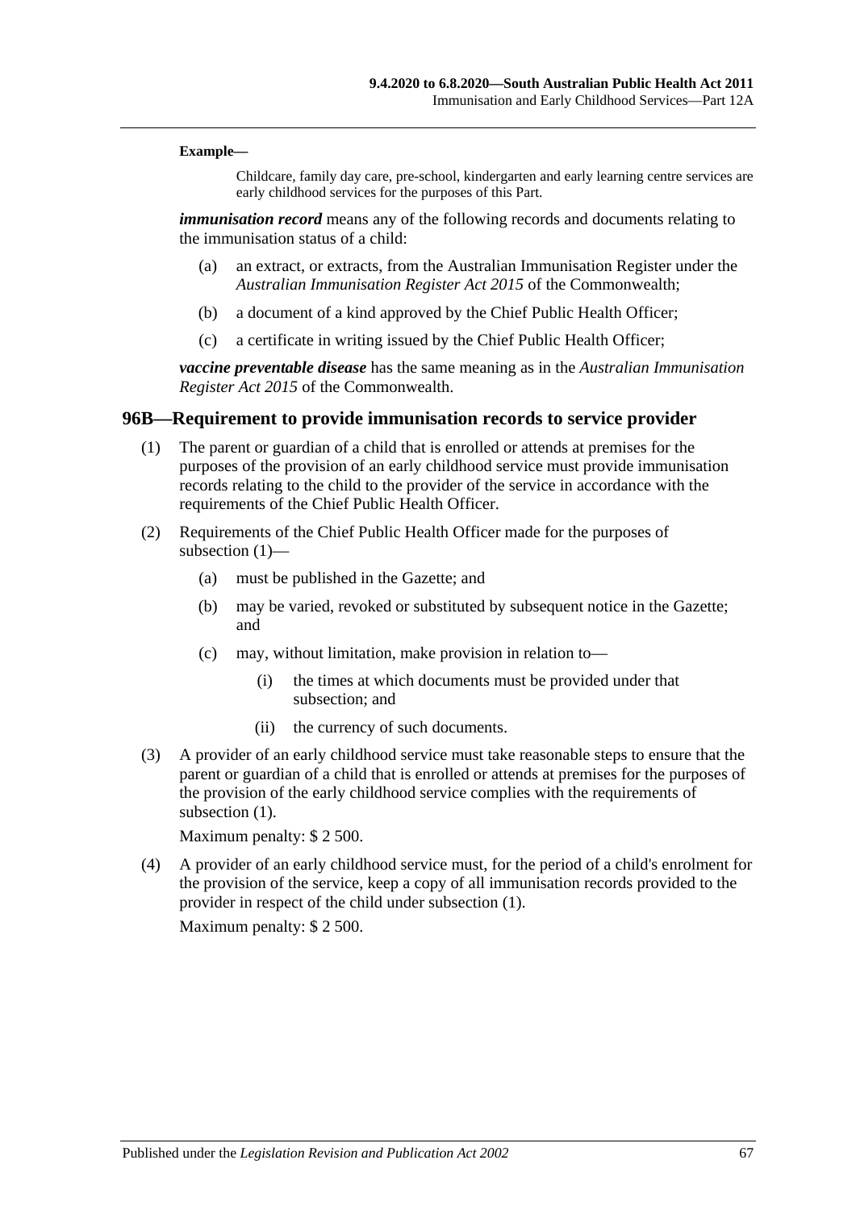**Example—**

Childcare, family day care, pre-school, kindergarten and early learning centre services are early childhood services for the purposes of this Part.

***immunisation record*** means any of the following records and documents relating to the immunisation status of a child:

- (a) an extract, or extracts, from the Australian Immunisation Register under the *Australian Immunisation Register Act 2015* of the Commonwealth;
- (b) a document of a kind approved by the Chief Public Health Officer;
- (c) a certificate in writing issued by the Chief Public Health Officer;

***vaccine preventable disease*** has the same meaning as in the *Australian Immunisation Register Act 2015* of the Commonwealth.

## 96B—Requirement to provide immunisation records to service provider

(1) The parent or guardian of a child that is enrolled or attends at premises for the purposes of the provision of an early childhood service must provide immunisation records relating to the child to the provider of the service in accordance with the requirements of the Chief Public Health Officer.

(2) Requirements of the Chief Public Health Officer made for the purposes of subsection (1)—

- (a) must be published in the Gazette; and
- (b) may be varied, revoked or substituted by subsequent notice in the Gazette; and
- (c) may, without limitation, make provision in relation to—
  - (i) the times at which documents must be provided under that subsection; and
  - (ii) the currency of such documents.

(3) A provider of an early childhood service must take reasonable steps to ensure that the parent or guardian of a child that is enrolled or attends at premises for the purposes of the provision of the early childhood service complies with the requirements of subsection (1).

Maximum penalty: $ 2 500.

(4) A provider of an early childhood service must, for the period of a child's enrolment for the provision of the service, keep a copy of all immunisation records provided to the provider in respect of the child under subsection (1).

Maximum penalty: $ 2 500.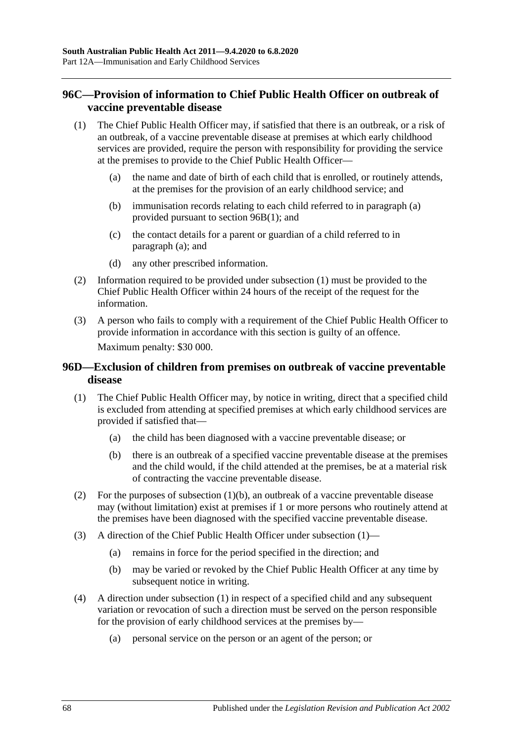## 96C—Provision of information to Chief Public Health Officer on outbreak of vaccine preventable disease

(1) The Chief Public Health Officer may, if satisfied that there is an outbreak, or a risk of an outbreak, of a vaccine preventable disease at premises at which early childhood services are provided, require the person with responsibility for providing the service at the premises to provide to the Chief Public Health Officer—

(a) the name and date of birth of each child that is enrolled, or routinely attends, at the premises for the provision of an early childhood service; and

(b) immunisation records relating to each child referred to in paragraph (a) provided pursuant to section 96B(1); and

(c) the contact details for a parent or guardian of a child referred to in paragraph (a); and

(d) any other prescribed information.

(2) Information required to be provided under subsection (1) must be provided to the Chief Public Health Officer within 24 hours of the receipt of the request for the information.

(3) A person who fails to comply with a requirement of the Chief Public Health Officer to provide information in accordance with this section is guilty of an offence.

Maximum penalty: $30 000.

## 96D—Exclusion of children from premises on outbreak of vaccine preventable disease

(1) The Chief Public Health Officer may, by notice in writing, direct that a specified child is excluded from attending at specified premises at which early childhood services are provided if satisfied that—

(a) the child has been diagnosed with a vaccine preventable disease; or

(b) there is an outbreak of a specified vaccine preventable disease at the premises and the child would, if the child attended at the premises, be at a material risk of contracting the vaccine preventable disease.

(2) For the purposes of subsection (1)(b), an outbreak of a vaccine preventable disease may (without limitation) exist at premises if 1 or more persons who routinely attend at the premises have been diagnosed with the specified vaccine preventable disease.

(3) A direction of the Chief Public Health Officer under subsection (1)—

(a) remains in force for the period specified in the direction; and

(b) may be varied or revoked by the Chief Public Health Officer at any time by subsequent notice in writing.

(4) A direction under subsection (1) in respect of a specified child and any subsequent variation or revocation of such a direction must be served on the person responsible for the provision of early childhood services at the premises by—

(a) personal service on the person or an agent of the person; or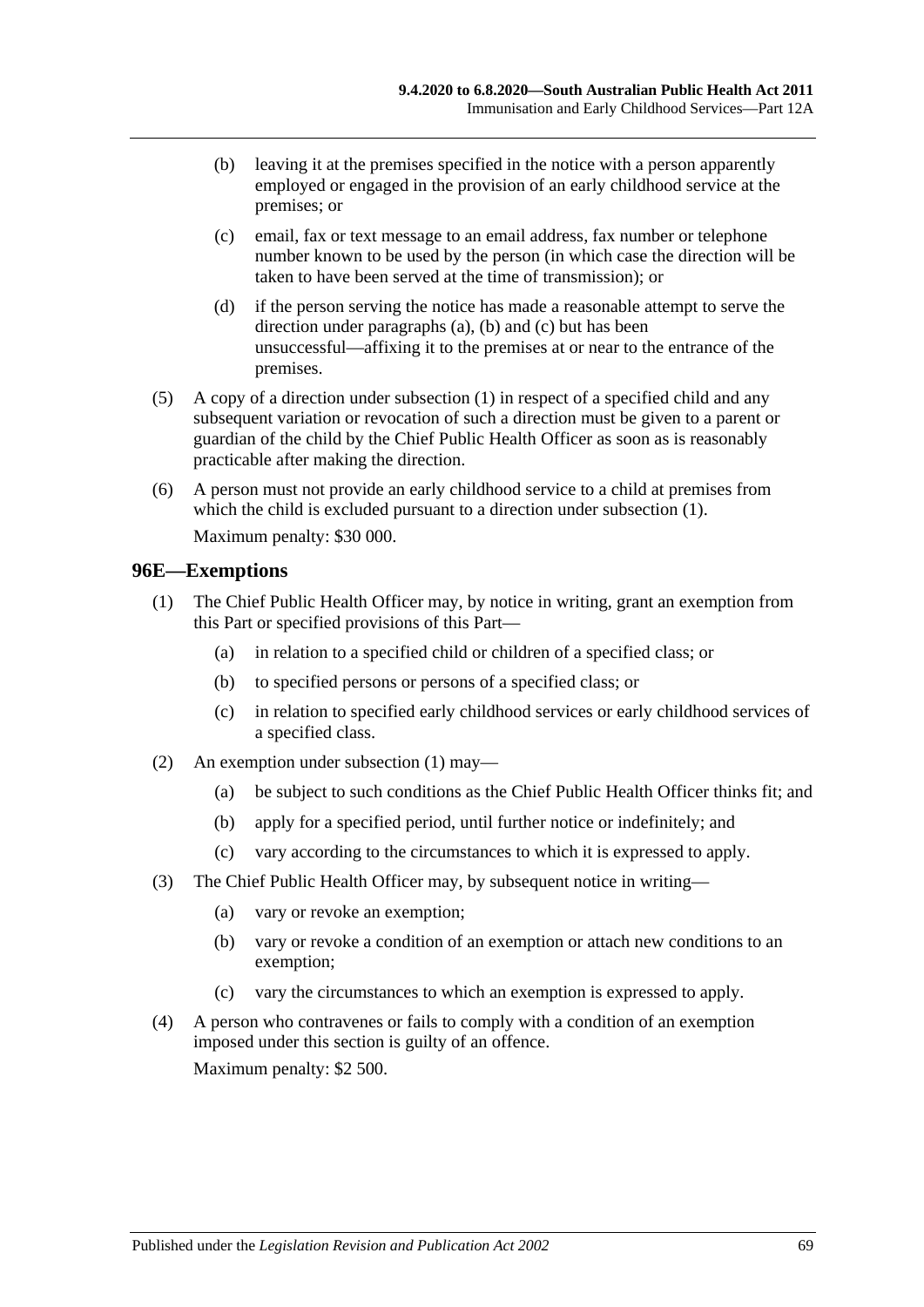(b) leaving it at the premises specified in the notice with a person apparently employed or engaged in the provision of an early childhood service at the premises; or

(c) email, fax or text message to an email address, fax number or telephone number known to be used by the person (in which case the direction will be taken to have been served at the time of transmission); or

(d) if the person serving the notice has made a reasonable attempt to serve the direction under paragraphs (a), (b) and (c) but has been unsuccessful—affixing it to the premises at or near to the entrance of the premises.

(5) A copy of a direction under subsection (1) in respect of a specified child and any subsequent variation or revocation of such a direction must be given to a parent or guardian of the child by the Chief Public Health Officer as soon as is reasonably practicable after making the direction.

(6) A person must not provide an early childhood service to a child at premises from which the child is excluded pursuant to a direction under subsection (1).

Maximum penalty: $30 000.

## 96E—Exemptions

(1) The Chief Public Health Officer may, by notice in writing, grant an exemption from this Part or specified provisions of this Part—

(a) in relation to a specified child or children of a specified class; or

(b) to specified persons or persons of a specified class; or

(c) in relation to specified early childhood services or early childhood services of a specified class.

(2) An exemption under subsection (1) may—

(a) be subject to such conditions as the Chief Public Health Officer thinks fit; and

(b) apply for a specified period, until further notice or indefinitely; and

(c) vary according to the circumstances to which it is expressed to apply.

(3) The Chief Public Health Officer may, by subsequent notice in writing—

(a) vary or revoke an exemption;

(b) vary or revoke a condition of an exemption or attach new conditions to an exemption;

(c) vary the circumstances to which an exemption is expressed to apply.

(4) A person who contravenes or fails to comply with a condition of an exemption imposed under this section is guilty of an offence.

Maximum penalty: $2 500.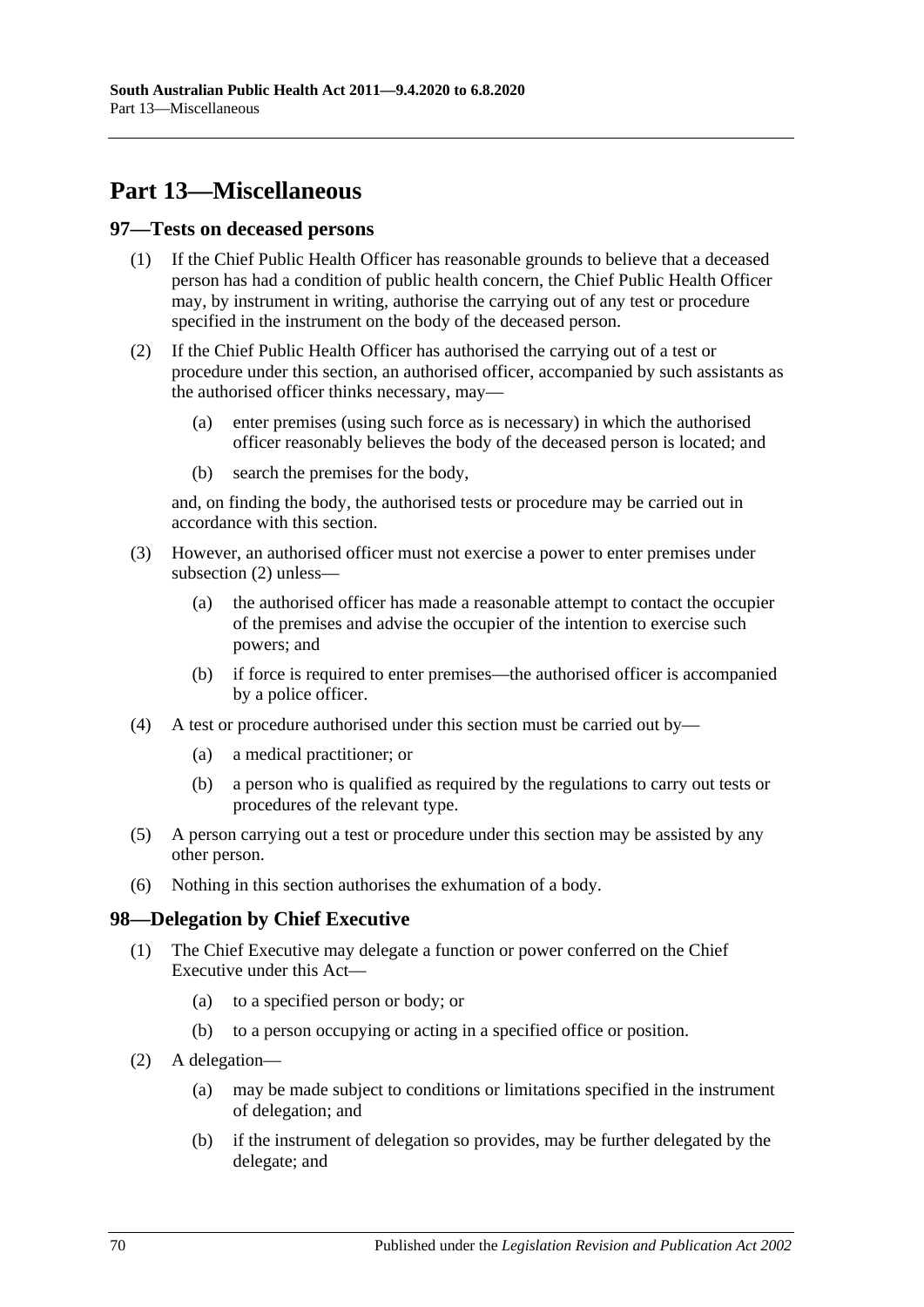# Part 13—Miscellaneous

## 97—Tests on deceased persons

(1) If the Chief Public Health Officer has reasonable grounds to believe that a deceased person has had a condition of public health concern, the Chief Public Health Officer may, by instrument in writing, authorise the carrying out of any test or procedure specified in the instrument on the body of the deceased person.

(2) If the Chief Public Health Officer has authorised the carrying out of a test or procedure under this section, an authorised officer, accompanied by such assistants as the authorised officer thinks necessary, may—

- (a) enter premises (using such force as is necessary) in which the authorised officer reasonably believes the body of the deceased person is located; and
- (b) search the premises for the body,

and, on finding the body, the authorised tests or procedure may be carried out in accordance with this section.

(3) However, an authorised officer must not exercise a power to enter premises under subsection (2) unless—

- (a) the authorised officer has made a reasonable attempt to contact the occupier of the premises and advise the occupier of the intention to exercise such powers; and
- (b) if force is required to enter premises—the authorised officer is accompanied by a police officer.

(4) A test or procedure authorised under this section must be carried out by—

- (a) a medical practitioner; or
- (b) a person who is qualified as required by the regulations to carry out tests or procedures of the relevant type.

(5) A person carrying out a test or procedure under this section may be assisted by any other person.

(6) Nothing in this section authorises the exhumation of a body.

## 98—Delegation by Chief Executive

(1) The Chief Executive may delegate a function or power conferred on the Chief Executive under this Act—

- (a) to a specified person or body; or
- (b) to a person occupying or acting in a specified office or position.

(2) A delegation—

- (a) may be made subject to conditions or limitations specified in the instrument of delegation; and
- (b) if the instrument of delegation so provides, may be further delegated by the delegate; and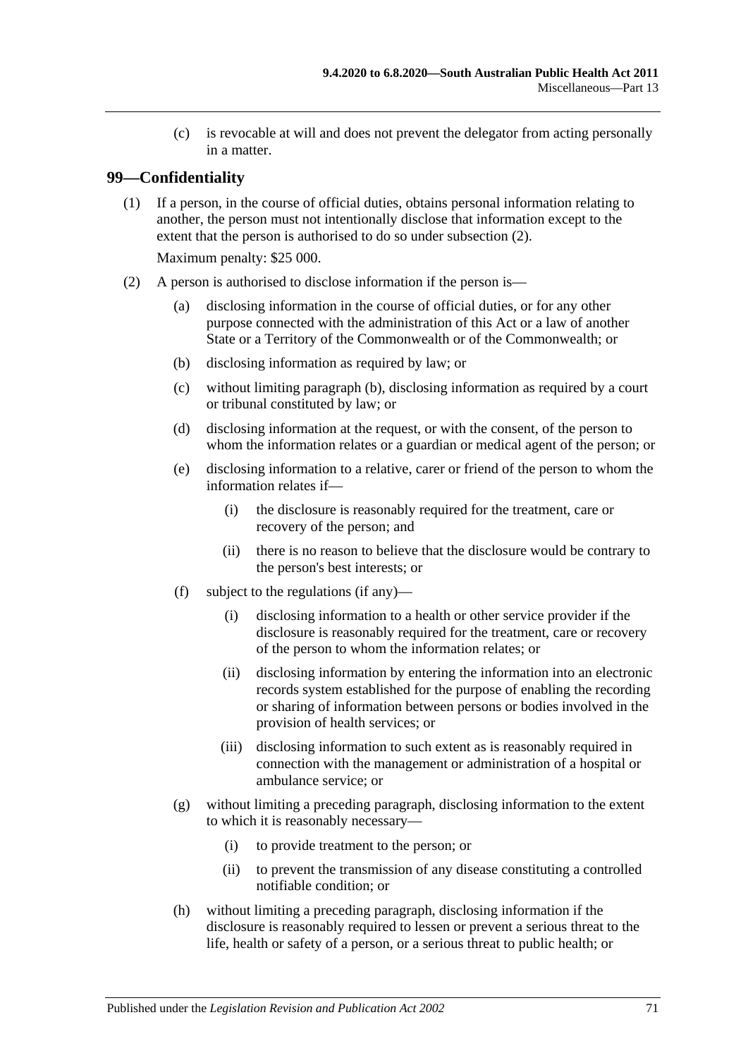(c) is revocable at will and does not prevent the delegator from acting personally in a matter.

## 99—Confidentiality

(1) If a person, in the course of official duties, obtains personal information relating to another, the person must not intentionally disclose that information except to the extent that the person is authorised to do so under subsection (2).

Maximum penalty: $25 000.

(2) A person is authorised to disclose information if the person is—

(a) disclosing information in the course of official duties, or for any other purpose connected with the administration of this Act or a law of another State or a Territory of the Commonwealth or of the Commonwealth; or

(b) disclosing information as required by law; or

(c) without limiting paragraph (b), disclosing information as required by a court or tribunal constituted by law; or

(d) disclosing information at the request, or with the consent, of the person to whom the information relates or a guardian or medical agent of the person; or

(e) disclosing information to a relative, carer or friend of the person to whom the information relates if—

(i) the disclosure is reasonably required for the treatment, care or recovery of the person; and

(ii) there is no reason to believe that the disclosure would be contrary to the person's best interests; or

(f) subject to the regulations (if any)—

(i) disclosing information to a health or other service provider if the disclosure is reasonably required for the treatment, care or recovery of the person to whom the information relates; or

(ii) disclosing information by entering the information into an electronic records system established for the purpose of enabling the recording or sharing of information between persons or bodies involved in the provision of health services; or

(iii) disclosing information to such extent as is reasonably required in connection with the management or administration of a hospital or ambulance service; or

(g) without limiting a preceding paragraph, disclosing information to the extent to which it is reasonably necessary—

(i) to provide treatment to the person; or

(ii) to prevent the transmission of any disease constituting a controlled notifiable condition; or

(h) without limiting a preceding paragraph, disclosing information if the disclosure is reasonably required to lessen or prevent a serious threat to the life, health or safety of a person, or a serious threat to public health; or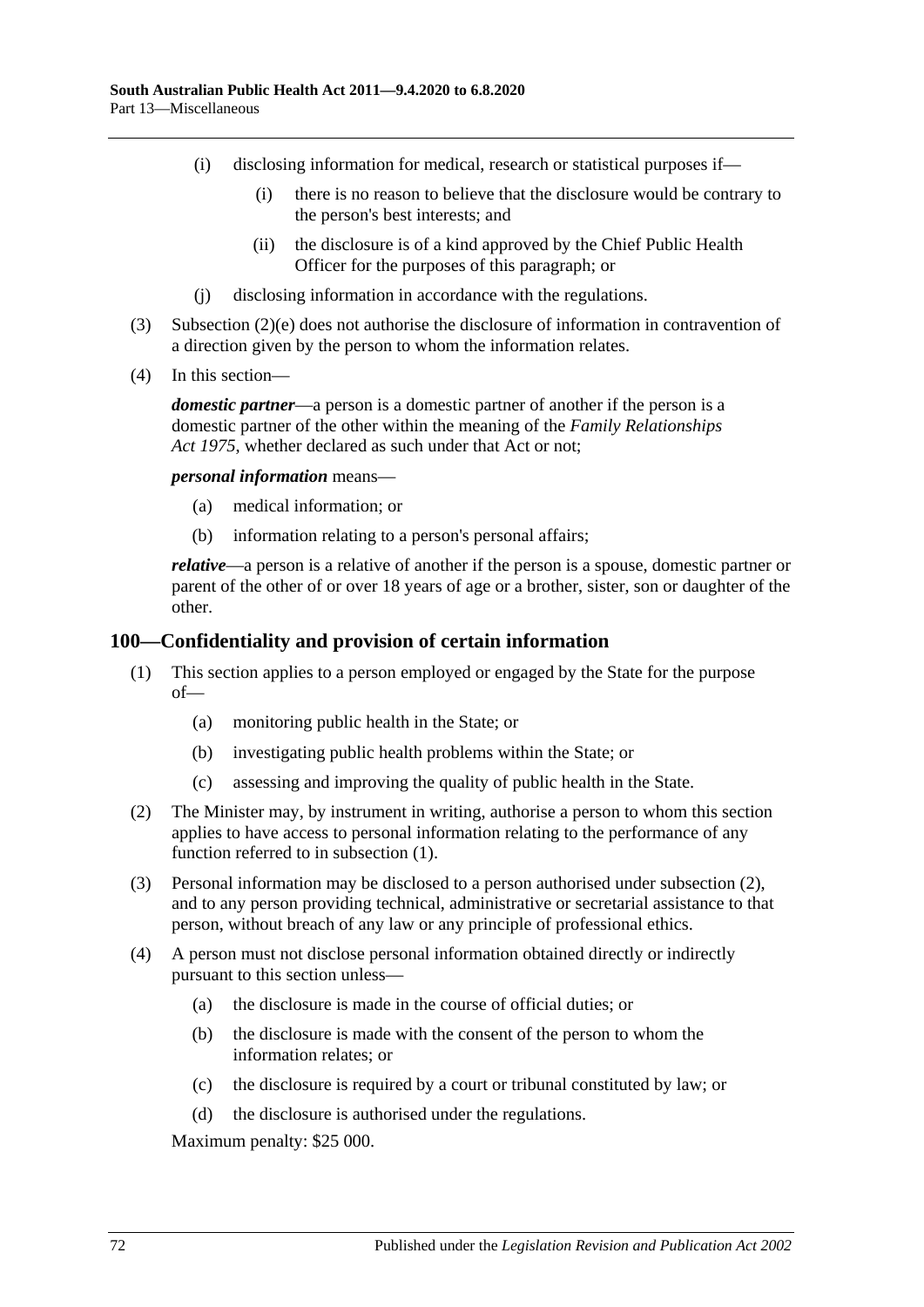(i) disclosing information for medical, research or statistical purposes if—

(i) there is no reason to believe that the disclosure would be contrary to the person's best interests; and

(ii) the disclosure is of a kind approved by the Chief Public Health Officer for the purposes of this paragraph; or

(j) disclosing information in accordance with the regulations.

(3) Subsection (2)(e) does not authorise the disclosure of information in contravention of a direction given by the person to whom the information relates.

(4) In this section—

***domestic partner***—a person is a domestic partner of another if the person is a domestic partner of the other within the meaning of the *Family Relationships Act 1975*, whether declared as such under that Act or not;

***personal information*** means—

(a) medical information; or

(b) information relating to a person's personal affairs;

***relative***—a person is a relative of another if the person is a spouse, domestic partner or parent of the other of or over 18 years of age or a brother, sister, son or daughter of the other.

## 100—Confidentiality and provision of certain information

(1) This section applies to a person employed or engaged by the State for the purpose of—

(a) monitoring public health in the State; or

(b) investigating public health problems within the State; or

(c) assessing and improving the quality of public health in the State.

(2) The Minister may, by instrument in writing, authorise a person to whom this section applies to have access to personal information relating to the performance of any function referred to in subsection (1).

(3) Personal information may be disclosed to a person authorised under subsection (2), and to any person providing technical, administrative or secretarial assistance to that person, without breach of any law or any principle of professional ethics.

(4) A person must not disclose personal information obtained directly or indirectly pursuant to this section unless—

(a) the disclosure is made in the course of official duties; or

(b) the disclosure is made with the consent of the person to whom the information relates; or

(c) the disclosure is required by a court or tribunal constituted by law; or

(d) the disclosure is authorised under the regulations.

Maximum penalty: $25 000.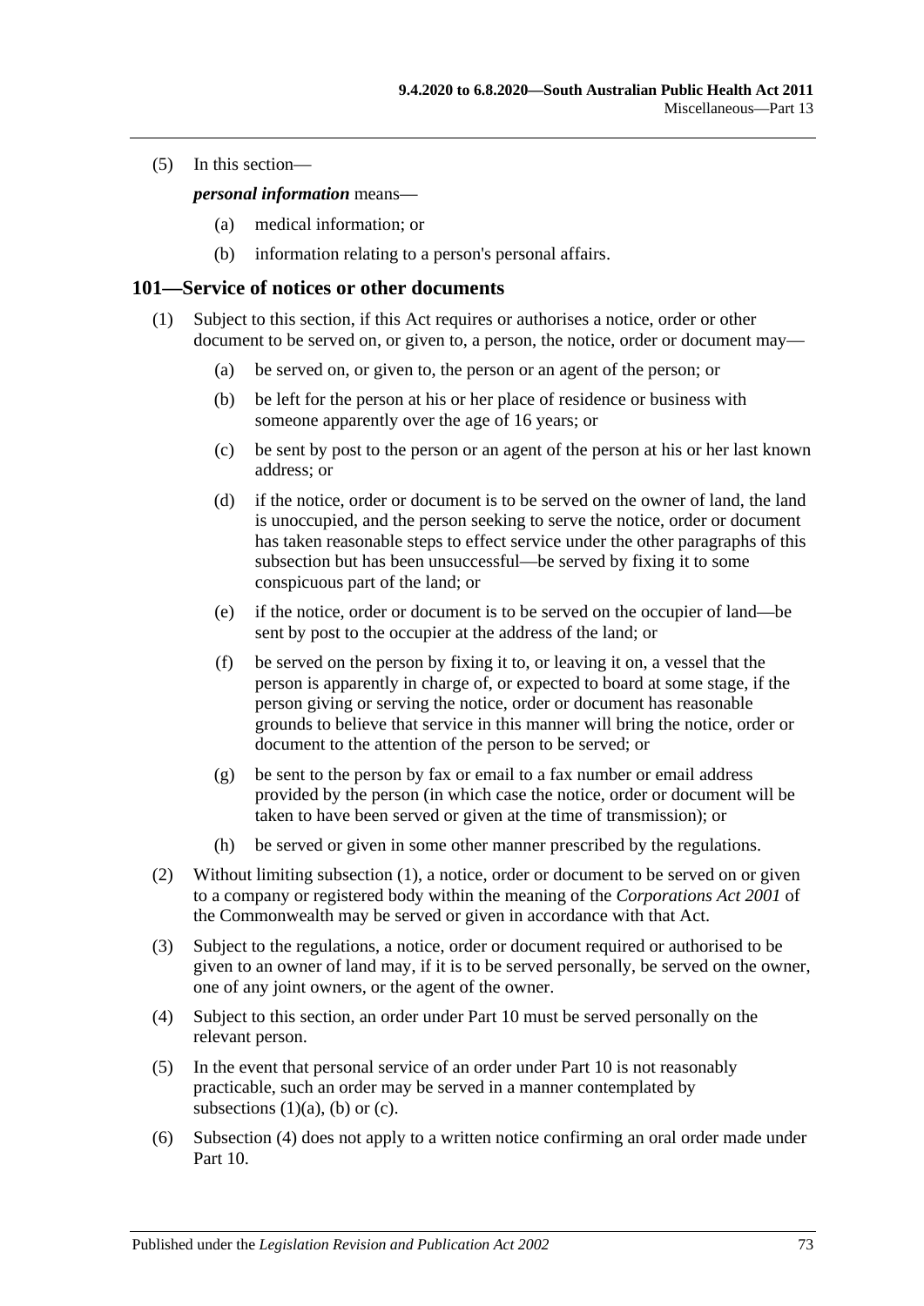(5) In this section—

***personal information*** means—

(a) medical information; or

(b) information relating to a person's personal affairs.

## 101—Service of notices or other documents

(1) Subject to this section, if this Act requires or authorises a notice, order or other document to be served on, or given to, a person, the notice, order or document may—

(a) be served on, or given to, the person or an agent of the person; or

(b) be left for the person at his or her place of residence or business with someone apparently over the age of 16 years; or

(c) be sent by post to the person or an agent of the person at his or her last known address; or

(d) if the notice, order or document is to be served on the owner of land, the land is unoccupied, and the person seeking to serve the notice, order or document has taken reasonable steps to effect service under the other paragraphs of this subsection but has been unsuccessful—be served by fixing it to some conspicuous part of the land; or

(e) if the notice, order or document is to be served on the occupier of land—be sent by post to the occupier at the address of the land; or

(f) be served on the person by fixing it to, or leaving it on, a vessel that the person is apparently in charge of, or expected to board at some stage, if the person giving or serving the notice, order or document has reasonable grounds to believe that service in this manner will bring the notice, order or document to the attention of the person to be served; or

(g) be sent to the person by fax or email to a fax number or email address provided by the person (in which case the notice, order or document will be taken to have been served or given at the time of transmission); or

(h) be served or given in some other manner prescribed by the regulations.

(2) Without limiting subsection (1), a notice, order or document to be served on or given to a company or registered body within the meaning of the *Corporations Act 2001* of the Commonwealth may be served or given in accordance with that Act.

(3) Subject to the regulations, a notice, order or document required or authorised to be given to an owner of land may, if it is to be served personally, be served on the owner, one of any joint owners, or the agent of the owner.

(4) Subject to this section, an order under Part 10 must be served personally on the relevant person.

(5) In the event that personal service of an order under Part 10 is not reasonably practicable, such an order may be served in a manner contemplated by subsections (1)(a), (b) or (c).

(6) Subsection (4) does not apply to a written notice confirming an oral order made under Part 10.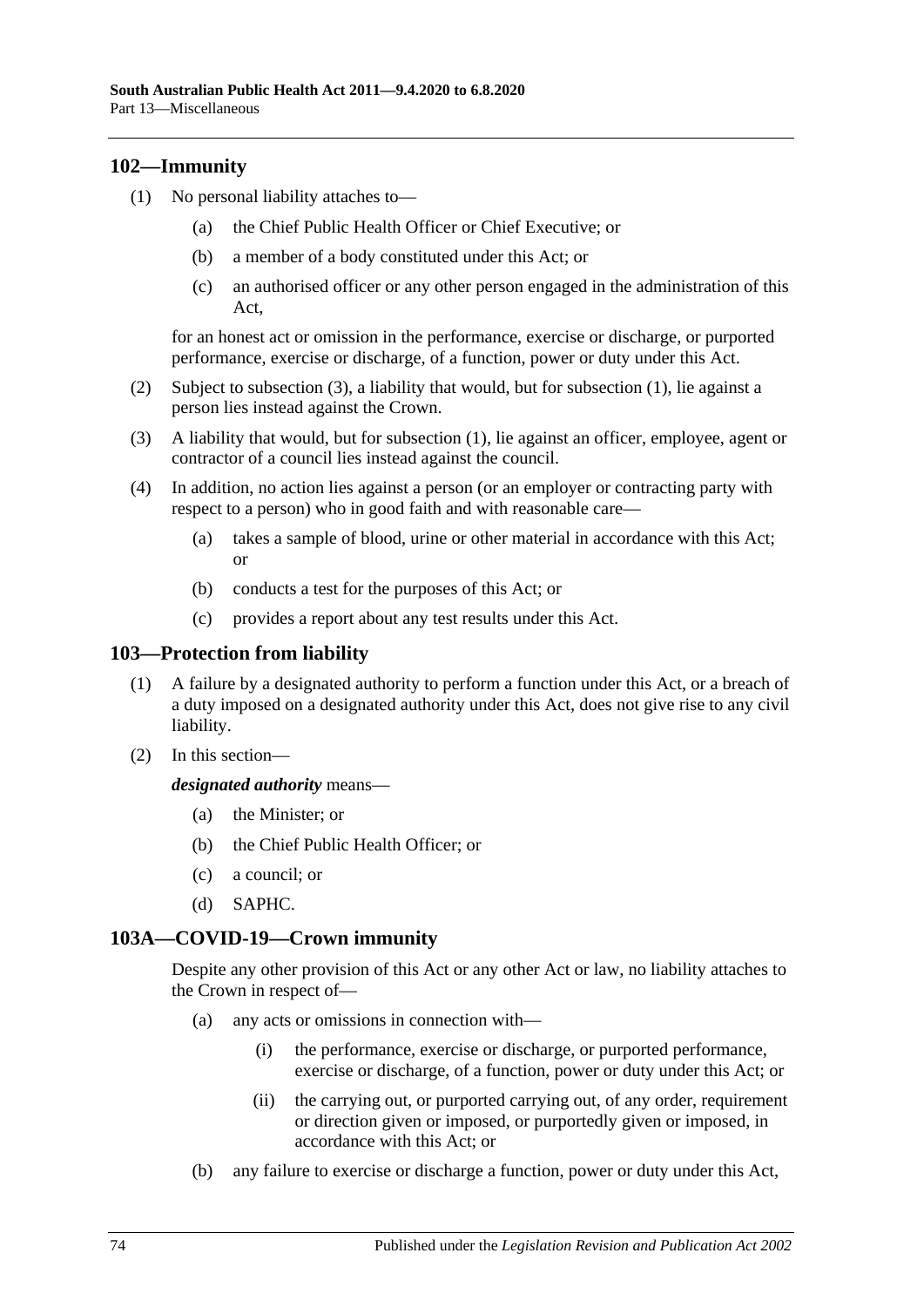## 102—Immunity

(1) No personal liability attaches to—

(a) the Chief Public Health Officer or Chief Executive; or

(b) a member of a body constituted under this Act; or

(c) an authorised officer or any other person engaged in the administration of this Act,

for an honest act or omission in the performance, exercise or discharge, or purported performance, exercise or discharge, of a function, power or duty under this Act.

(2) Subject to subsection (3), a liability that would, but for subsection (1), lie against a person lies instead against the Crown.

(3) A liability that would, but for subsection (1), lie against an officer, employee, agent or contractor of a council lies instead against the council.

(4) In addition, no action lies against a person (or an employer or contracting party with respect to a person) who in good faith and with reasonable care—

(a) takes a sample of blood, urine or other material in accordance with this Act; or

(b) conducts a test for the purposes of this Act; or

(c) provides a report about any test results under this Act.

## 103—Protection from liability

(1) A failure by a designated authority to perform a function under this Act, or a breach of a duty imposed on a designated authority under this Act, does not give rise to any civil liability.

(2) In this section—

***designated authority*** means—

(a) the Minister; or

(b) the Chief Public Health Officer; or

(c) a council; or

(d) SAPHC.

## 103A—COVID-19—Crown immunity

Despite any other provision of this Act or any other Act or law, no liability attaches to the Crown in respect of—

(a) any acts or omissions in connection with—

(i) the performance, exercise or discharge, or purported performance, exercise or discharge, of a function, power or duty under this Act; or

(ii) the carrying out, or purported carrying out, of any order, requirement or direction given or imposed, or purportedly given or imposed, in accordance with this Act; or

(b) any failure to exercise or discharge a function, power or duty under this Act,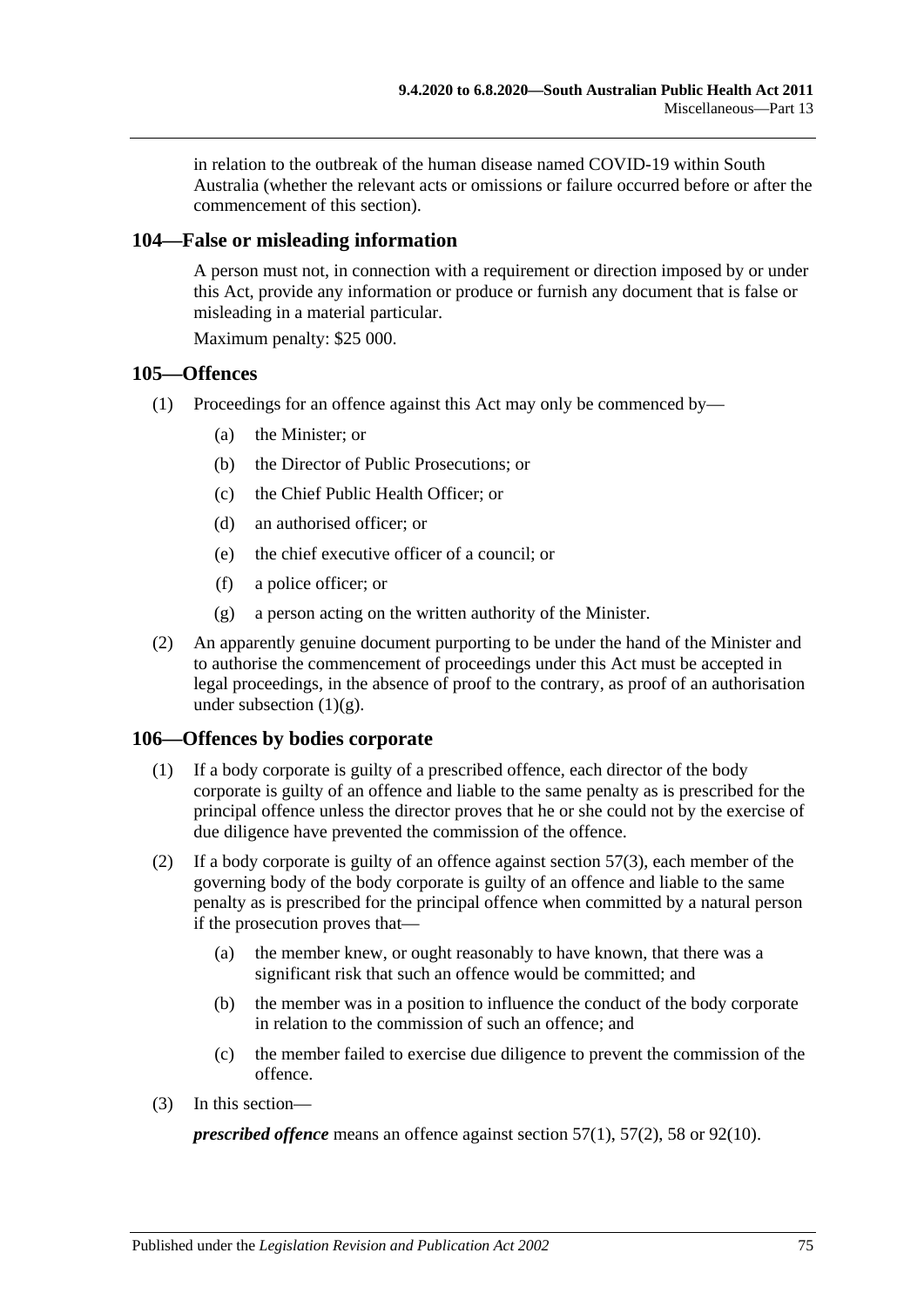in relation to the outbreak of the human disease named COVID-19 within South Australia (whether the relevant acts or omissions or failure occurred before or after the commencement of this section).

## 104—False or misleading information

A person must not, in connection with a requirement or direction imposed by or under this Act, provide any information or produce or furnish any document that is false or misleading in a material particular.

Maximum penalty: $25 000.

## 105—Offences

(1) Proceedings for an offence against this Act may only be commenced by—

(a) the Minister; or

(b) the Director of Public Prosecutions; or

(c) the Chief Public Health Officer; or

(d) an authorised officer; or

(e) the chief executive officer of a council; or

(f) a police officer; or

(g) a person acting on the written authority of the Minister.

(2) An apparently genuine document purporting to be under the hand of the Minister and to authorise the commencement of proceedings under this Act must be accepted in legal proceedings, in the absence of proof to the contrary, as proof of an authorisation under subsection (1)(g).

## 106—Offences by bodies corporate

(1) If a body corporate is guilty of a prescribed offence, each director of the body corporate is guilty of an offence and liable to the same penalty as is prescribed for the principal offence unless the director proves that he or she could not by the exercise of due diligence have prevented the commission of the offence.

(2) If a body corporate is guilty of an offence against section 57(3), each member of the governing body of the body corporate is guilty of an offence and liable to the same penalty as is prescribed for the principal offence when committed by a natural person if the prosecution proves that—

(a) the member knew, or ought reasonably to have known, that there was a significant risk that such an offence would be committed; and

(b) the member was in a position to influence the conduct of the body corporate in relation to the commission of such an offence; and

(c) the member failed to exercise due diligence to prevent the commission of the offence.

(3) In this section—

***prescribed offence*** means an offence against section 57(1), 57(2), 58 or 92(10).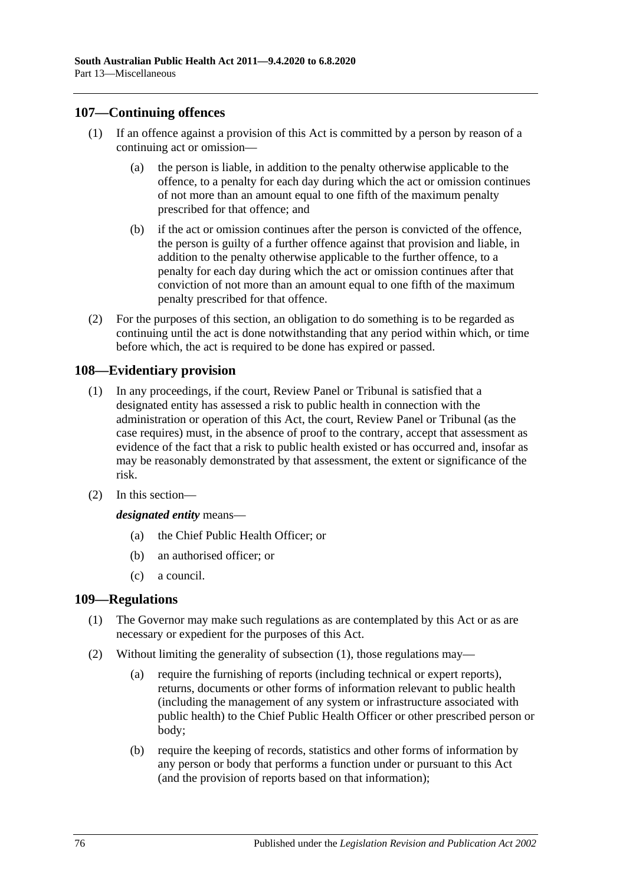## 107—Continuing offences

(1) If an offence against a provision of this Act is committed by a person by reason of a continuing act or omission—

(a) the person is liable, in addition to the penalty otherwise applicable to the offence, to a penalty for each day during which the act or omission continues of not more than an amount equal to one fifth of the maximum penalty prescribed for that offence; and

(b) if the act or omission continues after the person is convicted of the offence, the person is guilty of a further offence against that provision and liable, in addition to the penalty otherwise applicable to the further offence, to a penalty for each day during which the act or omission continues after that conviction of not more than an amount equal to one fifth of the maximum penalty prescribed for that offence.

(2) For the purposes of this section, an obligation to do something is to be regarded as continuing until the act is done notwithstanding that any period within which, or time before which, the act is required to be done has expired or passed.

## 108—Evidentiary provision

(1) In any proceedings, if the court, Review Panel or Tribunal is satisfied that a designated entity has assessed a risk to public health in connection with the administration or operation of this Act, the court, Review Panel or Tribunal (as the case requires) must, in the absence of proof to the contrary, accept that assessment as evidence of the fact that a risk to public health existed or has occurred and, insofar as may be reasonably demonstrated by that assessment, the extent or significance of the risk.

(2) In this section—

***designated entity*** means—

(a) the Chief Public Health Officer; or

(b) an authorised officer; or

(c) a council.

## 109—Regulations

(1) The Governor may make such regulations as are contemplated by this Act or as are necessary or expedient for the purposes of this Act.

(2) Without limiting the generality of subsection (1), those regulations may—

(a) require the furnishing of reports (including technical or expert reports), returns, documents or other forms of information relevant to public health (including the management of any system or infrastructure associated with public health) to the Chief Public Health Officer or other prescribed person or body;

(b) require the keeping of records, statistics and other forms of information by any person or body that performs a function under or pursuant to this Act (and the provision of reports based on that information);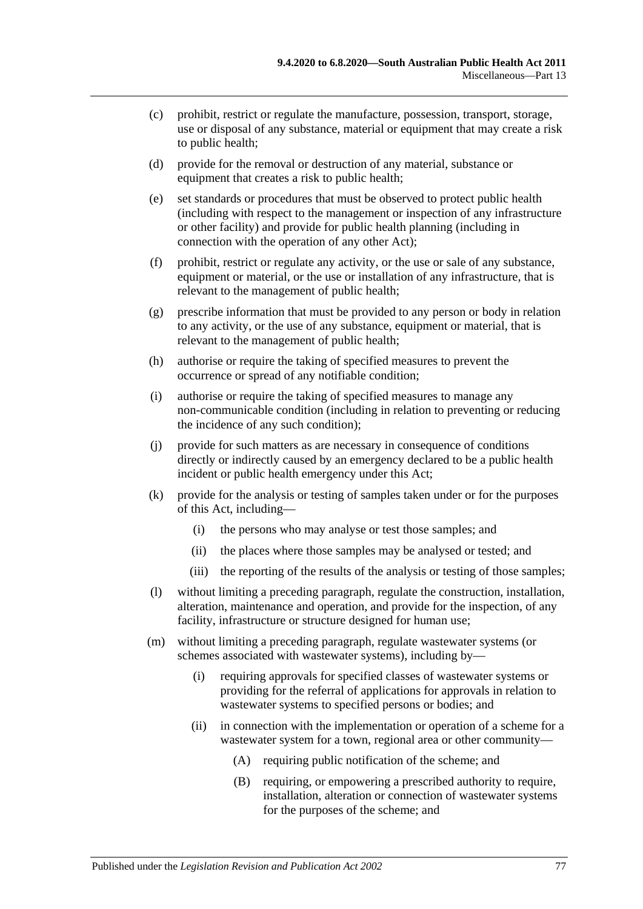(c) prohibit, restrict or regulate the manufacture, possession, transport, storage, use or disposal of any substance, material or equipment that may create a risk to public health;

(d) provide for the removal or destruction of any material, substance or equipment that creates a risk to public health;

(e) set standards or procedures that must be observed to protect public health (including with respect to the management or inspection of any infrastructure or other facility) and provide for public health planning (including in connection with the operation of any other Act);

(f) prohibit, restrict or regulate any activity, or the use or sale of any substance, equipment or material, or the use or installation of any infrastructure, that is relevant to the management of public health;

(g) prescribe information that must be provided to any person or body in relation to any activity, or the use of any substance, equipment or material, that is relevant to the management of public health;

(h) authorise or require the taking of specified measures to prevent the occurrence or spread of any notifiable condition;

(i) authorise or require the taking of specified measures to manage any non-communicable condition (including in relation to preventing or reducing the incidence of any such condition);

(j) provide for such matters as are necessary in consequence of conditions directly or indirectly caused by an emergency declared to be a public health incident or public health emergency under this Act;

(k) provide for the analysis or testing of samples taken under or for the purposes of this Act, including—

  (i) the persons who may analyse or test those samples; and

  (ii) the places where those samples may be analysed or tested; and

  (iii) the reporting of the results of the analysis or testing of those samples;

(l) without limiting a preceding paragraph, regulate the construction, installation, alteration, maintenance and operation, and provide for the inspection, of any facility, infrastructure or structure designed for human use;

(m) without limiting a preceding paragraph, regulate wastewater systems (or schemes associated with wastewater systems), including by—

  (i) requiring approvals for specified classes of wastewater systems or providing for the referral of applications for approvals in relation to wastewater systems to specified persons or bodies; and

  (ii) in connection with the implementation or operation of a scheme for a wastewater system for a town, regional area or other community—

    (A) requiring public notification of the scheme; and

    (B) requiring, or empowering a prescribed authority to require, installation, alteration or connection of wastewater systems for the purposes of the scheme; and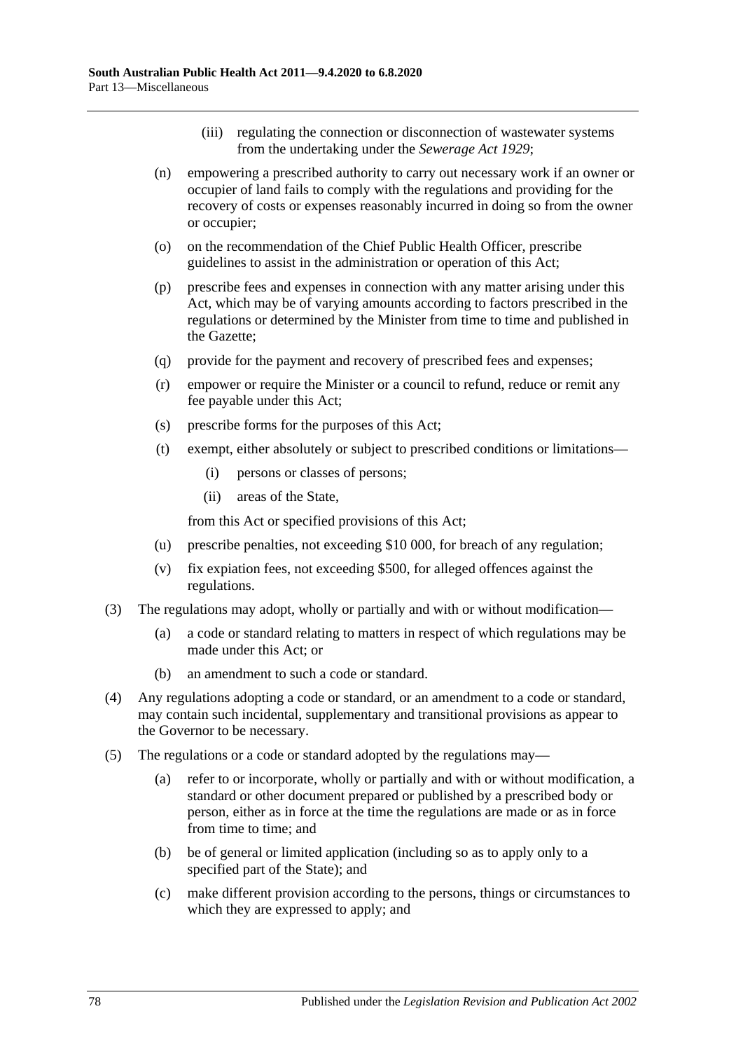(iii) regulating the connection or disconnection of wastewater systems from the undertaking under the *Sewerage Act 1929*;

(n) empowering a prescribed authority to carry out necessary work if an owner or occupier of land fails to comply with the regulations and providing for the recovery of costs or expenses reasonably incurred in doing so from the owner or occupier;

(o) on the recommendation of the Chief Public Health Officer, prescribe guidelines to assist in the administration or operation of this Act;

(p) prescribe fees and expenses in connection with any matter arising under this Act, which may be of varying amounts according to factors prescribed in the regulations or determined by the Minister from time to time and published in the Gazette;

(q) provide for the payment and recovery of prescribed fees and expenses;

(r) empower or require the Minister or a council to refund, reduce or remit any fee payable under this Act;

(s) prescribe forms for the purposes of this Act;

(t) exempt, either absolutely or subject to prescribed conditions or limitations—

(i) persons or classes of persons;

(ii) areas of the State,

from this Act or specified provisions of this Act;

(u) prescribe penalties, not exceeding $10 000, for breach of any regulation;

(v) fix expiation fees, not exceeding $500, for alleged offences against the regulations.

(3) The regulations may adopt, wholly or partially and with or without modification—

(a) a code or standard relating to matters in respect of which regulations may be made under this Act; or

(b) an amendment to such a code or standard.

(4) Any regulations adopting a code or standard, or an amendment to a code or standard, may contain such incidental, supplementary and transitional provisions as appear to the Governor to be necessary.

(5) The regulations or a code or standard adopted by the regulations may—

(a) refer to or incorporate, wholly or partially and with or without modification, a standard or other document prepared or published by a prescribed body or person, either as in force at the time the regulations are made or as in force from time to time; and

(b) be of general or limited application (including so as to apply only to a specified part of the State); and

(c) make different provision according to the persons, things or circumstances to which they are expressed to apply; and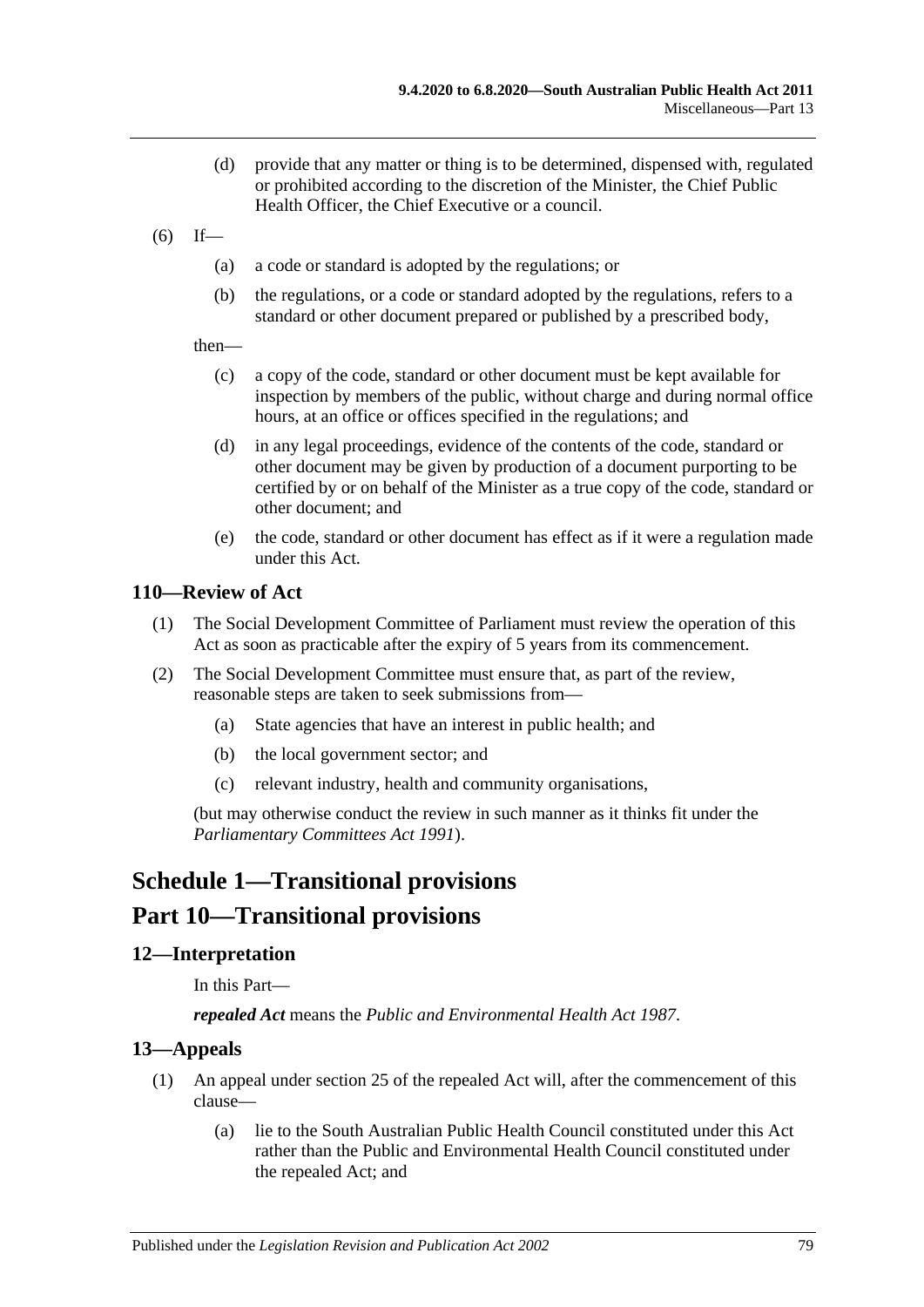(d) provide that any matter or thing is to be determined, dispensed with, regulated or prohibited according to the discretion of the Minister, the Chief Public Health Officer, the Chief Executive or a council.

(6) If—

(a) a code or standard is adopted by the regulations; or

(b) the regulations, or a code or standard adopted by the regulations, refers to a standard or other document prepared or published by a prescribed body,

then—

(c) a copy of the code, standard or other document must be kept available for inspection by members of the public, without charge and during normal office hours, at an office or offices specified in the regulations; and

(d) in any legal proceedings, evidence of the contents of the code, standard or other document may be given by production of a document purporting to be certified by or on behalf of the Minister as a true copy of the code, standard or other document; and

(e) the code, standard or other document has effect as if it were a regulation made under this Act.

### 110—Review of Act

(1) The Social Development Committee of Parliament must review the operation of this Act as soon as practicable after the expiry of 5 years from its commencement.

(2) The Social Development Committee must ensure that, as part of the review, reasonable steps are taken to seek submissions from—

(a) State agencies that have an interest in public health; and

(b) the local government sector; and

(c) relevant industry, health and community organisations,

(but may otherwise conduct the review in such manner as it thinks fit under the *Parliamentary Committees Act 1991*).

# Schedule 1—Transitional provisions

# Part 10—Transitional provisions

### 12—Interpretation

In this Part—

***repealed Act*** means the *Public and Environmental Health Act 1987*.

### 13—Appeals

(1) An appeal under section 25 of the repealed Act will, after the commencement of this clause—

(a) lie to the South Australian Public Health Council constituted under this Act rather than the Public and Environmental Health Council constituted under the repealed Act; and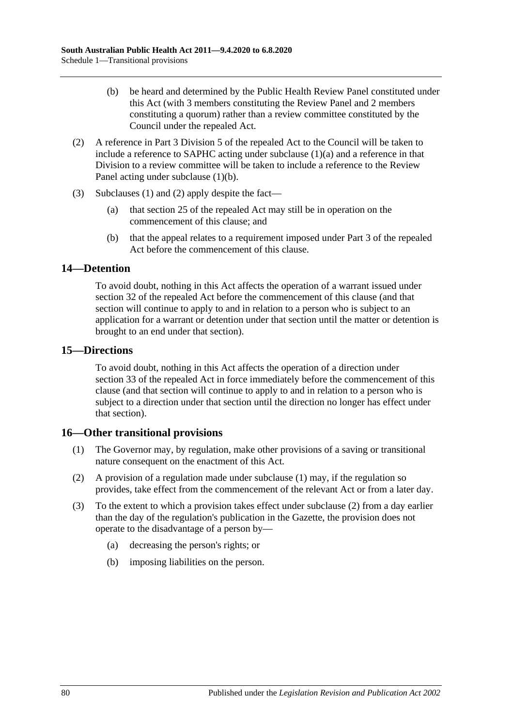(b) be heard and determined by the Public Health Review Panel constituted under this Act (with 3 members constituting the Review Panel and 2 members constituting a quorum) rather than a review committee constituted by the Council under the repealed Act.

(2) A reference in Part 3 Division 5 of the repealed Act to the Council will be taken to include a reference to SAPHC acting under subclause (1)(a) and a reference in that Division to a review committee will be taken to include a reference to the Review Panel acting under subclause (1)(b).

(3) Subclauses (1) and (2) apply despite the fact—

(a) that section 25 of the repealed Act may still be in operation on the commencement of this clause; and

(b) that the appeal relates to a requirement imposed under Part 3 of the repealed Act before the commencement of this clause.

## 14—Detention

To avoid doubt, nothing in this Act affects the operation of a warrant issued under section 32 of the repealed Act before the commencement of this clause (and that section will continue to apply to and in relation to a person who is subject to an application for a warrant or detention under that section until the matter or detention is brought to an end under that section).

## 15—Directions

To avoid doubt, nothing in this Act affects the operation of a direction under section 33 of the repealed Act in force immediately before the commencement of this clause (and that section will continue to apply to and in relation to a person who is subject to a direction under that section until the direction no longer has effect under that section).

## 16—Other transitional provisions

(1) The Governor may, by regulation, make other provisions of a saving or transitional nature consequent on the enactment of this Act.

(2) A provision of a regulation made under subclause (1) may, if the regulation so provides, take effect from the commencement of the relevant Act or from a later day.

(3) To the extent to which a provision takes effect under subclause (2) from a day earlier than the day of the regulation's publication in the Gazette, the provision does not operate to the disadvantage of a person by—

(a) decreasing the person's rights; or

(b) imposing liabilities on the person.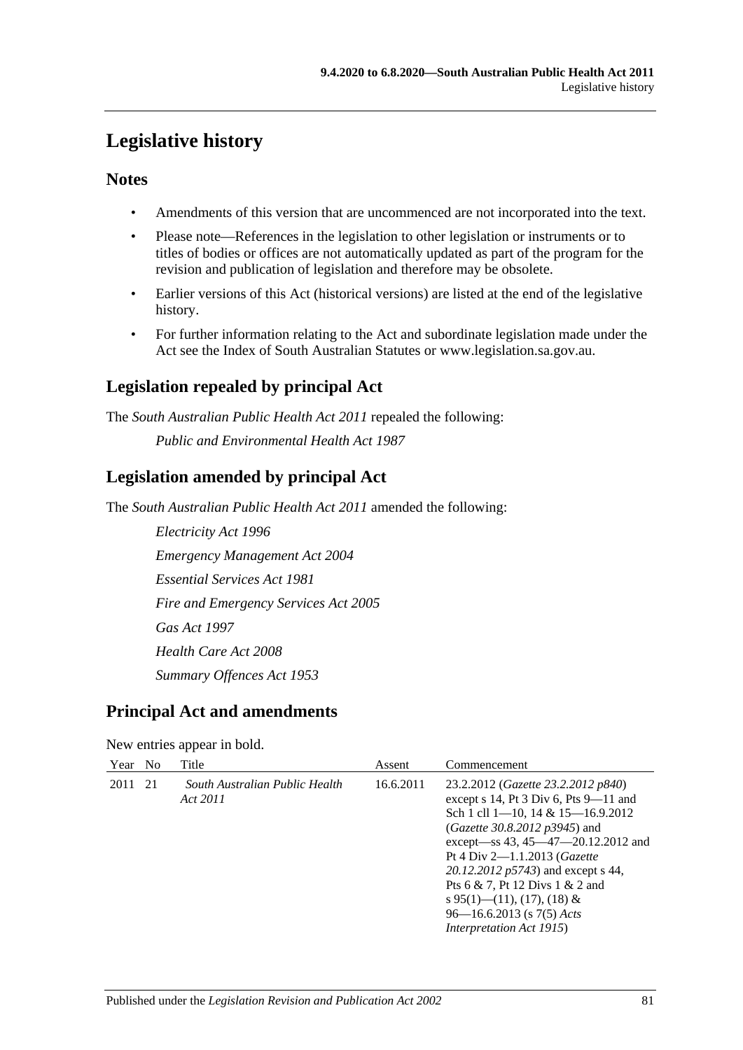# Legislative history

## Notes

- Amendments of this version that are uncommenced are not incorporated into the text.
- Please note—References in the legislation to other legislation or instruments or to titles of bodies or offices are not automatically updated as part of the program for the revision and publication of legislation and therefore may be obsolete.
- Earlier versions of this Act (historical versions) are listed at the end of the legislative history.
- For further information relating to the Act and subordinate legislation made under the Act see the Index of South Australian Statutes or www.legislation.sa.gov.au.

## Legislation repealed by principal Act

The *South Australian Public Health Act 2011* repealed the following:

*Public and Environmental Health Act 1987*

## Legislation amended by principal Act

The *South Australian Public Health Act 2011* amended the following:

*Electricity Act 1996*

*Emergency Management Act 2004*

*Essential Services Act 1981*

*Fire and Emergency Services Act 2005*

*Gas Act 1997*

*Health Care Act 2008*

*Summary Offences Act 1953*

## Principal Act and amendments

New entries appear in bold.

| Year | No | Title | Assent | Commencement |
|---|---|---|---|---|
| 2011 | 21 | *South Australian Public Health Act 2011* | 16.6.2011 | 23.2.2012 (*Gazette 23.2.2012 p840*) except s 14, Pt 3 Div 6, Pts 9—11 and Sch 1 cll 1—10, 14 & 15—16.9.2012 (*Gazette 30.8.2012 p3945*) and except—ss 43, 45—47—20.12.2012 and Pt 4 Div 2—1.1.2013 (*Gazette 20.12.2012 p5743*) and except s 44, Pts 6 & 7, Pt 12 Divs 1 & 2 and s 95(1)—(11), (17), (18) & 96—16.6.2013 (s 7(5) *Acts Interpretation Act 1915*) |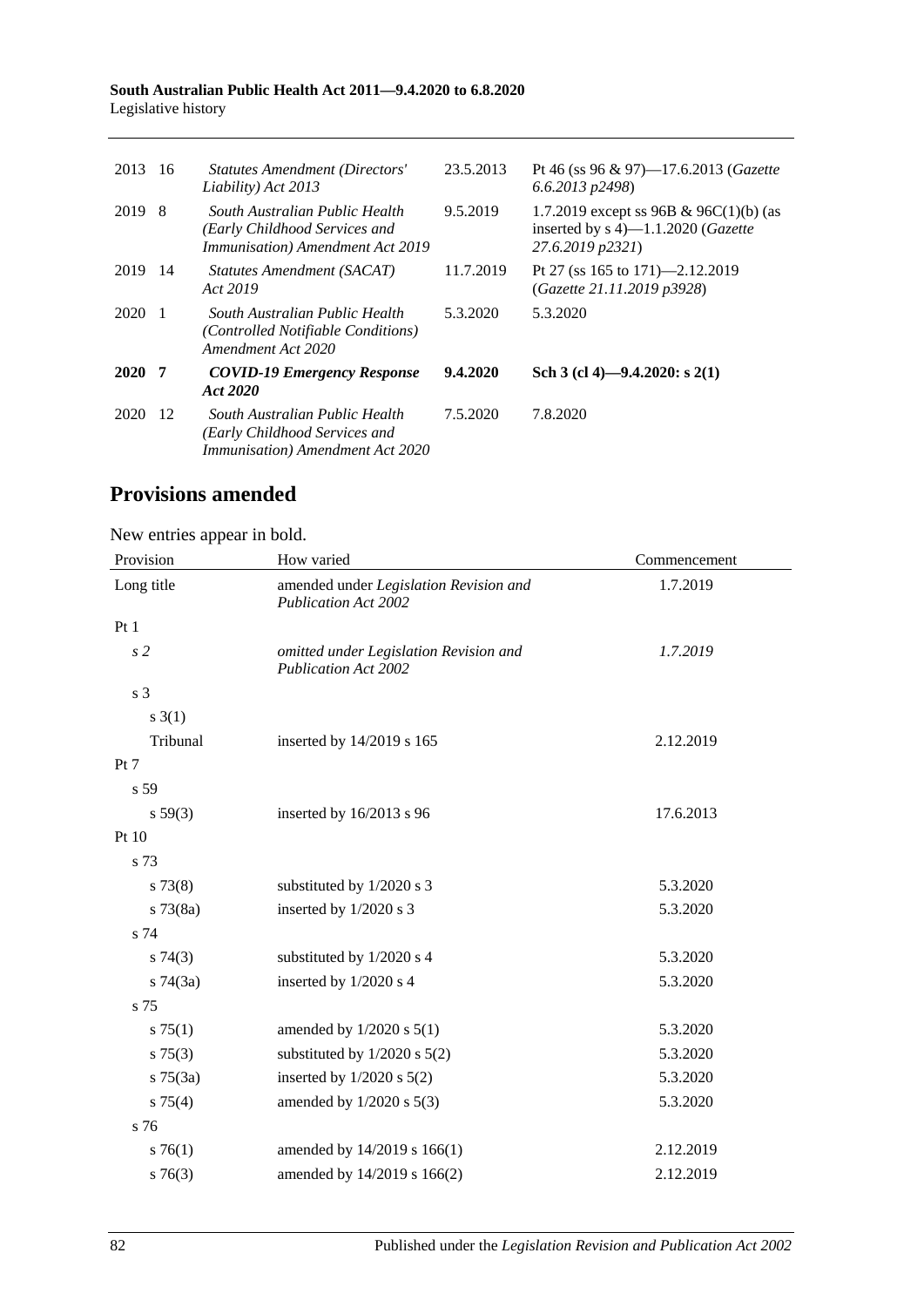| | | | | |
|---|---|---|---|---|
| 2013 | 16 | *Statutes Amendment (Directors' Liability) Act 2013* | 23.5.2013 | Pt 46 (ss 96 & 97)—17.6.2013 (*Gazette 6.6.2013 p2498*) |
| 2019 | 8 | *South Australian Public Health (Early Childhood Services and Immunisation) Amendment Act 2019* | 9.5.2019 | 1.7.2019 except ss 96B & 96C(1)(b) (as inserted by s 4)—1.1.2020 (*Gazette 27.6.2019 p2321*) |
| 2019 | 14 | *Statutes Amendment (SACAT) Act 2019* | 11.7.2019 | Pt 27 (ss 165 to 171)—2.12.2019 (*Gazette 21.11.2019 p3928*) |
| 2020 | 1 | *South Australian Public Health (Controlled Notifiable Conditions) Amendment Act 2020* | 5.3.2020 | 5.3.2020 |
| **2020** | **7** | ***COVID-19 Emergency Response Act 2020*** | **9.4.2020** | **Sch 3 (cl 4)—9.4.2020: s 2(1)** |
| 2020 | 12 | *South Australian Public Health (Early Childhood Services and Immunisation) Amendment Act 2020* | 7.5.2020 | 7.8.2020 |

## Provisions amended

New entries appear in bold.

| Provision | How varied | Commencement |
|---|---|---|
| Long title | amended under *Legislation Revision and Publication Act 2002* | 1.7.2019 |
| Pt 1 | | |
| *s 2* | *omitted under Legislation Revision and Publication Act 2002* | *1.7.2019* |
| s 3 | | |
| s 3(1) | | |
| Tribunal | inserted by 14/2019 s 165 | 2.12.2019 |
| Pt 7 | | |
| s 59 | | |
| s 59(3) | inserted by 16/2013 s 96 | 17.6.2013 |
| Pt 10 | | |
| s 73 | | |
| s 73(8) | substituted by 1/2020 s 3 | 5.3.2020 |
| s 73(8a) | inserted by 1/2020 s 3 | 5.3.2020 |
| s 74 | | |
| s 74(3) | substituted by 1/2020 s 4 | 5.3.2020 |
| s 74(3a) | inserted by 1/2020 s 4 | 5.3.2020 |
| s 75 | | |
| s 75(1) | amended by 1/2020 s 5(1) | 5.3.2020 |
| s 75(3) | substituted by 1/2020 s 5(2) | 5.3.2020 |
| s 75(3a) | inserted by 1/2020 s 5(2) | 5.3.2020 |
| s 75(4) | amended by 1/2020 s 5(3) | 5.3.2020 |
| s 76 | | |
| s 76(1) | amended by 14/2019 s 166(1) | 2.12.2019 |
| s 76(3) | amended by 14/2019 s 166(2) | 2.12.2019 |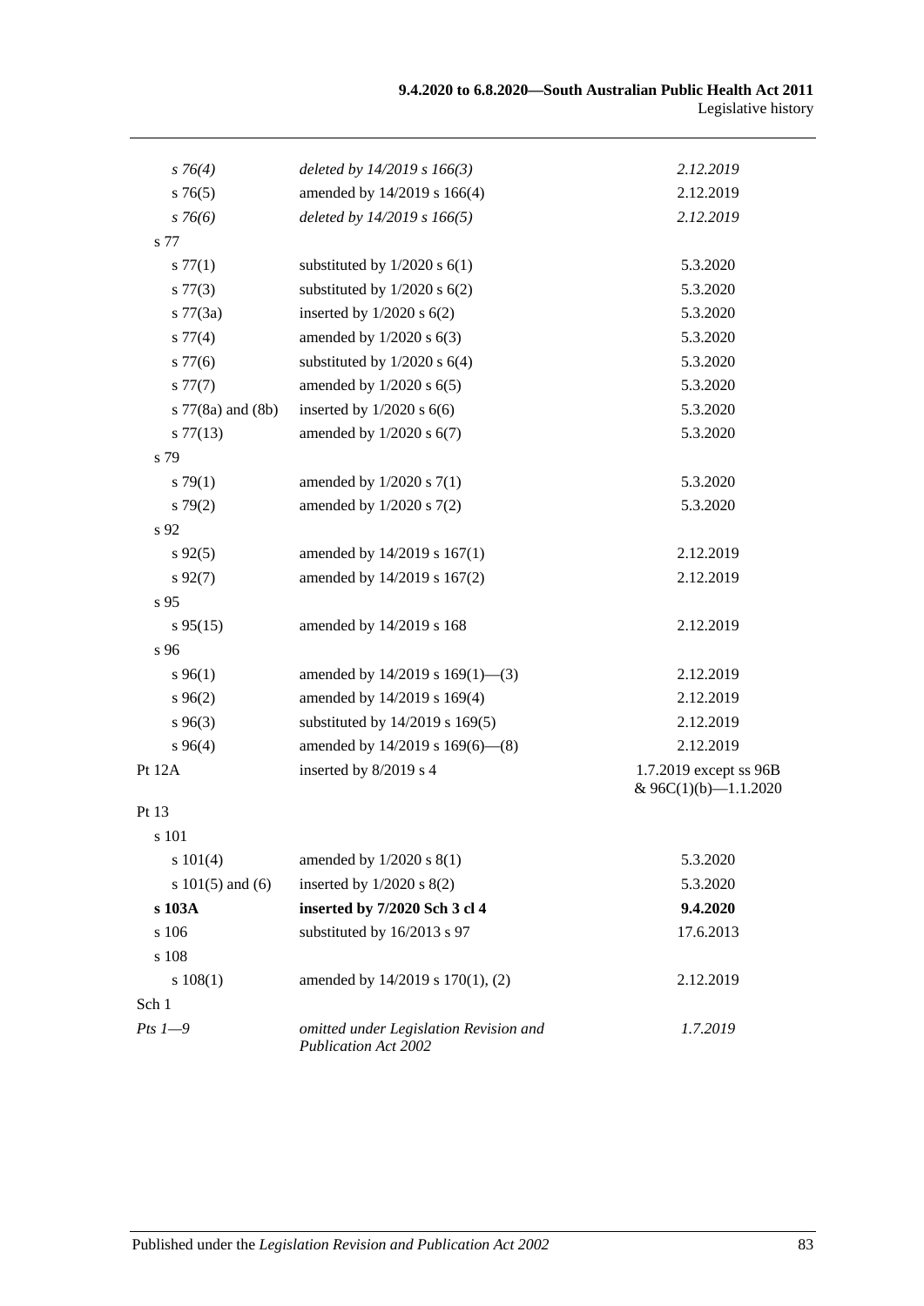| | | |
|---|---|---|
| *s 76(4)* | *deleted by 14/2019 s 166(3)* | *2.12.2019* |
| s 76(5) | amended by 14/2019 s 166(4) | 2.12.2019 |
| *s 76(6)* | *deleted by 14/2019 s 166(5)* | *2.12.2019* |
| s 77 | | |
| s 77(1) | substituted by 1/2020 s 6(1) | 5.3.2020 |
| s 77(3) | substituted by 1/2020 s 6(2) | 5.3.2020 |
| s 77(3a) | inserted by 1/2020 s 6(2) | 5.3.2020 |
| s 77(4) | amended by 1/2020 s 6(3) | 5.3.2020 |
| s 77(6) | substituted by 1/2020 s 6(4) | 5.3.2020 |
| s 77(7) | amended by 1/2020 s 6(5) | 5.3.2020 |
| s 77(8a) and (8b) | inserted by 1/2020 s 6(6) | 5.3.2020 |
| s 77(13) | amended by 1/2020 s 6(7) | 5.3.2020 |
| s 79 | | |
| s 79(1) | amended by 1/2020 s 7(1) | 5.3.2020 |
| s 79(2) | amended by 1/2020 s 7(2) | 5.3.2020 |
| s 92 | | |
| s 92(5) | amended by 14/2019 s 167(1) | 2.12.2019 |
| s 92(7) | amended by 14/2019 s 167(2) | 2.12.2019 |
| s 95 | | |
| s 95(15) | amended by 14/2019 s 168 | 2.12.2019 |
| s 96 | | |
| s 96(1) | amended by 14/2019 s 169(1)—(3) | 2.12.2019 |
| s 96(2) | amended by 14/2019 s 169(4) | 2.12.2019 |
| s 96(3) | substituted by 14/2019 s 169(5) | 2.12.2019 |
| s 96(4) | amended by 14/2019 s 169(6)—(8) | 2.12.2019 |
| Pt 12A | inserted by 8/2019 s 4 | 1.7.2019 except ss 96B & 96C(1)(b)—1.1.2020 |
| Pt 13 | | |
| s 101 | | |
| s 101(4) | amended by 1/2020 s 8(1) | 5.3.2020 |
| s 101(5) and (6) | inserted by 1/2020 s 8(2) | 5.3.2020 |
| **s 103A** | **inserted by 7/2020 Sch 3 cl 4** | **9.4.2020** |
| s 106 | substituted by 16/2013 s 97 | 17.6.2013 |
| s 108 | | |
| s 108(1) | amended by 14/2019 s 170(1), (2) | 2.12.2019 |
| Sch 1 | | |
| *Pts 1—9* | *omitted under Legislation Revision and Publication Act 2002* | *1.7.2019* |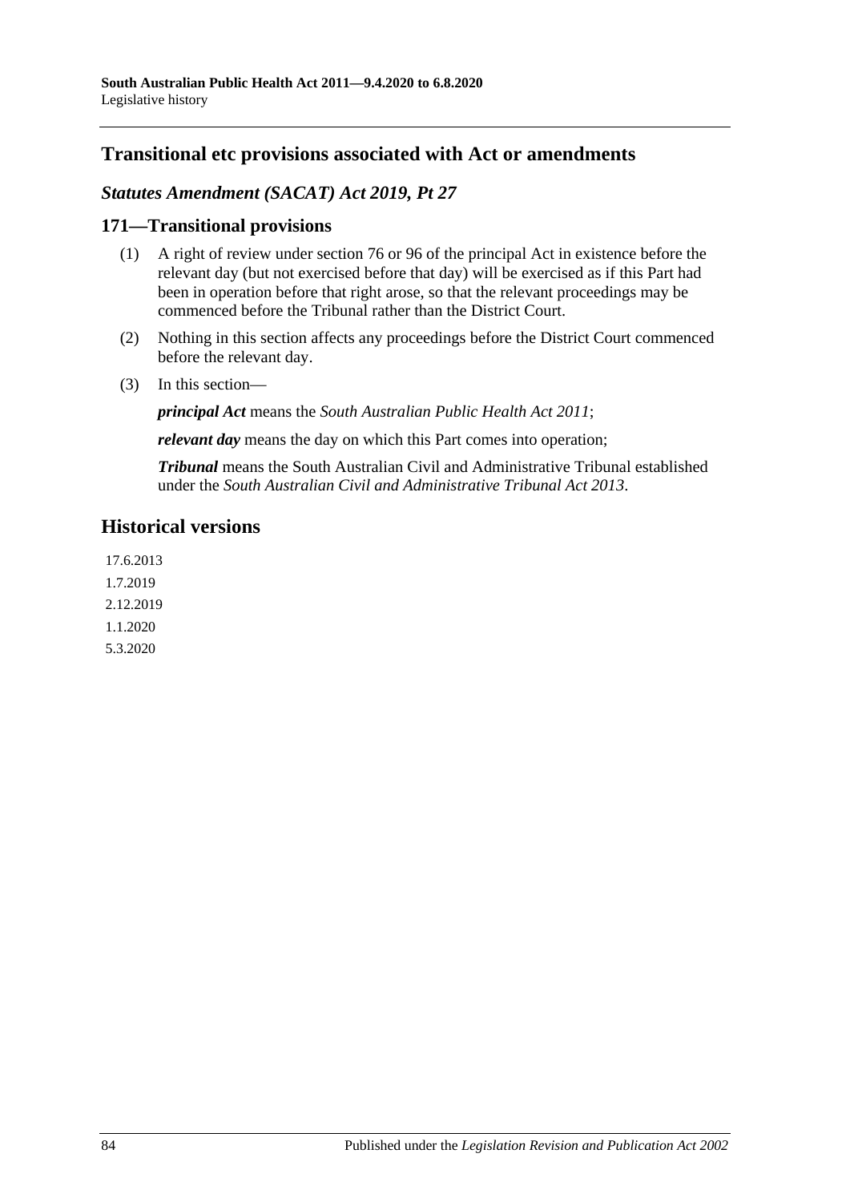## Transitional etc provisions associated with Act or amendments

### *Statutes Amendment (SACAT) Act 2019, Pt 27*

### 171—Transitional provisions

(1) A right of review under section 76 or 96 of the principal Act in existence before the relevant day (but not exercised before that day) will be exercised as if this Part had been in operation before that right arose, so that the relevant proceedings may be commenced before the Tribunal rather than the District Court.

(2) Nothing in this section affects any proceedings before the District Court commenced before the relevant day.

(3) In this section—

***principal Act*** means the *South Australian Public Health Act 2011*;

***relevant day*** means the day on which this Part comes into operation;

***Tribunal*** means the South Australian Civil and Administrative Tribunal established under the *South Australian Civil and Administrative Tribunal Act 2013*.

## Historical versions

17.6.2013

1.7.2019

2.12.2019

1.1.2020

5.3.2020